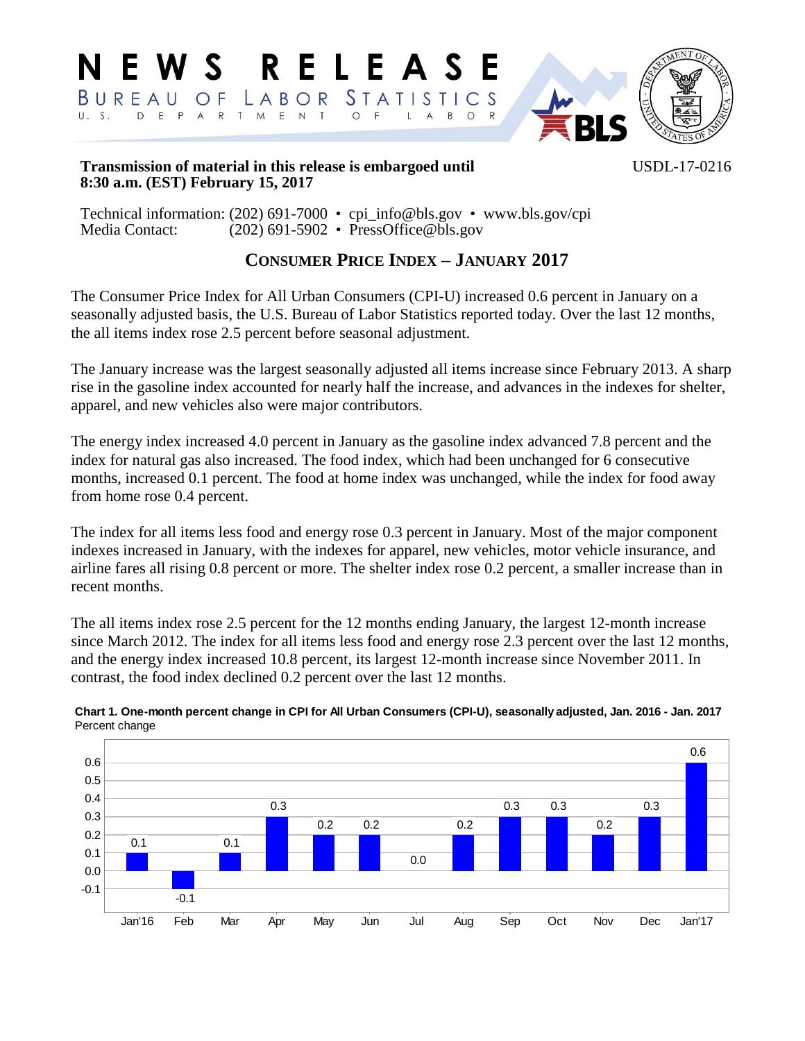# NEWS RELEASE

BUREAU OF LABOR STATISTICS

U. S. DEPARTMENT OF LABOR

**Transmission of material in this release is embargoed until 8:30 a.m. (EST) February 15, 2017**

USDL-17-0216

Technical information: (202) 691-7000 • cpi_info@bls.gov • www.bls.gov/cpi
Media Contact: (202) 691-5902 • PressOffice@bls.gov

## CONSUMER PRICE INDEX – JANUARY 2017

The Consumer Price Index for All Urban Consumers (CPI-U) increased 0.6 percent in January on a seasonally adjusted basis, the U.S. Bureau of Labor Statistics reported today. Over the last 12 months, the all items index rose 2.5 percent before seasonal adjustment.

The January increase was the largest seasonally adjusted all items increase since February 2013. A sharp rise in the gasoline index accounted for nearly half the increase, and advances in the indexes for shelter, apparel, and new vehicles also were major contributors.

The energy index increased 4.0 percent in January as the gasoline index advanced 7.8 percent and the index for natural gas also increased. The food index, which had been unchanged for 6 consecutive months, increased 0.1 percent. The food at home index was unchanged, while the index for food away from home rose 0.4 percent.

The index for all items less food and energy rose 0.3 percent in January. Most of the major component indexes increased in January, with the indexes for apparel, new vehicles, motor vehicle insurance, and airline fares all rising 0.8 percent or more. The shelter index rose 0.2 percent, a smaller increase than in recent months.

The all items index rose 2.5 percent for the 12 months ending January, the largest 12-month increase since March 2012. The index for all items less food and energy rose 2.3 percent over the last 12 months, and the energy index increased 10.8 percent, its largest 12-month increase since November 2011. In contrast, the food index declined 0.2 percent over the last 12 months.

**Chart 1. One-month percent change in CPI for All Urban Consumers (CPI-U), seasonally adjusted, Jan. 2016 - Jan. 2017**

Percent change

0.6
0.5
0.4
0.3
0.2
0.1
0.0
-0.1

0.1 -0.1 0.1 0.3 0.2 0.2 0.0 0.2 0.3 0.3 0.2 0.3 0.6

Jan'16 Feb Mar Apr May Jun Jul Aug Sep Oct Nov Dec Jan'17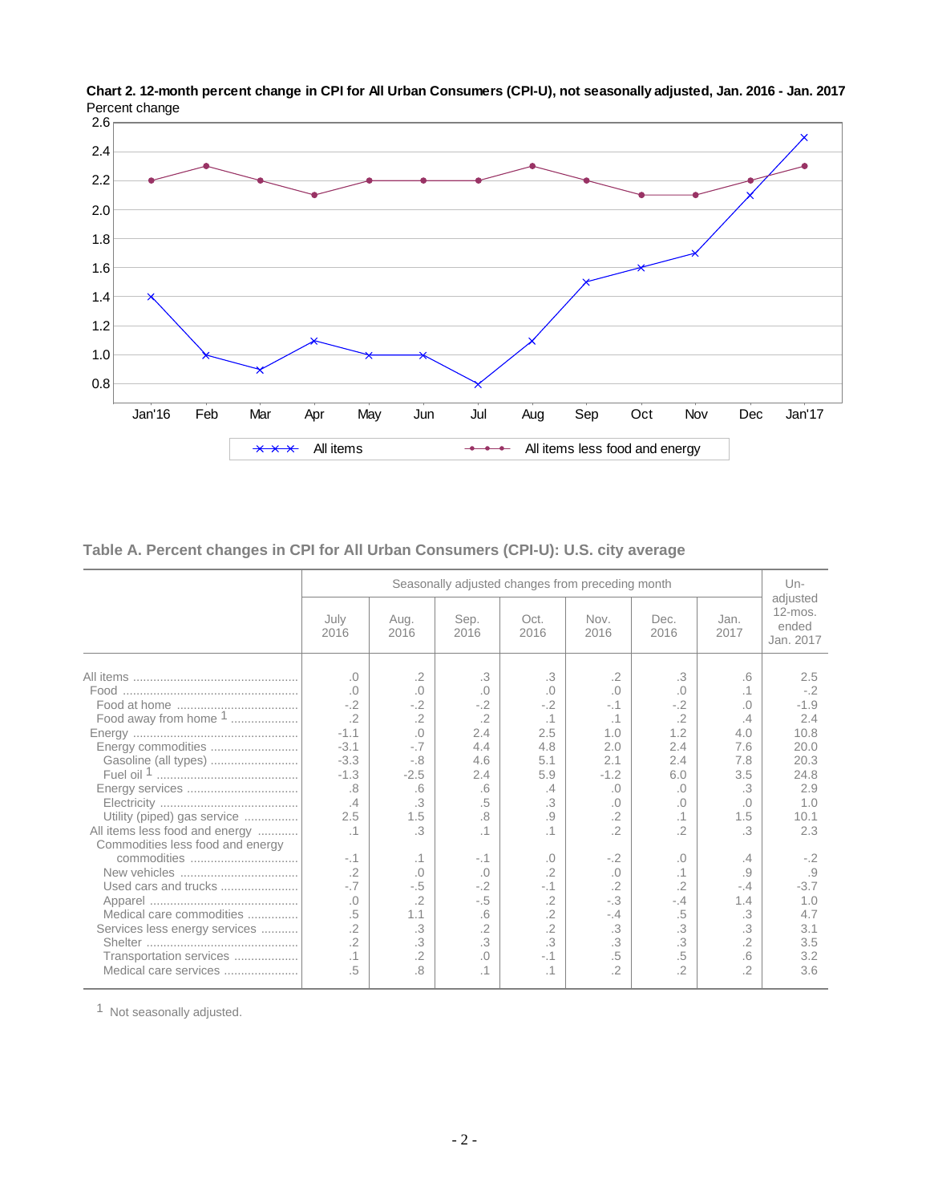**Chart 2. 12-month percent change in CPI for All Urban Consumers (CPI-U), not seasonally adjusted, Jan. 2016 - Jan. 2017**

Percent change

2.6
2.4
2.2
2.0
1.8
1.6
1.4
1.2
1.0
0.8

Jan'16 Feb Mar Apr May Jun Jul Aug Sep Oct Nov Dec Jan'17

All items
All items less food and energy

**Table A. Percent changes in CPI for All Urban Consumers (CPI-U): U.S. city average**

| | Seasonally adjusted changes from preceding month | | | | | | | Un-adjusted 12-mos. ended Jan. 2017 |
|---|---|---|---|---|---|---|---|---|
| | July 2016 | Aug. 2016 | Sep. 2016 | Oct. 2016 | Nov. 2016 | Dec. 2016 | Jan. 2017 | |
| All items | .0 | .2 | .3 | .3 | .2 | .3 | .6 | 2.5 |
| Food | .0 | .0 | .0 | .0 | .0 | .0 | .1 | -.2 |
| Food at home | -.2 | -.2 | -.2 | -.2 | -.1 | -.2 | .0 | -1.9 |
| Food away from home [1] | .2 | .2 | .2 | .1 | .1 | .2 | .4 | 2.4 |
| Energy | -1.1 | .0 | 2.4 | 2.5 | 1.0 | 1.2 | 4.0 | 10.8 |
| Energy commodities | -3.1 | -.7 | 4.4 | 4.8 | 2.0 | 2.4 | 7.6 | 20.0 |
| Gasoline (all types) | -3.3 | -.8 | 4.6 | 5.1 | 2.1 | 2.4 | 7.8 | 20.3 |
| Fuel oil [1] | -1.3 | -2.5 | 2.4 | 5.9 | -1.2 | 6.0 | 3.5 | 24.8 |
| Energy services | .8 | .6 | .6 | .4 | .0 | .0 | .3 | 2.9 |
| Electricity | .4 | .3 | .5 | .3 | .0 | .0 | .0 | 1.0 |
| Utility (piped) gas service | 2.5 | 1.5 | .8 | .9 | .2 | .1 | 1.5 | 10.1 |
| All items less food and energy | .1 | .3 | .1 | .1 | .2 | .2 | .3 | 2.3 |
| Commodities less food and energy commodities | -.1 | .1 | -.1 | .0 | -.2 | .0 | .4 | -.2 |
| New vehicles | .2 | .0 | .0 | .2 | .0 | .1 | .9 | .9 |
| Used cars and trucks | -.7 | -.5 | -.2 | -.1 | .2 | .2 | -.4 | -3.7 |
| Apparel | .0 | .2 | -.5 | .2 | -.3 | -.4 | 1.4 | 1.0 |
| Medical care commodities | .5 | 1.1 | .6 | .2 | -.4 | .5 | .3 | 4.7 |
| Services less energy services | .2 | .3 | .2 | .2 | .3 | .3 | .3 | 3.1 |
| Shelter | .2 | .3 | .3 | .3 | .3 | .3 | .2 | 3.5 |
| Transportation services | .1 | .2 | .0 | -.1 | .5 | .5 | .6 | 3.2 |
| Medical care services | .5 | .8 | .1 | .1 | .2 | .2 | .2 | 3.6 |

[1] Not seasonally adjusted.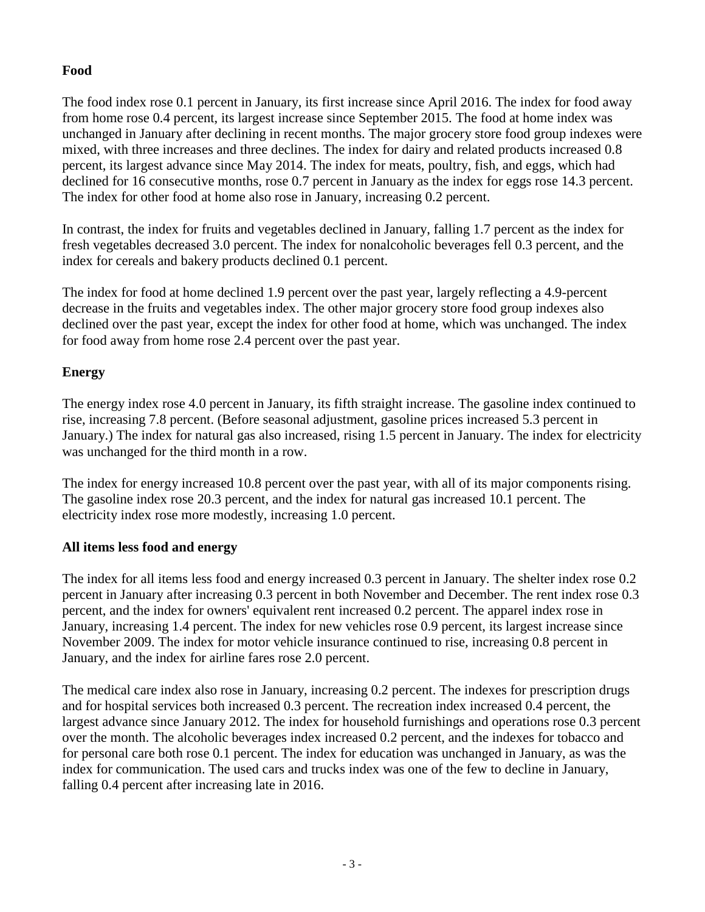**Food**

The food index rose 0.1 percent in January, its first increase since April 2016. The index for food away from home rose 0.4 percent, its largest increase since September 2015. The food at home index was unchanged in January after declining in recent months. The major grocery store food group indexes were mixed, with three increases and three declines. The index for dairy and related products increased 0.8 percent, its largest advance since May 2014. The index for meats, poultry, fish, and eggs, which had declined for 16 consecutive months, rose 0.7 percent in January as the index for eggs rose 14.3 percent. The index for other food at home also rose in January, increasing 0.2 percent.

In contrast, the index for fruits and vegetables declined in January, falling 1.7 percent as the index for fresh vegetables decreased 3.0 percent. The index for nonalcoholic beverages fell 0.3 percent, and the index for cereals and bakery products declined 0.1 percent.

The index for food at home declined 1.9 percent over the past year, largely reflecting a 4.9-percent decrease in the fruits and vegetables index. The other major grocery store food group indexes also declined over the past year, except the index for other food at home, which was unchanged. The index for food away from home rose 2.4 percent over the past year.

**Energy**

The energy index rose 4.0 percent in January, its fifth straight increase. The gasoline index continued to rise, increasing 7.8 percent. (Before seasonal adjustment, gasoline prices increased 5.3 percent in January.) The index for natural gas also increased, rising 1.5 percent in January. The index for electricity was unchanged for the third month in a row.

The index for energy increased 10.8 percent over the past year, with all of its major components rising. The gasoline index rose 20.3 percent, and the index for natural gas increased 10.1 percent. The electricity index rose more modestly, increasing 1.0 percent.

**All items less food and energy**

The index for all items less food and energy increased 0.3 percent in January. The shelter index rose 0.2 percent in January after increasing 0.3 percent in both November and December. The rent index rose 0.3 percent, and the index for owners' equivalent rent increased 0.2 percent. The apparel index rose in January, increasing 1.4 percent. The index for new vehicles rose 0.9 percent, its largest increase since November 2009. The index for motor vehicle insurance continued to rise, increasing 0.8 percent in January, and the index for airline fares rose 2.0 percent.

The medical care index also rose in January, increasing 0.2 percent. The indexes for prescription drugs and for hospital services both increased 0.3 percent. The recreation index increased 0.4 percent, the largest advance since January 2012. The index for household furnishings and operations rose 0.3 percent over the month. The alcoholic beverages index increased 0.2 percent, and the indexes for tobacco and for personal care both rose 0.1 percent. The index for education was unchanged in January, as was the index for communication. The used cars and trucks index was one of the few to decline in January, falling 0.4 percent after increasing late in 2016.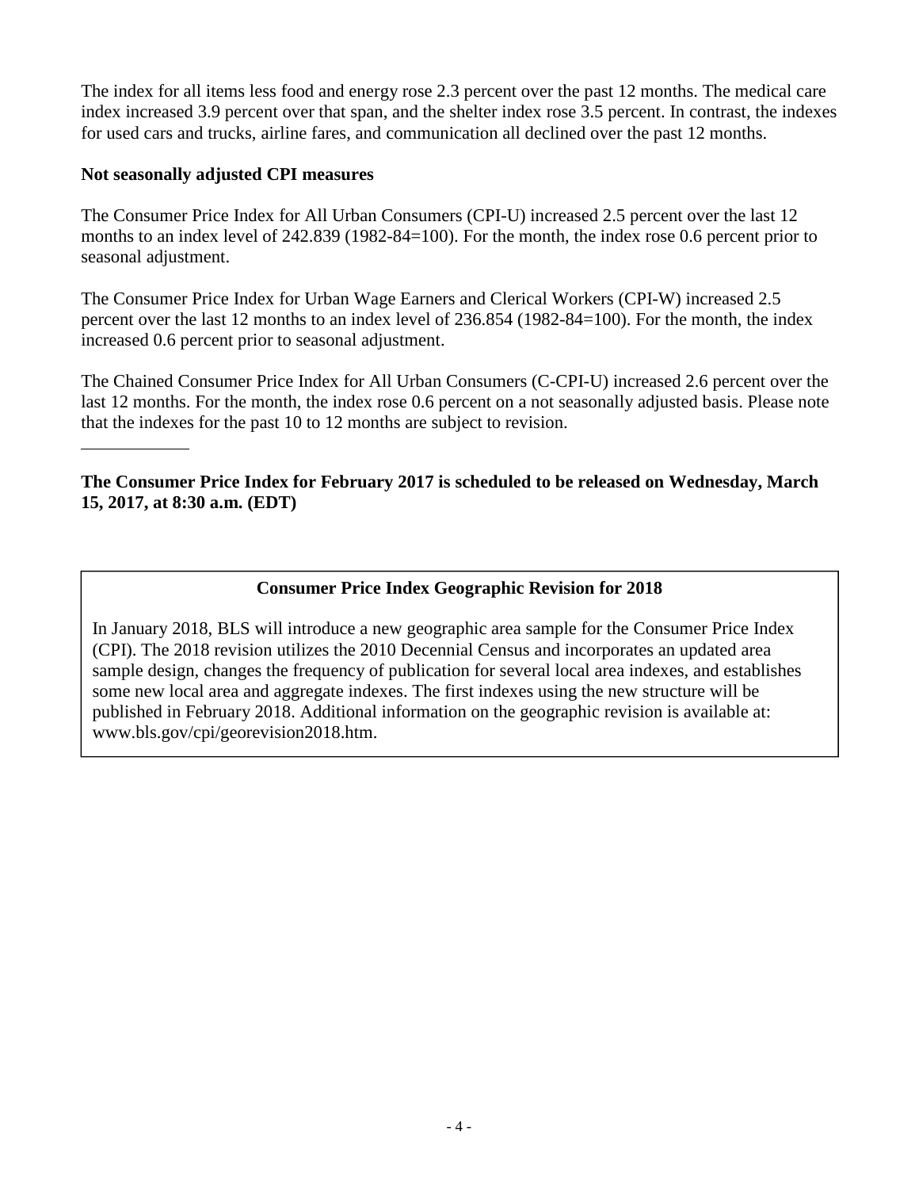The index for all items less food and energy rose 2.3 percent over the past 12 months. The medical care index increased 3.9 percent over that span, and the shelter index rose 3.5 percent. In contrast, the indexes for used cars and trucks, airline fares, and communication all declined over the past 12 months.

**Not seasonally adjusted CPI measures**

The Consumer Price Index for All Urban Consumers (CPI-U) increased 2.5 percent over the last 12 months to an index level of 242.839 (1982-84=100). For the month, the index rose 0.6 percent prior to seasonal adjustment.

The Consumer Price Index for Urban Wage Earners and Clerical Workers (CPI-W) increased 2.5 percent over the last 12 months to an index level of 236.854 (1982-84=100). For the month, the index increased 0.6 percent prior to seasonal adjustment.

The Chained Consumer Price Index for All Urban Consumers (C-CPI-U) increased 2.6 percent over the last 12 months. For the month, the index rose 0.6 percent on a not seasonally adjusted basis. Please note that the indexes for the past 10 to 12 months are subject to revision.

---

**The Consumer Price Index for February 2017 is scheduled to be released on Wednesday, March 15, 2017, at 8:30 a.m. (EDT)**

**Consumer Price Index Geographic Revision for 2018**

In January 2018, BLS will introduce a new geographic area sample for the Consumer Price Index (CPI). The 2018 revision utilizes the 2010 Decennial Census and incorporates an updated area sample design, changes the frequency of publication for several local area indexes, and establishes some new local area and aggregate indexes. The first indexes using the new structure will be published in February 2018. Additional information on the geographic revision is available at: www.bls.gov/cpi/georevision2018.htm.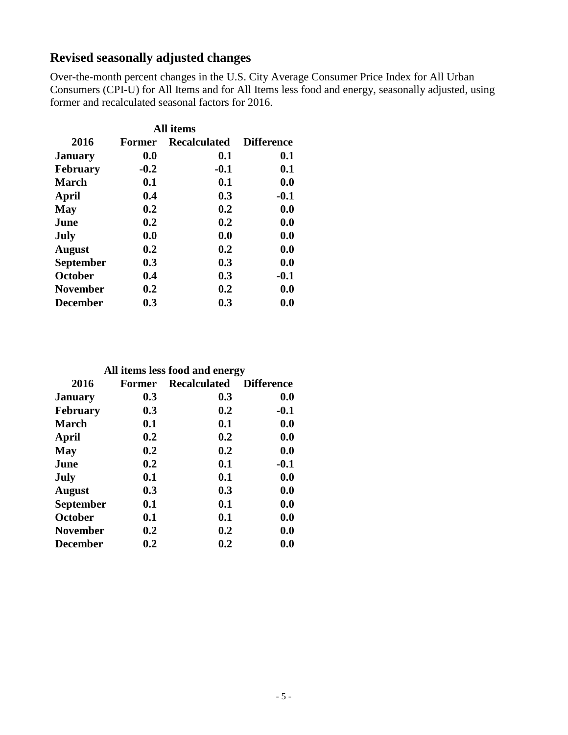## Revised seasonally adjusted changes

Over-the-month percent changes in the U.S. City Average Consumer Price Index for All Urban Consumers (CPI-U) for All Items and for All Items less food and energy, seasonally adjusted, using former and recalculated seasonal factors for 2016.

| | All items | | |
|---|---|---|---|
| **2016** | **Former** | **Recalculated** | **Difference** |
| **January** | **0.0** | **0.1** | **0.1** |
| **February** | **-0.2** | **-0.1** | **0.1** |
| **March** | **0.1** | **0.1** | **0.0** |
| **April** | **0.4** | **0.3** | **-0.1** |
| **May** | **0.2** | **0.2** | **0.0** |
| **June** | **0.2** | **0.2** | **0.0** |
| **July** | **0.0** | **0.0** | **0.0** |
| **August** | **0.2** | **0.2** | **0.0** |
| **September** | **0.3** | **0.3** | **0.0** |
| **October** | **0.4** | **0.3** | **-0.1** |
| **November** | **0.2** | **0.2** | **0.0** |
| **December** | **0.3** | **0.3** | **0.0** |

| | All items less food and energy | | |
|---|---|---|---|
| **2016** | **Former** | **Recalculated** | **Difference** |
| **January** | **0.3** | **0.3** | **0.0** |
| **February** | **0.3** | **0.2** | **-0.1** |
| **March** | **0.1** | **0.1** | **0.0** |
| **April** | **0.2** | **0.2** | **0.0** |
| **May** | **0.2** | **0.2** | **0.0** |
| **June** | **0.2** | **0.1** | **-0.1** |
| **July** | **0.1** | **0.1** | **0.0** |
| **August** | **0.3** | **0.3** | **0.0** |
| **September** | **0.1** | **0.1** | **0.0** |
| **October** | **0.1** | **0.1** | **0.0** |
| **November** | **0.2** | **0.2** | **0.0** |
| **December** | **0.2** | **0.2** | **0.0** |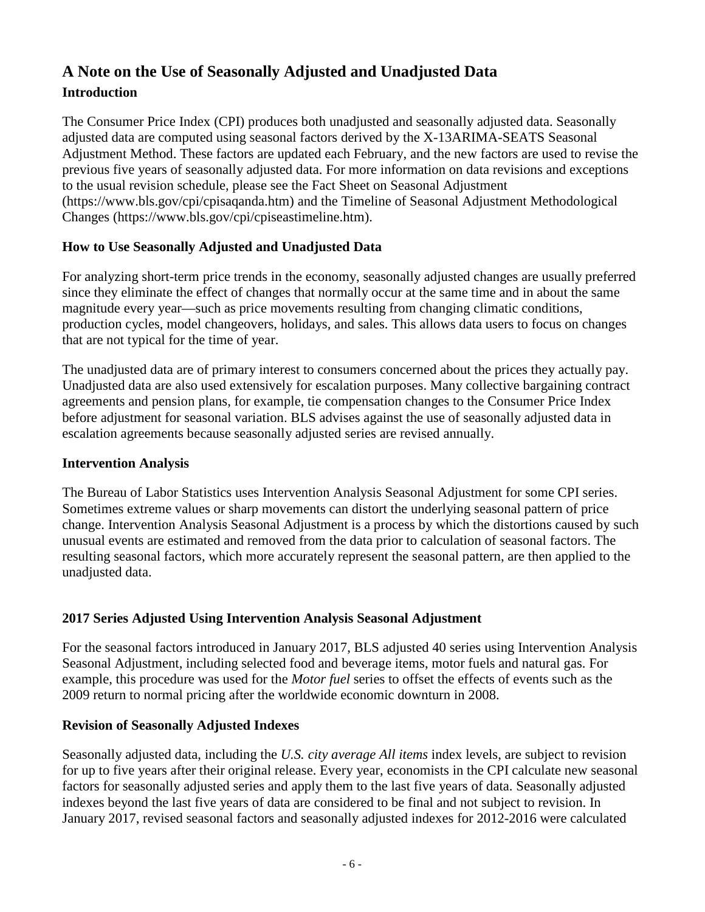## A Note on the Use of Seasonally Adjusted and Unadjusted Data

### Introduction

The Consumer Price Index (CPI) produces both unadjusted and seasonally adjusted data. Seasonally adjusted data are computed using seasonal factors derived by the X-13ARIMA-SEATS Seasonal Adjustment Method. These factors are updated each February, and the new factors are used to revise the previous five years of seasonally adjusted data. For more information on data revisions and exceptions to the usual revision schedule, please see the Fact Sheet on Seasonal Adjustment (https://www.bls.gov/cpi/cpisaqanda.htm) and the Timeline of Seasonal Adjustment Methodological Changes (https://www.bls.gov/cpi/cpiseastimeline.htm).

### How to Use Seasonally Adjusted and Unadjusted Data

For analyzing short-term price trends in the economy, seasonally adjusted changes are usually preferred since they eliminate the effect of changes that normally occur at the same time and in about the same magnitude every year—such as price movements resulting from changing climatic conditions, production cycles, model changeovers, holidays, and sales. This allows data users to focus on changes that are not typical for the time of year.

The unadjusted data are of primary interest to consumers concerned about the prices they actually pay. Unadjusted data are also used extensively for escalation purposes. Many collective bargaining contract agreements and pension plans, for example, tie compensation changes to the Consumer Price Index before adjustment for seasonal variation. BLS advises against the use of seasonally adjusted data in escalation agreements because seasonally adjusted series are revised annually.

### Intervention Analysis

The Bureau of Labor Statistics uses Intervention Analysis Seasonal Adjustment for some CPI series. Sometimes extreme values or sharp movements can distort the underlying seasonal pattern of price change. Intervention Analysis Seasonal Adjustment is a process by which the distortions caused by such unusual events are estimated and removed from the data prior to calculation of seasonal factors. The resulting seasonal factors, which more accurately represent the seasonal pattern, are then applied to the unadjusted data.

### 2017 Series Adjusted Using Intervention Analysis Seasonal Adjustment

For the seasonal factors introduced in January 2017, BLS adjusted 40 series using Intervention Analysis Seasonal Adjustment, including selected food and beverage items, motor fuels and natural gas. For example, this procedure was used for the *Motor fuel* series to offset the effects of events such as the 2009 return to normal pricing after the worldwide economic downturn in 2008.

### Revision of Seasonally Adjusted Indexes

Seasonally adjusted data, including the *U.S. city average All items* index levels, are subject to revision for up to five years after their original release. Every year, economists in the CPI calculate new seasonal factors for seasonally adjusted series and apply them to the last five years of data. Seasonally adjusted indexes beyond the last five years of data are considered to be final and not subject to revision. In January 2017, revised seasonal factors and seasonally adjusted indexes for 2012-2016 were calculated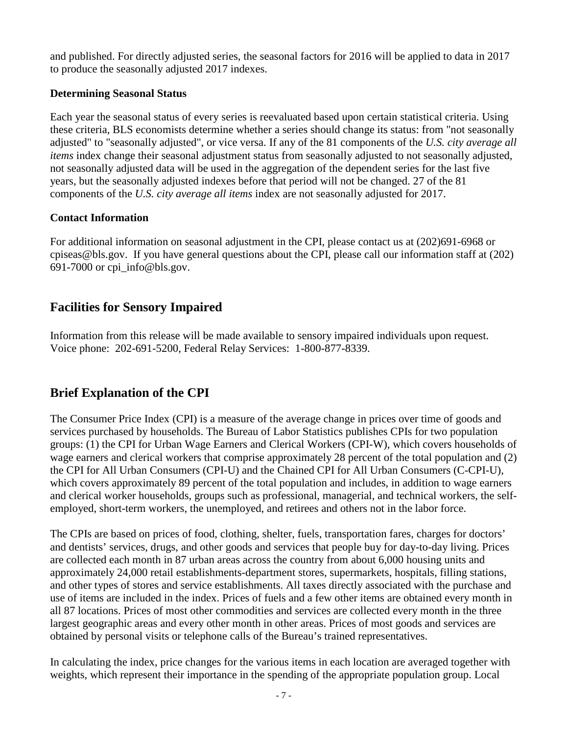and published. For directly adjusted series, the seasonal factors for 2016 will be applied to data in 2017 to produce the seasonally adjusted 2017 indexes.

### Determining Seasonal Status

Each year the seasonal status of every series is reevaluated based upon certain statistical criteria. Using these criteria, BLS economists determine whether a series should change its status: from "not seasonally adjusted" to "seasonally adjusted", or vice versa. If any of the 81 components of the *U.S. city average all items* index change their seasonal adjustment status from seasonally adjusted to not seasonally adjusted, not seasonally adjusted data will be used in the aggregation of the dependent series for the last five years, but the seasonally adjusted indexes before that period will not be changed. 27 of the 81 components of the *U.S. city average all items* index are not seasonally adjusted for 2017.

### Contact Information

For additional information on seasonal adjustment in the CPI, please contact us at (202)691-6968 or cpiseas@bls.gov. If you have general questions about the CPI, please call our information staff at (202) 691-7000 or cpi_info@bls.gov.

## Facilities for Sensory Impaired

Information from this release will be made available to sensory impaired individuals upon request. Voice phone: 202-691-5200, Federal Relay Services: 1-800-877-8339.

## Brief Explanation of the CPI

The Consumer Price Index (CPI) is a measure of the average change in prices over time of goods and services purchased by households. The Bureau of Labor Statistics publishes CPIs for two population groups: (1) the CPI for Urban Wage Earners and Clerical Workers (CPI-W), which covers households of wage earners and clerical workers that comprise approximately 28 percent of the total population and (2) the CPI for All Urban Consumers (CPI-U) and the Chained CPI for All Urban Consumers (C-CPI-U), which covers approximately 89 percent of the total population and includes, in addition to wage earners and clerical worker households, groups such as professional, managerial, and technical workers, the self-employed, short-term workers, the unemployed, and retirees and others not in the labor force.

The CPIs are based on prices of food, clothing, shelter, fuels, transportation fares, charges for doctors' and dentists' services, drugs, and other goods and services that people buy for day-to-day living. Prices are collected each month in 87 urban areas across the country from about 6,000 housing units and approximately 24,000 retail establishments-department stores, supermarkets, hospitals, filling stations, and other types of stores and service establishments. All taxes directly associated with the purchase and use of items are included in the index. Prices of fuels and a few other items are obtained every month in all 87 locations. Prices of most other commodities and services are collected every month in the three largest geographic areas and every other month in other areas. Prices of most goods and services are obtained by personal visits or telephone calls of the Bureau's trained representatives.

In calculating the index, price changes for the various items in each location are averaged together with weights, which represent their importance in the spending of the appropriate population group. Local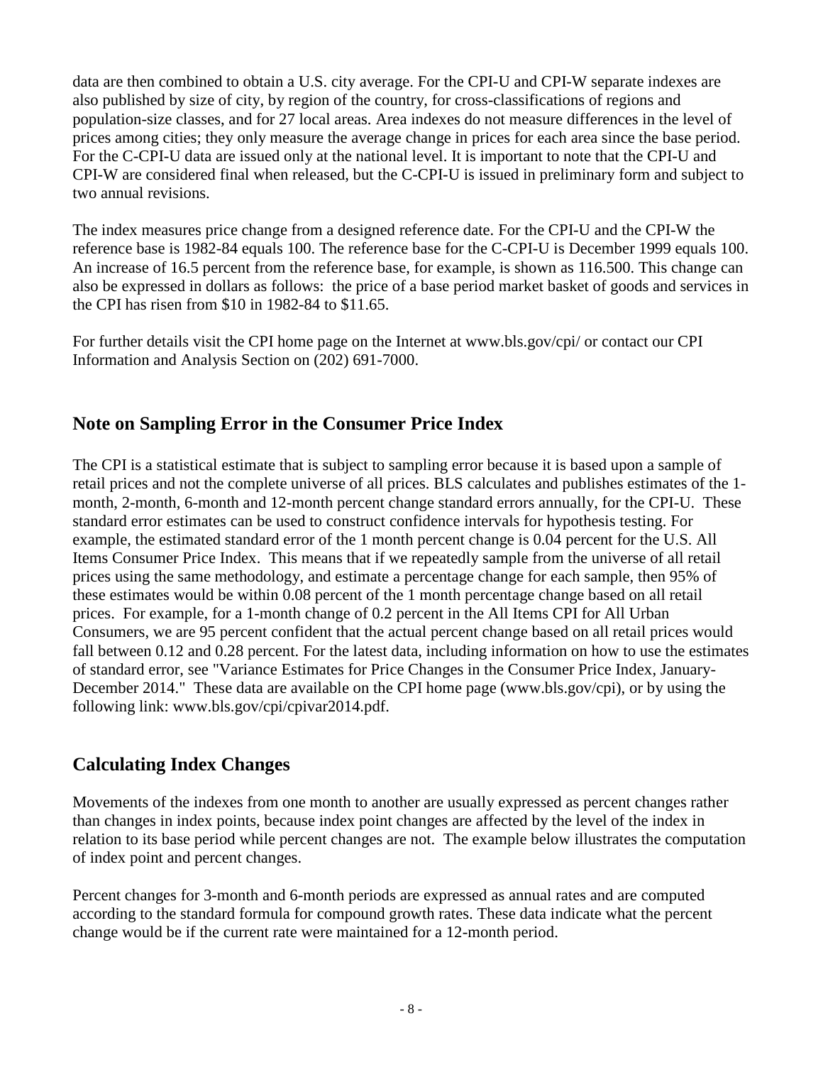data are then combined to obtain a U.S. city average. For the CPI-U and CPI-W separate indexes are also published by size of city, by region of the country, for cross-classifications of regions and population-size classes, and for 27 local areas. Area indexes do not measure differences in the level of prices among cities; they only measure the average change in prices for each area since the base period. For the C-CPI-U data are issued only at the national level. It is important to note that the CPI-U and CPI-W are considered final when released, but the C-CPI-U is issued in preliminary form and subject to two annual revisions.

The index measures price change from a designed reference date. For the CPI-U and the CPI-W the reference base is 1982-84 equals 100. The reference base for the C-CPI-U is December 1999 equals 100. An increase of 16.5 percent from the reference base, for example, is shown as 116.500. This change can also be expressed in dollars as follows: the price of a base period market basket of goods and services in the CPI has risen from $10 in 1982-84 to $11.65.

For further details visit the CPI home page on the Internet at www.bls.gov/cpi/ or contact our CPI Information and Analysis Section on (202) 691-7000.

## Note on Sampling Error in the Consumer Price Index

The CPI is a statistical estimate that is subject to sampling error because it is based upon a sample of retail prices and not the complete universe of all prices. BLS calculates and publishes estimates of the 1-month, 2-month, 6-month and 12-month percent change standard errors annually, for the CPI-U. These standard error estimates can be used to construct confidence intervals for hypothesis testing. For example, the estimated standard error of the 1 month percent change is 0.04 percent for the U.S. All Items Consumer Price Index. This means that if we repeatedly sample from the universe of all retail prices using the same methodology, and estimate a percentage change for each sample, then 95% of these estimates would be within 0.08 percent of the 1 month percentage change based on all retail prices. For example, for a 1-month change of 0.2 percent in the All Items CPI for All Urban Consumers, we are 95 percent confident that the actual percent change based on all retail prices would fall between 0.12 and 0.28 percent. For the latest data, including information on how to use the estimates of standard error, see "Variance Estimates for Price Changes in the Consumer Price Index, January-December 2014." These data are available on the CPI home page (www.bls.gov/cpi), or by using the following link: www.bls.gov/cpi/cpivar2014.pdf.

## Calculating Index Changes

Movements of the indexes from one month to another are usually expressed as percent changes rather than changes in index points, because index point changes are affected by the level of the index in relation to its base period while percent changes are not. The example below illustrates the computation of index point and percent changes.

Percent changes for 3-month and 6-month periods are expressed as annual rates and are computed according to the standard formula for compound growth rates. These data indicate what the percent change would be if the current rate were maintained for a 12-month period.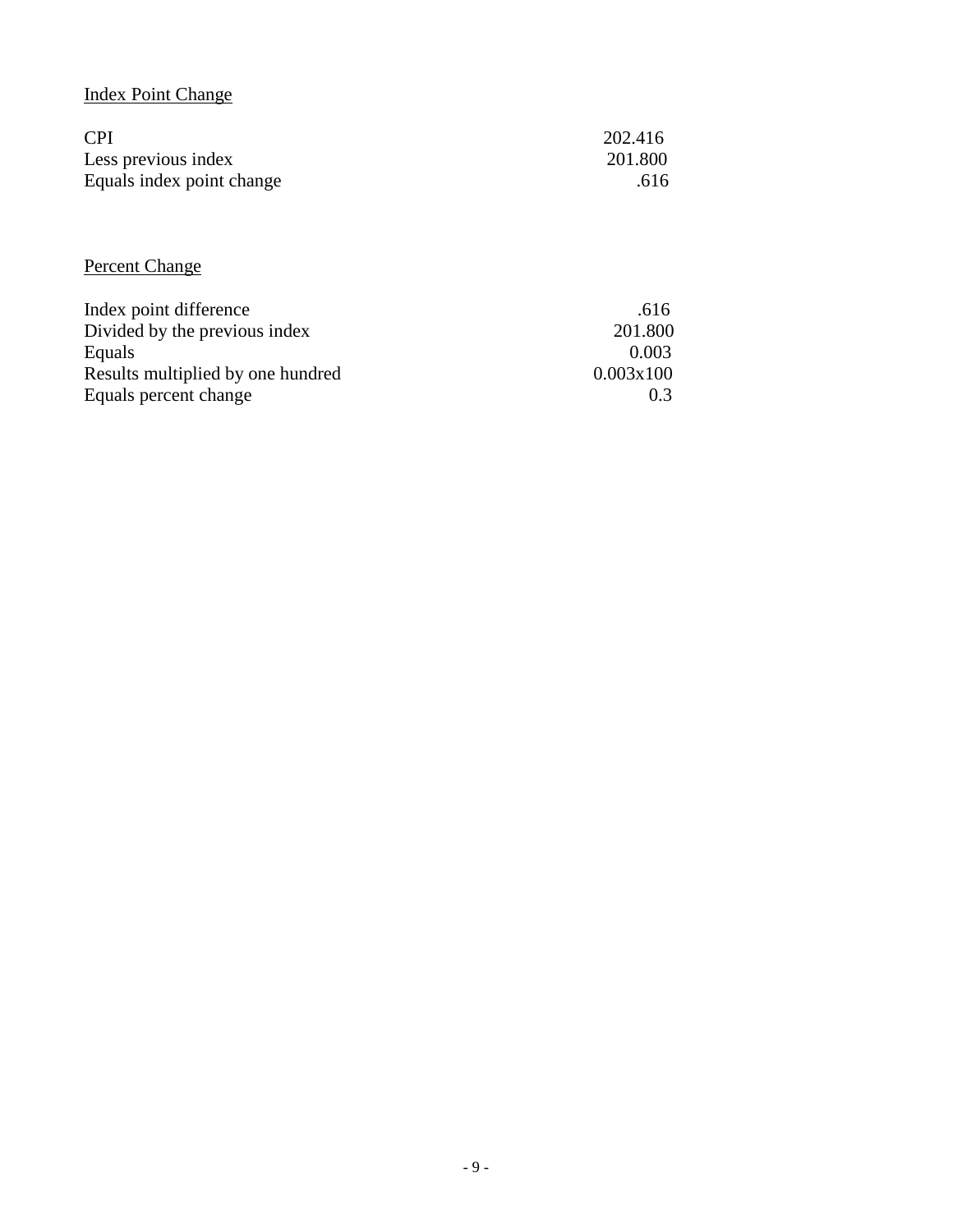<u>Index Point Change</u>

| | |
|---|---|
| CPI | 202.416 |
| Less previous index | 201.800 |
| Equals index point change | .616 |

<u>Percent Change</u>

| | |
|---|---|
| Index point difference | .616 |
| Divided by the previous index | 201.800 |
| Equals | 0.003 |
| Results multiplied by one hundred | 0.003x100 |
| Equals percent change | 0.3 |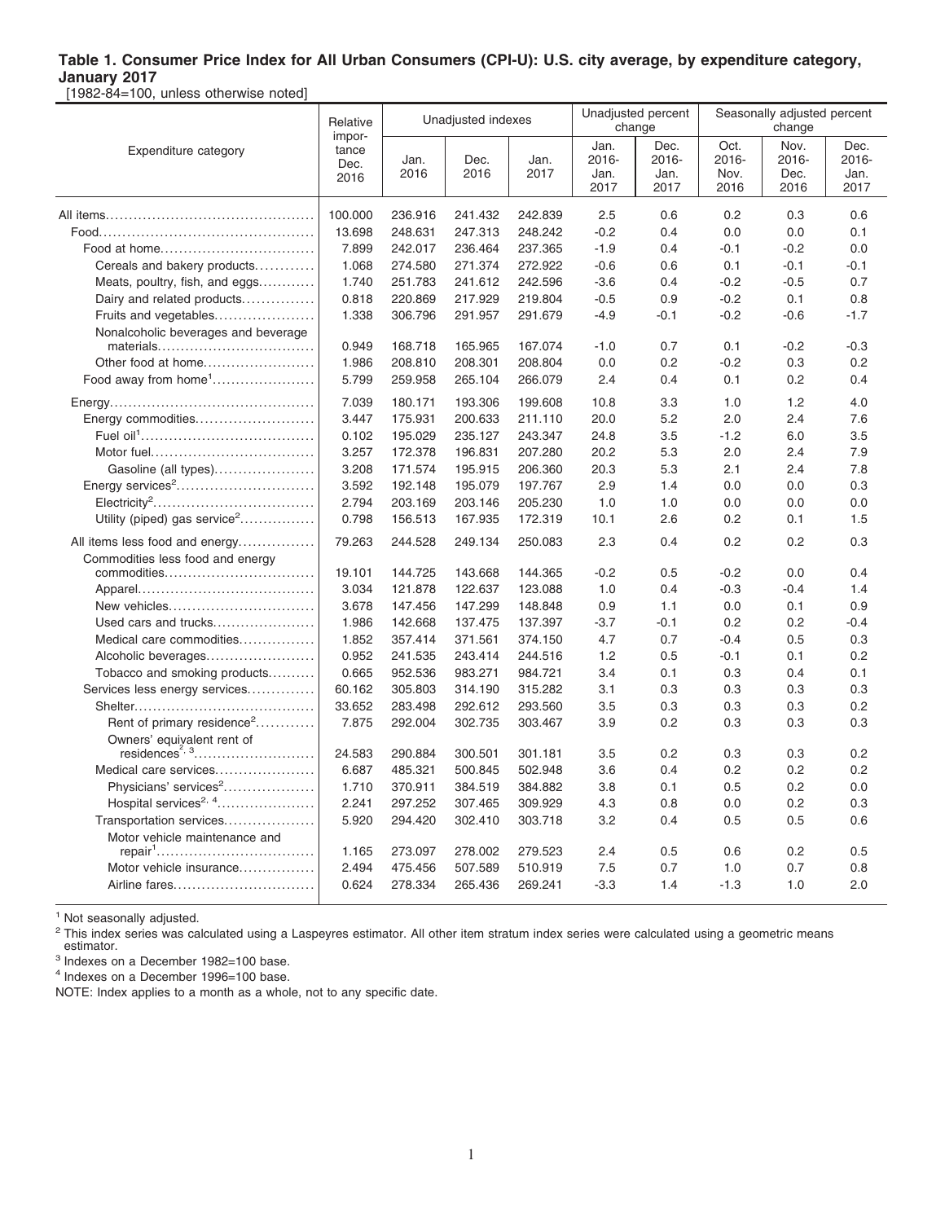**Table 1. Consumer Price Index for All Urban Consumers (CPI-U): U.S. city average, by expenditure category, January 2017**

[1982-84=100, unless otherwise noted]

| Expenditure category | Relative importance Dec. 2016 | Unadjusted indexes | | | Unadjusted percent change | | Seasonally adjusted percent change | | |
|---|---|---|---|---|---|---|---|---|---|
| | | Jan. 2016 | Dec. 2016 | Jan. 2017 | Jan. 2016-Jan. 2017 | Dec. 2016-Jan. 2017 | Oct. 2016-Nov. 2016 | Nov. 2016-Dec. 2016 | Dec. 2016-Jan. 2017 |
| All items | 100.000 | 236.916 | 241.432 | 242.839 | 2.5 | 0.6 | 0.2 | 0.3 | 0.6 |
| Food | 13.698 | 248.631 | 247.313 | 248.242 | -0.2 | 0.4 | 0.0 | 0.0 | 0.1 |
| Food at home | 7.899 | 242.017 | 236.464 | 237.365 | -1.9 | 0.4 | -0.1 | -0.2 | 0.0 |
| Cereals and bakery products | 1.068 | 274.580 | 271.374 | 272.922 | -0.6 | 0.6 | 0.1 | -0.1 | -0.1 |
| Meats, poultry, fish, and eggs | 1.740 | 251.783 | 241.612 | 242.596 | -3.6 | 0.4 | -0.2 | -0.5 | 0.7 |
| Dairy and related products | 0.818 | 220.869 | 217.929 | 219.804 | -0.5 | 0.9 | -0.2 | 0.1 | 0.8 |
| Fruits and vegetables | 1.338 | 306.796 | 291.957 | 291.679 | -4.9 | -0.1 | -0.2 | -0.6 | -1.7 |
| Nonalcoholic beverages and beverage materials | 0.949 | 168.718 | 165.965 | 167.074 | -1.0 | 0.7 | 0.1 | -0.2 | -0.3 |
| Other food at home | 1.986 | 208.810 | 208.301 | 208.804 | 0.0 | 0.2 | -0.2 | 0.3 | 0.2 |
| Food away from home[1] | 5.799 | 259.958 | 265.104 | 266.079 | 2.4 | 0.4 | 0.1 | 0.2 | 0.4 |
| Energy | 7.039 | 180.171 | 193.306 | 199.608 | 10.8 | 3.3 | 1.0 | 1.2 | 4.0 |
| Energy commodities | 3.447 | 175.931 | 200.633 | 211.110 | 20.0 | 5.2 | 2.0 | 2.4 | 7.6 |
| Fuel oil[1] | 0.102 | 195.029 | 235.127 | 243.347 | 24.8 | 3.5 | -1.2 | 6.0 | 3.5 |
| Motor fuel | 3.257 | 172.378 | 196.831 | 207.280 | 20.2 | 5.3 | 2.0 | 2.4 | 7.9 |
| Gasoline (all types) | 3.208 | 171.574 | 195.915 | 206.360 | 20.3 | 5.3 | 2.1 | 2.4 | 7.8 |
| Energy services[2] | 3.592 | 192.148 | 195.079 | 197.767 | 2.9 | 1.4 | 0.0 | 0.0 | 0.3 |
| Electricity[2] | 2.794 | 203.169 | 203.146 | 205.230 | 1.0 | 1.0 | 0.0 | 0.0 | 0.0 |
| Utility (piped) gas service[2] | 0.798 | 156.513 | 167.935 | 172.319 | 10.1 | 2.6 | 0.2 | 0.1 | 1.5 |
| All items less food and energy | 79.263 | 244.528 | 249.134 | 250.083 | 2.3 | 0.4 | 0.2 | 0.2 | 0.3 |
| Commodities less food and energy commodities | 19.101 | 144.725 | 143.668 | 144.365 | -0.2 | 0.5 | -0.2 | 0.0 | 0.4 |
| Apparel | 3.034 | 121.878 | 122.637 | 123.088 | 1.0 | 0.4 | -0.3 | -0.4 | 1.4 |
| New vehicles | 3.678 | 147.456 | 147.299 | 148.848 | 0.9 | 1.1 | 0.0 | 0.1 | 0.9 |
| Used cars and trucks | 1.986 | 142.668 | 137.475 | 137.397 | -3.7 | -0.1 | 0.2 | 0.2 | -0.4 |
| Medical care commodities | 1.852 | 357.414 | 371.561 | 374.150 | 4.7 | 0.7 | -0.4 | 0.5 | 0.3 |
| Alcoholic beverages | 0.952 | 241.535 | 243.414 | 244.516 | 1.2 | 0.5 | -0.1 | 0.1 | 0.2 |
| Tobacco and smoking products | 0.665 | 952.536 | 983.271 | 984.721 | 3.4 | 0.1 | 0.3 | 0.4 | 0.1 |
| Services less energy services | 60.162 | 305.803 | 314.190 | 315.282 | 3.1 | 0.3 | 0.3 | 0.3 | 0.3 |
| Shelter | 33.652 | 283.498 | 292.612 | 293.560 | 3.5 | 0.3 | 0.3 | 0.3 | 0.2 |
| Rent of primary residence[2] | 7.875 | 292.004 | 302.735 | 303.467 | 3.9 | 0.2 | 0.3 | 0.3 | 0.3 |
| Owners' equivalent rent of residences[2, 3] | 24.583 | 290.884 | 300.501 | 301.181 | 3.5 | 0.2 | 0.3 | 0.3 | 0.2 |
| Medical care services | 6.687 | 485.321 | 500.845 | 502.948 | 3.6 | 0.4 | 0.2 | 0.2 | 0.2 |
| Physicians' services[2] | 1.710 | 370.911 | 384.519 | 384.882 | 3.8 | 0.1 | 0.5 | 0.2 | 0.0 |
| Hospital services[2, 4] | 2.241 | 297.252 | 307.465 | 309.929 | 4.3 | 0.8 | 0.0 | 0.2 | 0.3 |
| Transportation services | 5.920 | 294.420 | 302.410 | 303.718 | 3.2 | 0.4 | 0.5 | 0.5 | 0.6 |
| Motor vehicle maintenance and repair[1] | 1.165 | 273.097 | 278.002 | 279.523 | 2.4 | 0.5 | 0.6 | 0.2 | 0.5 |
| Motor vehicle insurance | 2.494 | 475.456 | 507.589 | 510.919 | 7.5 | 0.7 | 1.0 | 0.7 | 0.8 |
| Airline fares | 0.624 | 278.334 | 265.436 | 269.241 | -3.3 | 1.4 | -1.3 | 1.0 | 2.0 |

[1] Not seasonally adjusted.

[2] This index series was calculated using a Laspeyres estimator. All other item stratum index series were calculated using a geometric means estimator.

[3] Indexes on a December 1982=100 base.

[4] Indexes on a December 1996=100 base.

NOTE: Index applies to a month as a whole, not to any specific date.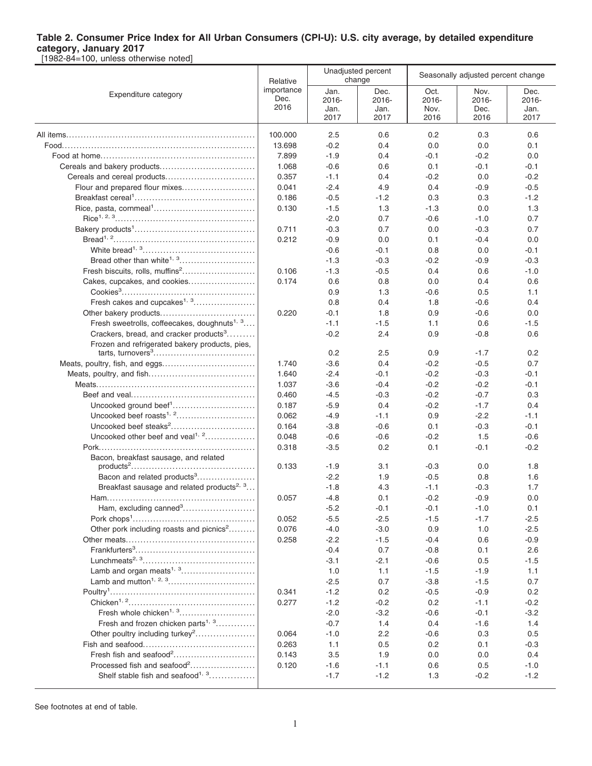**Table 2. Consumer Price Index for All Urban Consumers (CPI-U): U.S. city average, by detailed expenditure category, January 2017**
[1982-84=100, unless otherwise noted]

| Expenditure category | Relative importance Dec. 2016 | Unadjusted percent change | | Seasonally adjusted percent change | | |
|---|---|---|---|---|---|---|
| | | Jan. 2016-Jan. 2017 | Dec. 2016-Jan. 2017 | Oct. 2016-Nov. 2016 | Nov. 2016-Dec. 2016 | Dec. 2016-Jan. 2017 |
| All items | 100.000 | 2.5 | 0.6 | 0.2 | 0.3 | 0.6 |
| Food | 13.698 | -0.2 | 0.4 | 0.0 | 0.0 | 0.1 |
| Food at home | 7.899 | -1.9 | 0.4 | -0.1 | -0.2 | 0.0 |
| Cereals and bakery products | 1.068 | -0.6 | 0.6 | 0.1 | -0.1 | -0.1 |
| Cereals and cereal products | 0.357 | -1.1 | 0.4 | -0.2 | 0.0 | -0.2 |
| Flour and prepared flour mixes | 0.041 | -2.4 | 4.9 | 0.4 | -0.9 | -0.5 |
| Breakfast cereal[1] | 0.186 | -0.5 | -1.2 | 0.3 | 0.3 | -1.2 |
| Rice, pasta, cornmeal[1] | 0.130 | -1.5 | 1.3 | -1.3 | 0.0 | 1.3 |
| Rice[1, 2, 3] | | -2.0 | 0.7 | -0.6 | -1.0 | 0.7 |
| Bakery products[1] | 0.711 | -0.3 | 0.7 | 0.0 | -0.3 | 0.7 |
| Bread[1, 2] | 0.212 | -0.9 | 0.0 | 0.1 | -0.4 | 0.0 |
| White bread[1, 3] | | -0.6 | -0.1 | 0.8 | 0.0 | -0.1 |
| Bread other than white[1, 3] | | -1.3 | -0.3 | -0.2 | -0.9 | -0.3 |
| Fresh biscuits, rolls, muffins[2] | 0.106 | -1.3 | -0.5 | 0.4 | 0.6 | -1.0 |
| Cakes, cupcakes, and cookies | 0.174 | 0.6 | 0.8 | 0.0 | 0.4 | 0.6 |
| Cookies[3] | | 0.9 | 1.3 | -0.6 | 0.5 | 1.1 |
| Fresh cakes and cupcakes[1, 3] | | 0.8 | 0.4 | 1.8 | -0.6 | 0.4 |
| Other bakery products | 0.220 | -0.1 | 1.8 | 0.9 | -0.6 | 0.0 |
| Fresh sweetrolls, coffeecakes, doughnuts[1, 3] | | -1.1 | -1.5 | 1.1 | 0.6 | -1.5 |
| Crackers, bread, and cracker products[3] | | -0.2 | 2.4 | 0.9 | -0.8 | 0.6 |
| Frozen and refrigerated bakery products, pies, tarts, turnovers[3] | | 0.2 | 2.5 | 0.9 | -1.7 | 0.2 |
| Meats, poultry, fish, and eggs | 1.740 | -3.6 | 0.4 | -0.2 | -0.5 | 0.7 |
| Meats, poultry, and fish | 1.640 | -2.4 | -0.1 | -0.2 | -0.3 | -0.1 |
| Meats | 1.037 | -3.6 | -0.4 | -0.2 | -0.2 | -0.1 |
| Beef and veal | 0.460 | -4.5 | -0.3 | -0.2 | -0.7 | 0.3 |
| Uncooked ground beef[1] | 0.187 | -5.9 | 0.4 | -0.2 | -1.7 | 0.4 |
| Uncooked beef roasts[1, 2] | 0.062 | -4.9 | -1.1 | 0.9 | -2.2 | -1.1 |
| Uncooked beef steaks[2] | 0.164 | -3.8 | -0.6 | 0.1 | -0.3 | -0.1 |
| Uncooked other beef and veal[1, 2] | 0.048 | -0.6 | -0.6 | -0.2 | 1.5 | -0.6 |
| Pork | 0.318 | -3.5 | 0.2 | 0.1 | -0.1 | -0.2 |
| Bacon, breakfast sausage, and related products[2] | 0.133 | -1.9 | 3.1 | -0.3 | 0.0 | 1.8 |
| Bacon and related products[3] | | -2.2 | 1.9 | -0.5 | 0.8 | 1.6 |
| Breakfast sausage and related products[2, 3] | | -1.8 | 4.3 | -1.1 | -0.3 | 1.7 |
| Ham | 0.057 | -4.8 | 0.1 | -0.2 | -0.9 | 0.0 |
| Ham, excluding canned[3] | | -5.2 | -0.1 | -0.1 | -1.0 | 0.1 |
| Pork chops[1] | 0.052 | -5.5 | -2.5 | -1.5 | -1.7 | -2.5 |
| Other pork including roasts and picnics[2] | 0.076 | -4.0 | -3.0 | 0.9 | 1.0 | -2.5 |
| Other meats | 0.258 | -2.2 | -1.5 | -0.4 | 0.6 | -0.9 |
| Frankfurters[3] | | -0.4 | 0.7 | -0.8 | 0.1 | 2.6 |
| Lunchmeats[2, 3] | | -3.1 | -2.1 | -0.6 | 0.5 | -1.5 |
| Lamb and organ meats[1, 3] | | 1.0 | 1.1 | -1.5 | -1.9 | 1.1 |
| Lamb and mutton[1, 2, 3] | | -2.5 | 0.7 | -3.8 | -1.5 | 0.7 |
| Poultry[1] | 0.341 | -1.2 | 0.2 | -0.5 | -0.9 | 0.2 |
| Chicken[1, 2] | 0.277 | -1.2 | -0.2 | 0.2 | -1.1 | -0.2 |
| Fresh whole chicken[1, 3] | | -2.0 | -3.2 | -0.6 | -0.1 | -3.2 |
| Fresh and frozen chicken parts[1, 3] | | -0.7 | 1.4 | 0.4 | -1.6 | 1.4 |
| Other poultry including turkey[2] | 0.064 | -1.0 | 2.2 | -0.6 | 0.3 | 0.5 |
| Fish and seafood | 0.263 | 1.1 | 0.5 | 0.2 | 0.1 | -0.3 |
| Fresh fish and seafood[2] | 0.143 | 3.5 | 1.9 | 0.0 | 0.0 | 0.4 |
| Processed fish and seafood[2] | 0.120 | -1.6 | -1.1 | 0.6 | 0.5 | -1.0 |
| Shelf stable fish and seafood[1, 3] | | -1.7 | -1.2 | 1.3 | -0.2 | -1.2 |

See footnotes at end of table.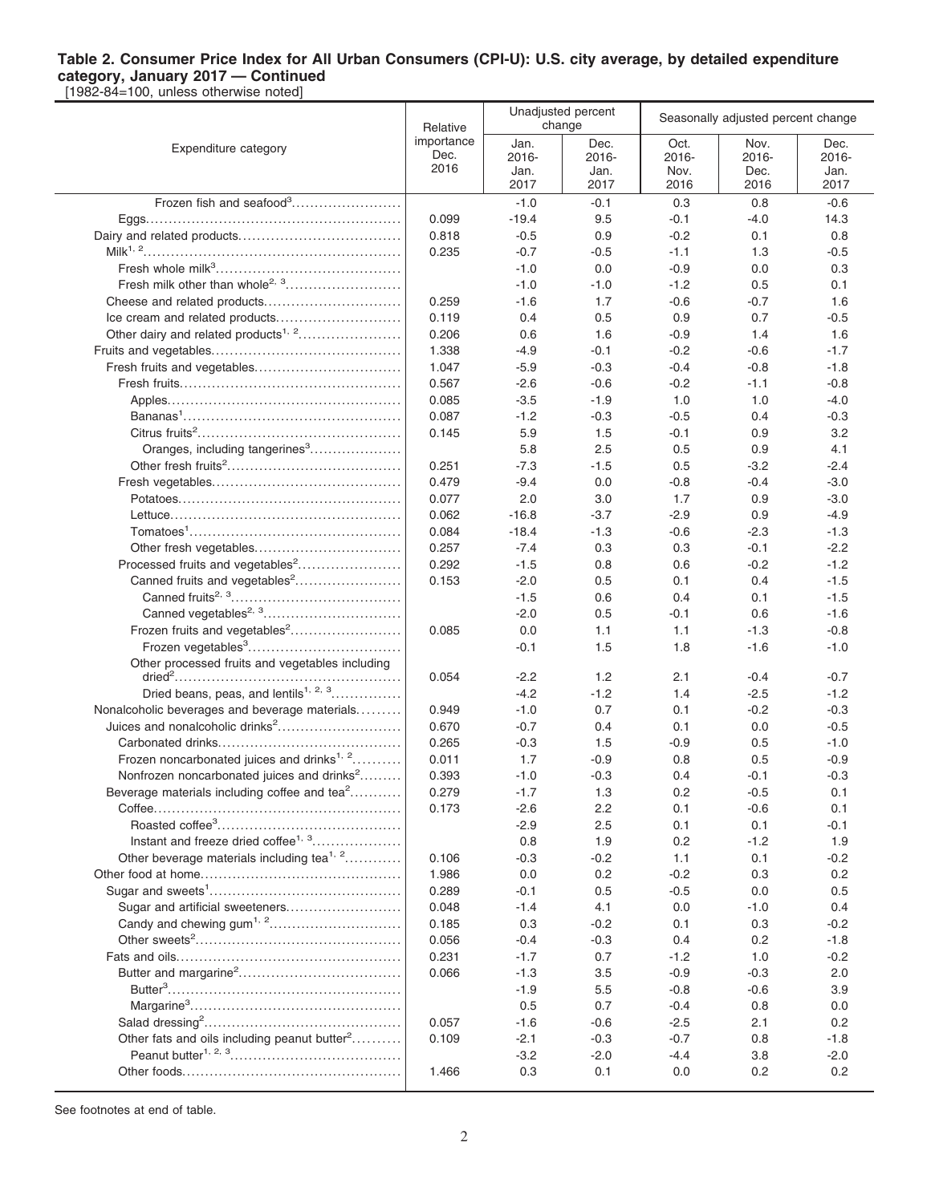**Table 2. Consumer Price Index for All Urban Consumers (CPI-U): U.S. city average, by detailed expenditure category, January 2017 — Continued**
[1982-84=100, unless otherwise noted]

| Expenditure category | Relative importance Dec. 2016 | Unadjusted percent change | | Seasonally adjusted percent change | | |
|---|---|---|---|---|---|---|
| | | Jan. 2016-Jan. 2017 | Dec. 2016-Jan. 2017 | Oct. 2016-Nov. 2016 | Nov. 2016-Dec. 2016 | Dec. 2016-Jan. 2017 |
| Frozen fish and seafood[3] | | -1.0 | -0.1 | 0.3 | 0.8 | -0.6 |
| Eggs | 0.099 | -19.4 | 9.5 | -0.1 | -4.0 | 14.3 |
| Dairy and related products | 0.818 | -0.5 | 0.9 | -0.2 | 0.1 | 0.8 |
| Milk[1, 2] | 0.235 | -0.7 | -0.5 | -1.1 | 1.3 | -0.5 |
| Fresh whole milk[3] | | -1.0 | 0.0 | -0.9 | 0.0 | 0.3 |
| Fresh milk other than whole[2, 3] | | -1.0 | -1.0 | -1.2 | 0.5 | 0.1 |
| Cheese and related products | 0.259 | -1.6 | 1.7 | -0.6 | -0.7 | 1.6 |
| Ice cream and related products | 0.119 | 0.4 | 0.5 | 0.9 | 0.7 | -0.5 |
| Other dairy and related products[1, 2] | 0.206 | 0.6 | 1.6 | -0.9 | 1.4 | 1.6 |
| Fruits and vegetables | 1.338 | -4.9 | -0.1 | -0.2 | -0.6 | -1.7 |
| Fresh fruits and vegetables | 1.047 | -5.9 | -0.3 | -0.4 | -0.8 | -1.8 |
| Fresh fruits | 0.567 | -2.6 | -0.6 | -0.2 | -1.1 | -0.8 |
| Apples | 0.085 | -3.5 | -1.9 | 1.0 | 1.0 | -4.0 |
| Bananas[1] | 0.087 | -1.2 | -0.3 | -0.5 | 0.4 | -0.3 |
| Citrus fruits[2] | 0.145 | 5.9 | 1.5 | -0.1 | 0.9 | 3.2 |
| Oranges, including tangerines[3] | | 5.8 | 2.5 | 0.5 | 0.9 | 4.1 |
| Other fresh fruits[2] | 0.251 | -7.3 | -1.5 | 0.5 | -3.2 | -2.4 |
| Fresh vegetables | 0.479 | -9.4 | 0.0 | -0.8 | -0.4 | -3.0 |
| Potatoes | 0.077 | 2.0 | 3.0 | 1.7 | 0.9 | -3.0 |
| Lettuce | 0.062 | -16.8 | -3.7 | -2.9 | 0.9 | -4.9 |
| Tomatoes[1] | 0.084 | -18.4 | -1.3 | -0.6 | -2.3 | -1.3 |
| Other fresh vegetables | 0.257 | -7.4 | 0.3 | 0.3 | -0.1 | -2.2 |
| Processed fruits and vegetables[2] | 0.292 | -1.5 | 0.8 | 0.6 | -0.2 | -1.2 |
| Canned fruits and vegetables[2] | 0.153 | -2.0 | 0.5 | 0.1 | 0.4 | -1.5 |
| Canned fruits[2, 3] | | -1.5 | 0.6 | 0.4 | 0.1 | -1.5 |
| Canned vegetables[2, 3] | | -2.0 | 0.5 | -0.1 | 0.6 | -1.6 |
| Frozen fruits and vegetables[2] | 0.085 | 0.0 | 1.1 | 1.1 | -1.3 | -0.8 |
| Frozen vegetables[3] | | -0.1 | 1.5 | 1.8 | -1.6 | -1.0 |
| Other processed fruits and vegetables including dried[2] | 0.054 | -2.2 | 1.2 | 2.1 | -0.4 | -0.7 |
| Dried beans, peas, and lentils[1, 2, 3] | | -4.2 | -1.2 | 1.4 | -2.5 | -1.2 |
| Nonalcoholic beverages and beverage materials | 0.949 | -1.0 | 0.7 | 0.1 | -0.2 | -0.3 |
| Juices and nonalcoholic drinks[2] | 0.670 | -0.7 | 0.4 | 0.1 | 0.0 | -0.5 |
| Carbonated drinks | 0.265 | -0.3 | 1.5 | -0.9 | 0.5 | -1.0 |
| Frozen noncarbonated juices and drinks[1, 2] | 0.011 | 1.7 | -0.9 | 0.8 | 0.5 | -0.9 |
| Nonfrozen noncarbonated juices and drinks[2] | 0.393 | -1.0 | -0.3 | 0.4 | -0.1 | -0.3 |
| Beverage materials including coffee and tea[2] | 0.279 | -1.7 | 1.3 | 0.2 | -0.5 | 0.1 |
| Coffee | 0.173 | -2.6 | 2.2 | 0.1 | -0.6 | 0.1 |
| Roasted coffee[3] | | -2.9 | 2.5 | 0.1 | 0.1 | -0.1 |
| Instant and freeze dried coffee[1, 3] | | 0.8 | 1.9 | 0.2 | -1.2 | 1.9 |
| Other beverage materials including tea[1, 2] | 0.106 | -0.3 | -0.2 | 1.1 | 0.1 | -0.2 |
| Other food at home | 1.986 | 0.0 | 0.2 | -0.2 | 0.3 | 0.2 |
| Sugar and sweets[1] | 0.289 | -0.1 | 0.5 | -0.5 | 0.0 | 0.5 |
| Sugar and artificial sweeteners | 0.048 | -1.4 | 4.1 | 0.0 | -1.0 | 0.4 |
| Candy and chewing gum[1, 2] | 0.185 | 0.3 | -0.2 | 0.1 | 0.3 | -0.2 |
| Other sweets[2] | 0.056 | -0.4 | -0.3 | 0.4 | 0.2 | -1.8 |
| Fats and oils | 0.231 | -1.7 | 0.7 | -1.2 | 1.0 | -0.2 |
| Butter and margarine[2] | 0.066 | -1.3 | 3.5 | -0.9 | -0.3 | 2.0 |
| Butter[3] | | -1.9 | 5.5 | -0.8 | -0.6 | 3.9 |
| Margarine[3] | | 0.5 | 0.7 | -0.4 | 0.8 | 0.0 |
| Salad dressing[2] | 0.057 | -1.6 | -0.6 | -2.5 | 2.1 | 0.2 |
| Other fats and oils including peanut butter[2] | 0.109 | -2.1 | -0.3 | -0.7 | 0.8 | -1.8 |
| Peanut butter[1, 2, 3] | | -3.2 | -2.0 | -4.4 | 3.8 | -2.0 |
| Other foods | 1.466 | 0.3 | 0.1 | 0.0 | 0.2 | 0.2 |

See footnotes at end of table.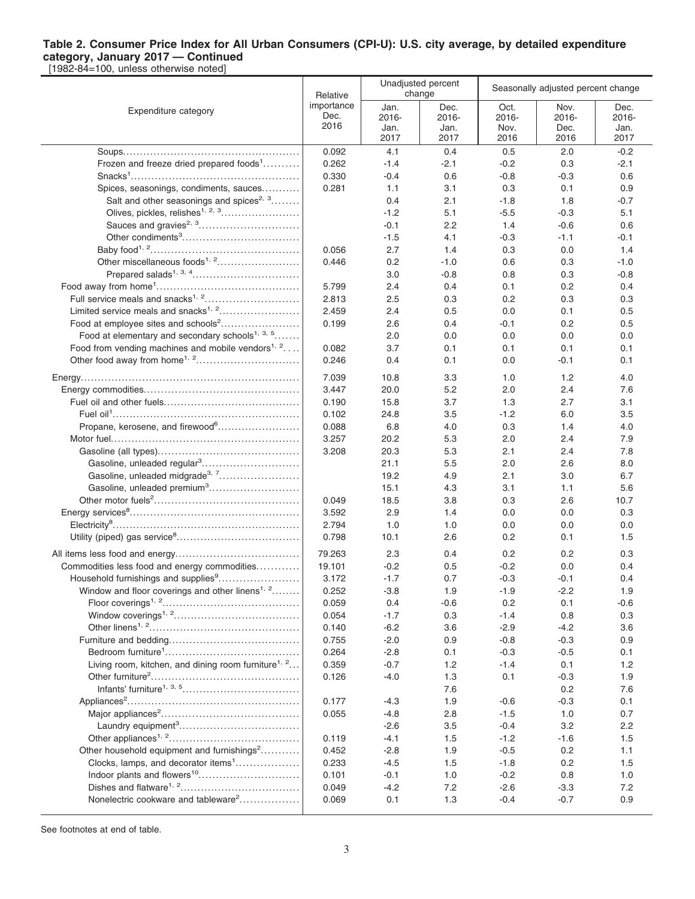**Table 2. Consumer Price Index for All Urban Consumers (CPI-U): U.S. city average, by detailed expenditure category, January 2017 — Continued**
[1982-84=100, unless otherwise noted]

| Expenditure category | Relative importance Dec. 2016 | Unadjusted percent change | | Seasonally adjusted percent change | | |
|---|---|---|---|---|---|---|
| | | Jan. 2016-Jan. 2017 | Dec. 2016-Jan. 2017 | Oct. 2016-Nov. 2016 | Nov. 2016-Dec. 2016 | Dec. 2016-Jan. 2017 |
| Soups | 0.092 | 4.1 | 0.4 | 0.5 | 2.0 | -0.2 |
| Frozen and freeze dried prepared foods[1] | 0.262 | -1.4 | -2.1 | -0.2 | 0.3 | -2.1 |
| Snacks[1] | 0.330 | -0.4 | 0.6 | -0.8 | -0.3 | 0.6 |
| Spices, seasonings, condiments, sauces | 0.281 | 1.1 | 3.1 | 0.3 | 0.1 | 0.9 |
| Salt and other seasonings and spices[2, 3] | | 0.4 | 2.1 | -1.8 | 1.8 | -0.7 |
| Olives, pickles, relishes[1, 2, 3] | | -1.2 | 5.1 | -5.5 | -0.3 | 5.1 |
| Sauces and gravies[2, 3] | | -0.1 | 2.2 | 1.4 | -0.6 | 0.6 |
| Other condiments[3] | | -1.5 | 4.1 | -0.3 | -1.1 | -0.1 |
| Baby food[1, 2] | 0.056 | 2.7 | 1.4 | 0.3 | 0.0 | 1.4 |
| Other miscellaneous foods[1, 2] | 0.446 | 0.2 | -1.0 | 0.6 | 0.3 | -1.0 |
| Prepared salads[1, 3, 4] | | 3.0 | -0.8 | 0.8 | 0.3 | -0.8 |
| Food away from home[1] | 5.799 | 2.4 | 0.4 | 0.1 | 0.2 | 0.4 |
| Full service meals and snacks[1, 2] | 2.813 | 2.5 | 0.3 | 0.2 | 0.3 | 0.3 |
| Limited service meals and snacks[1, 2] | 2.459 | 2.4 | 0.5 | 0.0 | 0.1 | 0.5 |
| Food at employee sites and schools[2] | 0.199 | 2.6 | 0.4 | -0.1 | 0.2 | 0.5 |
| Food at elementary and secondary schools[1, 3, 5] | | 2.0 | 0.0 | 0.0 | 0.0 | 0.0 |
| Food from vending machines and mobile vendors[1, 2] | 0.082 | 3.7 | 0.1 | 0.1 | 0.1 | 0.1 |
| Other food away from home[1, 2] | 0.246 | 0.4 | 0.1 | 0.0 | -0.1 | 0.1 |
| Energy | 7.039 | 10.8 | 3.3 | 1.0 | 1.2 | 4.0 |
| Energy commodities | 3.447 | 20.0 | 5.2 | 2.0 | 2.4 | 7.6 |
| Fuel oil and other fuels | 0.190 | 15.8 | 3.7 | 1.3 | 2.7 | 3.1 |
| Fuel oil[1] | 0.102 | 24.8 | 3.5 | -1.2 | 6.0 | 3.5 |
| Propane, kerosene, and firewood[6] | 0.088 | 6.8 | 4.0 | 0.3 | 1.4 | 4.0 |
| Motor fuel | 3.257 | 20.2 | 5.3 | 2.0 | 2.4 | 7.9 |
| Gasoline (all types) | 3.208 | 20.3 | 5.3 | 2.1 | 2.4 | 7.8 |
| Gasoline, unleaded regular[3] | | 21.1 | 5.5 | 2.0 | 2.6 | 8.0 |
| Gasoline, unleaded midgrade[3, 7] | | 19.2 | 4.9 | 2.1 | 3.0 | 6.7 |
| Gasoline, unleaded premium[3] | | 15.1 | 4.3 | 3.1 | 1.1 | 5.6 |
| Other motor fuels[2] | 0.049 | 18.5 | 3.8 | 0.3 | 2.6 | 10.7 |
| Energy services[8] | 3.592 | 2.9 | 1.4 | 0.0 | 0.0 | 0.3 |
| Electricity[8] | 2.794 | 1.0 | 1.0 | 0.0 | 0.0 | 0.0 |
| Utility (piped) gas service[8] | 0.798 | 10.1 | 2.6 | 0.2 | 0.1 | 1.5 |
| All items less food and energy | 79.263 | 2.3 | 0.4 | 0.2 | 0.2 | 0.3 |
| Commodities less food and energy commodities | 19.101 | -0.2 | 0.5 | -0.2 | 0.0 | 0.4 |
| Household furnishings and supplies[9] | 3.172 | -1.7 | 0.7 | -0.3 | -0.1 | 0.4 |
| Window and floor coverings and other linens[1, 2] | 0.252 | -3.8 | 1.9 | -1.9 | -2.2 | 1.9 |
| Floor coverings[1, 2] | 0.059 | 0.4 | -0.6 | 0.2 | 0.1 | -0.6 |
| Window coverings[1, 2] | 0.054 | -1.7 | 0.3 | -1.4 | 0.8 | 0.3 |
| Other linens[1, 2] | 0.140 | -6.2 | 3.6 | -2.9 | -4.2 | 3.6 |
| Furniture and bedding | 0.755 | -2.0 | 0.9 | -0.8 | -0.3 | 0.9 |
| Bedroom furniture[1] | 0.264 | -2.8 | 0.1 | -0.3 | -0.5 | 0.1 |
| Living room, kitchen, and dining room furniture[1, 2] | 0.359 | -0.7 | 1.2 | -1.4 | 0.1 | 1.2 |
| Other furniture[2] | 0.126 | -4.0 | 1.3 | 0.1 | -0.3 | 1.9 |
| Infants' furniture[1, 3, 5] | | | 7.6 | | 0.2 | 7.6 |
| Appliances[2] | 0.177 | -4.3 | 1.9 | -0.6 | -0.3 | 0.1 |
| Major appliances[2] | 0.055 | -4.8 | 2.8 | -1.5 | 1.0 | 0.7 |
| Laundry equipment[3] | | -2.6 | 3.5 | -0.4 | 3.2 | 2.2 |
| Other appliances[1, 2] | 0.119 | -4.1 | 1.5 | -1.2 | -1.6 | 1.5 |
| Other household equipment and furnishings[2] | 0.452 | -2.8 | 1.9 | -0.5 | 0.2 | 1.1 |
| Clocks, lamps, and decorator items[1] | 0.233 | -4.5 | 1.5 | -1.8 | 0.2 | 1.5 |
| Indoor plants and flowers[10] | 0.101 | -0.1 | 1.0 | -0.2 | 0.8 | 1.0 |
| Dishes and flatware[1, 2] | 0.049 | -4.2 | 7.2 | -2.6 | -3.3 | 7.2 |
| Nonelectric cookware and tableware[2] | 0.069 | 0.1 | 1.3 | -0.4 | -0.7 | 0.9 |

See footnotes at end of table.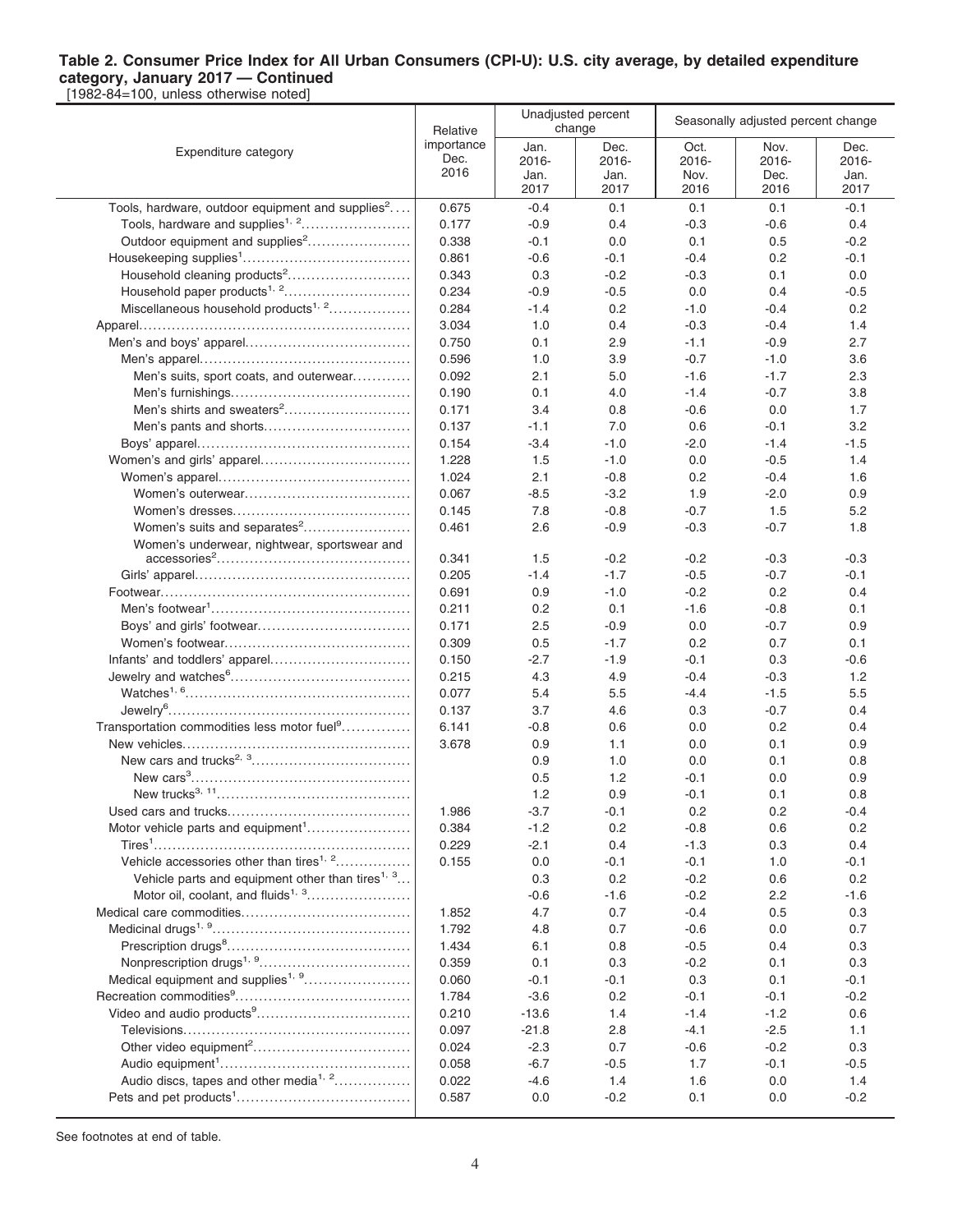**Table 2. Consumer Price Index for All Urban Consumers (CPI-U): U.S. city average, by detailed expenditure category, January 2017 — Continued**
[1982-84=100, unless otherwise noted]

| Expenditure category | Relative importance Dec. 2016 | Unadjusted percent change | | Seasonally adjusted percent change | | |
|---|---|---|---|---|---|---|
| | | Jan. 2016-Jan. 2017 | Dec. 2016-Jan. 2017 | Oct. 2016-Nov. 2016 | Nov. 2016-Dec. 2016 | Dec. 2016-Jan. 2017 |
| Tools, hardware, outdoor equipment and supplies[2] | 0.675 | -0.4 | 0.1 | 0.1 | 0.1 | -0.1 |
| Tools, hardware and supplies[1, 2] | 0.177 | -0.9 | 0.4 | -0.3 | -0.6 | 0.4 |
| Outdoor equipment and supplies[2] | 0.338 | -0.1 | 0.0 | 0.1 | 0.5 | -0.2 |
| Housekeeping supplies[1] | 0.861 | -0.6 | -0.1 | -0.4 | 0.2 | -0.1 |
| Household cleaning products[2] | 0.343 | 0.3 | -0.2 | -0.3 | 0.1 | 0.0 |
| Household paper products[1, 2] | 0.234 | -0.9 | -0.5 | 0.0 | 0.4 | -0.5 |
| Miscellaneous household products[1, 2] | 0.284 | -1.4 | 0.2 | -1.0 | -0.4 | 0.2 |
| Apparel | 3.034 | 1.0 | 0.4 | -0.3 | -0.4 | 1.4 |
| Men's and boys' apparel | 0.750 | 0.1 | 2.9 | -1.1 | -0.9 | 2.7 |
| Men's apparel | 0.596 | 1.0 | 3.9 | -0.7 | -1.0 | 3.6 |
| Men's suits, sport coats, and outerwear | 0.092 | 2.1 | 5.0 | -1.6 | -1.7 | 2.3 |
| Men's furnishings | 0.190 | 0.1 | 4.0 | -1.4 | -0.7 | 3.8 |
| Men's shirts and sweaters[2] | 0.171 | 3.4 | 0.8 | -0.6 | 0.0 | 1.7 |
| Men's pants and shorts | 0.137 | -1.1 | 7.0 | 0.6 | -0.1 | 3.2 |
| Boys' apparel | 0.154 | -3.4 | -1.0 | -2.0 | -1.4 | -1.5 |
| Women's and girls' apparel | 1.228 | 1.5 | -1.0 | 0.0 | -0.5 | 1.4 |
| Women's apparel | 1.024 | 2.1 | -0.8 | 0.2 | -0.4 | 1.6 |
| Women's outerwear | 0.067 | -8.5 | -3.2 | 1.9 | -2.0 | 0.9 |
| Women's dresses | 0.145 | 7.8 | -0.8 | -0.7 | 1.5 | 5.2 |
| Women's suits and separates[2] | 0.461 | 2.6 | -0.9 | -0.3 | -0.7 | 1.8 |
| Women's underwear, nightwear, sportswear and accessories[2] | 0.341 | 1.5 | -0.2 | -0.2 | -0.3 | -0.3 |
| Girls' apparel | 0.205 | -1.4 | -1.7 | -0.5 | -0.7 | -0.1 |
| Footwear | 0.691 | 0.9 | -1.0 | -0.2 | 0.2 | 0.4 |
| Men's footwear[1] | 0.211 | 0.2 | 0.1 | -1.6 | -0.8 | 0.1 |
| Boys' and girls' footwear | 0.171 | 2.5 | -0.9 | 0.0 | -0.7 | 0.9 |
| Women's footwear | 0.309 | 0.5 | -1.7 | 0.2 | 0.7 | 0.1 |
| Infants' and toddlers' apparel | 0.150 | -2.7 | -1.9 | -0.1 | 0.3 | -0.6 |
| Jewelry and watches[6] | 0.215 | 4.3 | 4.9 | -0.4 | -0.3 | 1.2 |
| Watches[1, 6] | 0.077 | 5.4 | 5.5 | -4.4 | -1.5 | 5.5 |
| Jewelry[6] | 0.137 | 3.7 | 4.6 | 0.3 | -0.7 | 0.4 |
| Transportation commodities less motor fuel[9] | 6.141 | -0.8 | 0.6 | 0.0 | 0.2 | 0.4 |
| New vehicles | 3.678 | 0.9 | 1.1 | 0.0 | 0.1 | 0.9 |
| New cars and trucks[2, 3] | | 0.9 | 1.0 | 0.0 | 0.1 | 0.8 |
| New cars[3] | | 0.5 | 1.2 | -0.1 | 0.0 | 0.9 |
| New trucks[3, 11] | | 1.2 | 0.9 | -0.1 | 0.1 | 0.8 |
| Used cars and trucks | 1.986 | -3.7 | -0.1 | 0.2 | 0.2 | -0.4 |
| Motor vehicle parts and equipment[1] | 0.384 | -1.2 | 0.2 | -0.8 | 0.6 | 0.2 |
| Tires[1] | 0.229 | -2.1 | 0.4 | -1.3 | 0.3 | 0.4 |
| Vehicle accessories other than tires[1, 2] | 0.155 | 0.0 | -0.1 | -0.1 | 1.0 | -0.1 |
| Vehicle parts and equipment other than tires[1, 3] | | 0.3 | 0.2 | -0.2 | 0.6 | 0.2 |
| Motor oil, coolant, and fluids[1, 3] | | -0.6 | -1.6 | -0.2 | 2.2 | -1.6 |
| Medical care commodities | 1.852 | 4.7 | 0.7 | -0.4 | 0.5 | 0.3 |
| Medicinal drugs[1, 9] | 1.792 | 4.8 | 0.7 | -0.6 | 0.0 | 0.7 |
| Prescription drugs[8] | 1.434 | 6.1 | 0.8 | -0.5 | 0.4 | 0.3 |
| Nonprescription drugs[1, 9] | 0.359 | 0.1 | 0.3 | -0.2 | 0.1 | 0.3 |
| Medical equipment and supplies[1, 9] | 0.060 | -0.1 | -0.1 | 0.3 | 0.1 | -0.1 |
| Recreation commodities[9] | 1.784 | -3.6 | 0.2 | -0.1 | -0.1 | -0.2 |
| Video and audio products[9] | 0.210 | -13.6 | 1.4 | -1.4 | -1.2 | 0.6 |
| Televisions | 0.097 | -21.8 | 2.8 | -4.1 | -2.5 | 1.1 |
| Other video equipment[2] | 0.024 | -2.3 | 0.7 | -0.6 | -0.2 | 0.3 |
| Audio equipment[1] | 0.058 | -6.7 | -0.5 | 1.7 | -0.1 | -0.5 |
| Audio discs, tapes and other media[1, 2] | 0.022 | -4.6 | 1.4 | 1.6 | 0.0 | 1.4 |
| Pets and pet products[1] | 0.587 | 0.0 | -0.2 | 0.1 | 0.0 | -0.2 |

See footnotes at end of table.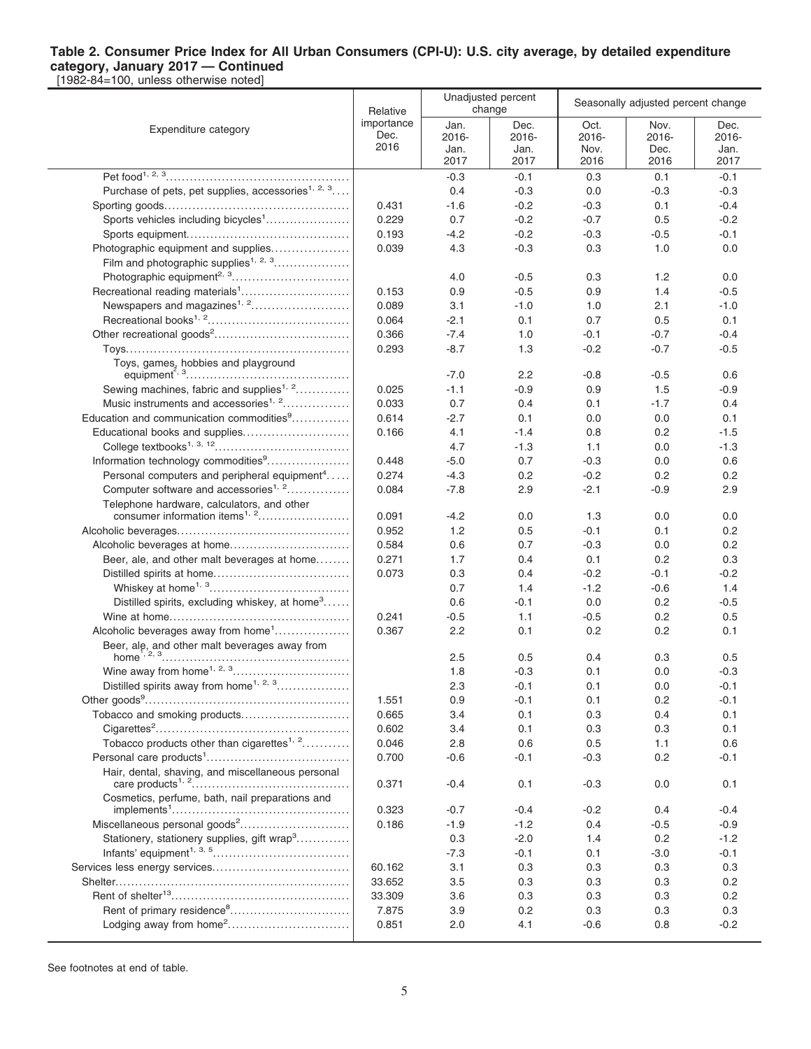**Table 2. Consumer Price Index for All Urban Consumers (CPI-U): U.S. city average, by detailed expenditure category, January 2017 — Continued**

[1982-84=100, unless otherwise noted]

| Expenditure category | Relative importance Dec. 2016 | Unadjusted percent change | | Seasonally adjusted percent change | | |
|---|---|---|---|---|---|---|
| | | Jan. 2016-Jan. 2017 | Dec. 2016-Jan. 2017 | Oct. 2016-Nov. 2016 | Nov. 2016-Dec. 2016 | Dec. 2016-Jan. 2017 |
| Pet food[1, 2, 3] | | -0.3 | -0.1 | 0.3 | 0.1 | -0.1 |
| Purchase of pets, pet supplies, accessories[1, 2, 3] | | 0.4 | -0.3 | 0.0 | -0.3 | -0.3 |
| Sporting goods | 0.431 | -1.6 | -0.2 | -0.3 | 0.1 | -0.4 |
| Sports vehicles including bicycles[1] | 0.229 | 0.7 | -0.2 | -0.7 | 0.5 | -0.2 |
| Sports equipment | 0.193 | -4.2 | -0.2 | -0.3 | -0.5 | -0.1 |
| Photographic equipment and supplies | 0.039 | 4.3 | -0.3 | 0.3 | 1.0 | 0.0 |
| Film and photographic supplies[1, 2, 3] | | | | | | |
| Photographic equipment[2, 3] | | 4.0 | -0.5 | 0.3 | 1.2 | 0.0 |
| Recreational reading materials[1] | 0.153 | 0.9 | -0.5 | 0.9 | 1.4 | -0.5 |
| Newspapers and magazines[1, 2] | 0.089 | 3.1 | -1.0 | 1.0 | 2.1 | -1.0 |
| Recreational books[1, 2] | 0.064 | -2.1 | 0.1 | 0.7 | 0.5 | 0.1 |
| Other recreational goods[2] | 0.366 | -7.4 | 1.0 | -0.1 | -0.7 | -0.4 |
| Toys | 0.293 | -8.7 | 1.3 | -0.2 | -0.7 | -0.5 |
| Toys, games, hobbies and playground equipment[2, 3] | | -7.0 | 2.2 | -0.8 | -0.5 | 0.6 |
| Sewing machines, fabric and supplies[1, 2] | 0.025 | -1.1 | -0.9 | 0.9 | 1.5 | -0.9 |
| Music instruments and accessories[1, 2] | 0.033 | 0.7 | 0.4 | 0.1 | -1.7 | 0.4 |
| Education and communication commodities[9] | 0.614 | -2.7 | 0.1 | 0.0 | 0.0 | 0.1 |
| Educational books and supplies | 0.166 | 4.1 | -1.4 | 0.8 | 0.2 | -1.5 |
| College textbooks[1, 3, 12] | | 4.7 | -1.3 | 1.1 | 0.0 | -1.3 |
| Information technology commodities[9] | 0.448 | -5.0 | 0.7 | -0.3 | 0.0 | 0.6 |
| Personal computers and peripheral equipment[4] | 0.274 | -4.3 | 0.2 | -0.2 | 0.2 | 0.2 |
| Computer software and accessories[1, 2] | 0.084 | -7.8 | 2.9 | -2.1 | -0.9 | 2.9 |
| Telephone hardware, calculators, and other consumer information items[1, 2] | 0.091 | -4.2 | 0.0 | 1.3 | 0.0 | 0.0 |
| Alcoholic beverages | 0.952 | 1.2 | 0.5 | -0.1 | 0.1 | 0.2 |
| Alcoholic beverages at home | 0.584 | 0.6 | 0.7 | -0.3 | 0.0 | 0.2 |
| Beer, ale, and other malt beverages at home | 0.271 | 1.7 | 0.4 | 0.1 | 0.2 | 0.3 |
| Distilled spirits at home | 0.073 | 0.3 | 0.4 | -0.2 | -0.1 | -0.2 |
| Whiskey at home[1, 3] | | 0.7 | 1.4 | -1.2 | -0.6 | 1.4 |
| Distilled spirits, excluding whiskey, at home[3] | | 0.6 | -0.1 | 0.0 | 0.2 | -0.5 |
| Wine at home | 0.241 | -0.5 | 1.1 | -0.5 | 0.2 | 0.5 |
| Alcoholic beverages away from home[1] | 0.367 | 2.2 | 0.1 | 0.2 | 0.2 | 0.1 |
| Beer, ale, and other malt beverages away from home[1, 2, 3] | | 2.5 | 0.5 | 0.4 | 0.3 | 0.5 |
| Wine away from home[1, 2, 3] | | 1.8 | -0.3 | 0.1 | 0.0 | -0.3 |
| Distilled spirits away from home[1, 2, 3] | | 2.3 | -0.1 | 0.1 | 0.0 | -0.1 |
| Other goods[9] | 1.551 | 0.9 | -0.1 | 0.1 | 0.2 | -0.1 |
| Tobacco and smoking products | 0.665 | 3.4 | 0.1 | 0.3 | 0.4 | 0.1 |
| Cigarettes[2] | 0.602 | 3.4 | 0.1 | 0.3 | 0.3 | 0.1 |
| Tobacco products other than cigarettes[1, 2] | 0.046 | 2.8 | 0.6 | 0.5 | 1.1 | 0.6 |
| Personal care products[1] | 0.700 | -0.6 | -0.1 | -0.3 | 0.2 | -0.1 |
| Hair, dental, shaving, and miscellaneous personal care products[1, 2] | 0.371 | -0.4 | 0.1 | -0.3 | 0.0 | 0.1 |
| Cosmetics, perfume, bath, nail preparations and implements[1] | 0.323 | -0.7 | -0.4 | -0.2 | 0.4 | -0.4 |
| Miscellaneous personal goods[2] | 0.186 | -1.9 | -1.2 | 0.4 | -0.5 | -0.9 |
| Stationery, stationery supplies, gift wrap[3] | | 0.3 | -2.0 | 1.4 | 0.2 | -1.2 |
| Infants' equipment[1, 3, 5] | | -7.3 | -0.1 | 0.1 | -3.0 | -0.1 |
| Services less energy services | 60.162 | 3.1 | 0.3 | 0.3 | 0.3 | 0.3 |
| Shelter | 33.652 | 3.5 | 0.3 | 0.3 | 0.3 | 0.2 |
| Rent of shelter[13] | 33.309 | 3.6 | 0.3 | 0.3 | 0.3 | 0.2 |
| Rent of primary residence[8] | 7.875 | 3.9 | 0.2 | 0.3 | 0.3 | 0.3 |
| Lodging away from home[2] | 0.851 | 2.0 | 4.1 | -0.6 | 0.8 | -0.2 |

See footnotes at end of table.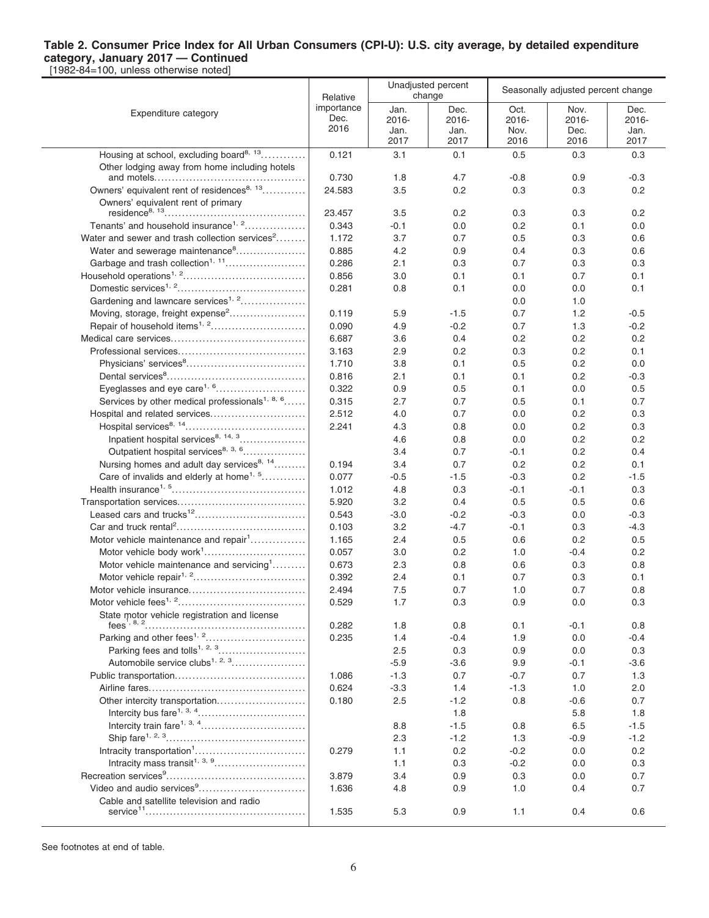**Table 2. Consumer Price Index for All Urban Consumers (CPI-U): U.S. city average, by detailed expenditure category, January 2017 — Continued**
[1982-84=100, unless otherwise noted]

| Expenditure category | Relative importance Dec. 2016 | Unadjusted percent change | | Seasonally adjusted percent change | | |
|---|---|---|---|---|---|---|
| | | Jan. 2016-Jan. 2017 | Dec. 2016-Jan. 2017 | Oct. 2016-Nov. 2016 | Nov. 2016-Dec. 2016 | Dec. 2016-Jan. 2017 |
| Housing at school, excluding board[8, 13] | 0.121 | 3.1 | 0.1 | 0.5 | 0.3 | 0.3 |
| Other lodging away from home including hotels and motels | 0.730 | 1.8 | 4.7 | -0.8 | 0.9 | -0.3 |
| Owners' equivalent rent of residences[8, 13] | 24.583 | 3.5 | 0.2 | 0.3 | 0.3 | 0.2 |
| Owners' equivalent rent of primary residence[8, 13] | 23.457 | 3.5 | 0.2 | 0.3 | 0.3 | 0.2 |
| Tenants' and household insurance[1, 2] | 0.343 | -0.1 | 0.0 | 0.2 | 0.1 | 0.0 |
| Water and sewer and trash collection services[2] | 1.172 | 3.7 | 0.7 | 0.5 | 0.3 | 0.6 |
| Water and sewerage maintenance[8] | 0.885 | 4.2 | 0.9 | 0.4 | 0.3 | 0.6 |
| Garbage and trash collection[1, 11] | 0.286 | 2.1 | 0.3 | 0.7 | 0.3 | 0.3 |
| Household operations[1, 2] | 0.856 | 3.0 | 0.1 | 0.1 | 0.7 | 0.1 |
| Domestic services[1, 2] | 0.281 | 0.8 | 0.1 | 0.0 | 0.0 | 0.1 |
| Gardening and lawncare services[1, 2] | | | | 0.0 | 1.0 | |
| Moving, storage, freight expense[2] | 0.119 | 5.9 | -1.5 | 0.7 | 1.2 | -0.5 |
| Repair of household items[1, 2] | 0.090 | 4.9 | -0.2 | 0.7 | 1.3 | -0.2 |
| Medical care services | 6.687 | 3.6 | 0.4 | 0.2 | 0.2 | 0.2 |
| Professional services | 3.163 | 2.9 | 0.2 | 0.3 | 0.2 | 0.1 |
| Physicians' services[8] | 1.710 | 3.8 | 0.1 | 0.5 | 0.2 | 0.0 |
| Dental services[8] | 0.816 | 2.1 | 0.1 | 0.1 | 0.2 | -0.3 |
| Eyeglasses and eye care[1, 6] | 0.322 | 0.9 | 0.5 | 0.1 | 0.0 | 0.5 |
| Services by other medical professionals[1, 8, 6] | 0.315 | 2.7 | 0.7 | 0.5 | 0.1 | 0.7 |
| Hospital and related services | 2.512 | 4.0 | 0.7 | 0.0 | 0.2 | 0.3 |
| Hospital services[8, 14] | 2.241 | 4.3 | 0.8 | 0.0 | 0.2 | 0.3 |
| Inpatient hospital services[8, 14, 3] | | 4.6 | 0.8 | 0.0 | 0.2 | 0.2 |
| Outpatient hospital services[8, 3, 6] | | 3.4 | 0.7 | -0.1 | 0.2 | 0.4 |
| Nursing homes and adult day services[8, 14] | 0.194 | 3.4 | 0.7 | 0.2 | 0.2 | 0.1 |
| Care of invalids and elderly at home[1, 5] | 0.077 | -0.5 | -1.5 | -0.3 | 0.2 | -1.5 |
| Health insurance[1, 5] | 1.012 | 4.8 | 0.3 | -0.1 | -0.1 | 0.3 |
| Transportation services | 5.920 | 3.2 | 0.4 | 0.5 | 0.5 | 0.6 |
| Leased cars and trucks[12] | 0.543 | -3.0 | -0.2 | -0.3 | 0.0 | -0.3 |
| Car and truck rental[2] | 0.103 | 3.2 | -4.7 | -0.1 | 0.3 | -4.3 |
| Motor vehicle maintenance and repair[1] | 1.165 | 2.4 | 0.5 | 0.6 | 0.2 | 0.5 |
| Motor vehicle body work[1] | 0.057 | 3.0 | 0.2 | 1.0 | -0.4 | 0.2 |
| Motor vehicle maintenance and servicing[1] | 0.673 | 2.3 | 0.8 | 0.6 | 0.3 | 0.8 |
| Motor vehicle repair[1, 2] | 0.392 | 2.4 | 0.1 | 0.7 | 0.3 | 0.1 |
| Motor vehicle insurance | 2.494 | 7.5 | 0.7 | 1.0 | 0.7 | 0.8 |
| Motor vehicle fees[1, 2] | 0.529 | 1.7 | 0.3 | 0.9 | 0.0 | 0.3 |
| State motor vehicle registration and license fees[1, 8, 2] | 0.282 | 1.8 | 0.8 | 0.1 | -0.1 | 0.8 |
| Parking and other fees[1, 2] | 0.235 | 1.4 | -0.4 | 1.9 | 0.0 | -0.4 |
| Parking fees and tolls[1, 2, 3] | | 2.5 | 0.3 | 0.9 | 0.0 | 0.3 |
| Automobile service clubs[1, 2, 3] | | -5.9 | -3.6 | 9.9 | -0.1 | -3.6 |
| Public transportation | 1.086 | -1.3 | 0.7 | -0.7 | 0.7 | 1.3 |
| Airline fares | 0.624 | -3.3 | 1.4 | -1.3 | 1.0 | 2.0 |
| Other intercity transportation | 0.180 | 2.5 | -1.2 | 0.8 | -0.6 | 0.7 |
| Intercity bus fare[1, 3, 4] | | | 1.8 | | 5.8 | 1.8 |
| Intercity train fare[1, 3, 4] | | 8.8 | -1.5 | 0.8 | 6.5 | -1.5 |
| Ship fare[1, 2, 3] | | 2.3 | -1.2 | 1.3 | -0.9 | -1.2 |
| Intracity transportation[1] | 0.279 | 1.1 | 0.2 | -0.2 | 0.0 | 0.2 |
| Intracity mass transit[1, 3, 9] | | 1.1 | 0.3 | -0.2 | 0.0 | 0.3 |
| Recreation services[9] | 3.879 | 3.4 | 0.9 | 0.3 | 0.0 | 0.7 |
| Video and audio services[9] | 1.636 | 4.8 | 0.9 | 1.0 | 0.4 | 0.7 |
| Cable and satellite television and radio service[11] | 1.535 | 5.3 | 0.9 | 1.1 | 0.4 | 0.6 |

See footnotes at end of table.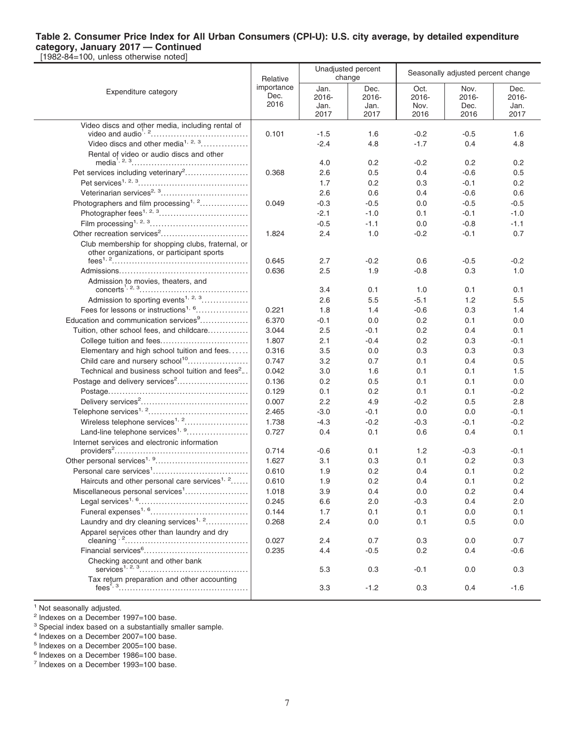**Table 2. Consumer Price Index for All Urban Consumers (CPI-U): U.S. city average, by detailed expenditure category, January 2017 — Continued**

[1982-84=100, unless otherwise noted]

| Expenditure category | Relative importance Dec. 2016 | Unadjusted percent change | | Seasonally adjusted percent change | | |
|---|---|---|---|---|---|---|
| | | Jan. 2016-Jan. 2017 | Dec. 2016-Jan. 2017 | Oct. 2016-Nov. 2016 | Nov. 2016-Dec. 2016 | Dec. 2016-Jan. 2017 |
| Video discs and other media, including rental of video and audio[1, 2] | 0.101 | -1.5 | 1.6 | -0.2 | -0.5 | 1.6 |
| Video discs and other media[1, 2, 3] | | -2.4 | 4.8 | -1.7 | 0.4 | 4.8 |
| Rental of video or audio discs and other media[1, 2, 3] | | 4.0 | 0.2 | -0.2 | 0.2 | 0.2 |
| Pet services including veterinary[2] | 0.368 | 2.6 | 0.5 | 0.4 | -0.6 | 0.5 |
| Pet services[1, 2, 3] | | 1.7 | 0.2 | 0.3 | -0.1 | 0.2 |
| Veterinarian services[2, 3] | | 2.6 | 0.6 | 0.4 | -0.6 | 0.6 |
| Photographers and film processing[1, 2] | 0.049 | -0.3 | -0.5 | 0.0 | -0.5 | -0.5 |
| Photographer fees[1, 2, 3] | | -2.1 | -1.0 | 0.1 | -0.1 | -1.0 |
| Film processing[1, 2, 3] | | -0.5 | -1.1 | 0.0 | -0.8 | -1.1 |
| Other recreation services[2] | 1.824 | 2.4 | 1.0 | -0.2 | -0.1 | 0.7 |
| Club membership for shopping clubs, fraternal, or other organizations, or participant sports fees[1, 2] | 0.645 | 2.7 | -0.2 | 0.6 | -0.5 | -0.2 |
| Admissions | 0.636 | 2.5 | 1.9 | -0.8 | 0.3 | 1.0 |
| Admission to movies, theaters, and concerts[1, 2, 3] | | 3.4 | 0.1 | 1.0 | 0.1 | 0.1 |
| Admission to sporting events[1, 2, 3] | | 2.6 | 5.5 | -5.1 | 1.2 | 5.5 |
| Fees for lessons or instructions[1, 6] | 0.221 | 1.8 | 1.4 | -0.6 | 0.3 | 1.4 |
| Education and communication services[9] | 6.370 | -0.1 | 0.0 | 0.2 | 0.1 | 0.0 |
| Tuition, other school fees, and childcare | 3.044 | 2.5 | -0.1 | 0.2 | 0.4 | 0.1 |
| College tuition and fees | 1.807 | 2.1 | -0.4 | 0.2 | 0.3 | -0.1 |
| Elementary and high school tuition and fees | 0.316 | 3.5 | 0.0 | 0.3 | 0.3 | 0.3 |
| Child care and nursery school[10] | 0.747 | 3.2 | 0.7 | 0.1 | 0.4 | 0.5 |
| Technical and business school tuition and fees[2] | 0.042 | 3.0 | 1.6 | 0.1 | 0.1 | 1.5 |
| Postage and delivery services[2] | 0.136 | 0.2 | 0.5 | 0.1 | 0.1 | 0.0 |
| Postage | 0.129 | 0.1 | 0.2 | 0.1 | 0.1 | -0.2 |
| Delivery services[2] | 0.007 | 2.2 | 4.9 | -0.2 | 0.5 | 2.8 |
| Telephone services[1, 2] | 2.465 | -3.0 | -0.1 | 0.0 | 0.0 | -0.1 |
| Wireless telephone services[1, 2] | 1.738 | -4.3 | -0.2 | -0.3 | -0.1 | -0.2 |
| Land-line telephone services[1, 9] | 0.727 | 0.4 | 0.1 | 0.6 | 0.4 | 0.1 |
| Internet services and electronic information providers[2] | 0.714 | -0.6 | 0.1 | 1.2 | -0.3 | -0.1 |
| Other personal services[1, 9] | 1.627 | 3.1 | 0.3 | 0.1 | 0.2 | 0.3 |
| Personal care services[1] | 0.610 | 1.9 | 0.2 | 0.4 | 0.1 | 0.2 |
| Haircuts and other personal care services[1, 2] | 0.610 | 1.9 | 0.2 | 0.4 | 0.1 | 0.2 |
| Miscellaneous personal services[1] | 1.018 | 3.9 | 0.4 | 0.0 | 0.2 | 0.4 |
| Legal services[1, 6] | 0.245 | 6.6 | 2.0 | -0.3 | 0.4 | 2.0 |
| Funeral expenses[1, 6] | 0.144 | 1.7 | 0.1 | 0.1 | 0.0 | 0.1 |
| Laundry and dry cleaning services[1, 2] | 0.268 | 2.4 | 0.0 | 0.1 | 0.5 | 0.0 |
| Apparel services other than laundry and dry cleaning[1, 2] | 0.027 | 2.4 | 0.7 | 0.3 | 0.0 | 0.7 |
| Financial services[6] | 0.235 | 4.4 | -0.5 | 0.2 | 0.4 | -0.6 |
| Checking account and other bank services[1, 2, 3] | | 5.3 | 0.3 | -0.1 | 0.0 | 0.3 |
| Tax return preparation and other accounting fees[2, 3] | | 3.3 | -1.2 | 0.3 | 0.4 | -1.6 |

[1] Not seasonally adjusted.
[2] Indexes on a December 1997=100 base.
[3] Special index based on a substantially smaller sample.
[4] Indexes on a December 2007=100 base.
[5] Indexes on a December 2005=100 base.
[6] Indexes on a December 1986=100 base.
[7] Indexes on a December 1993=100 base.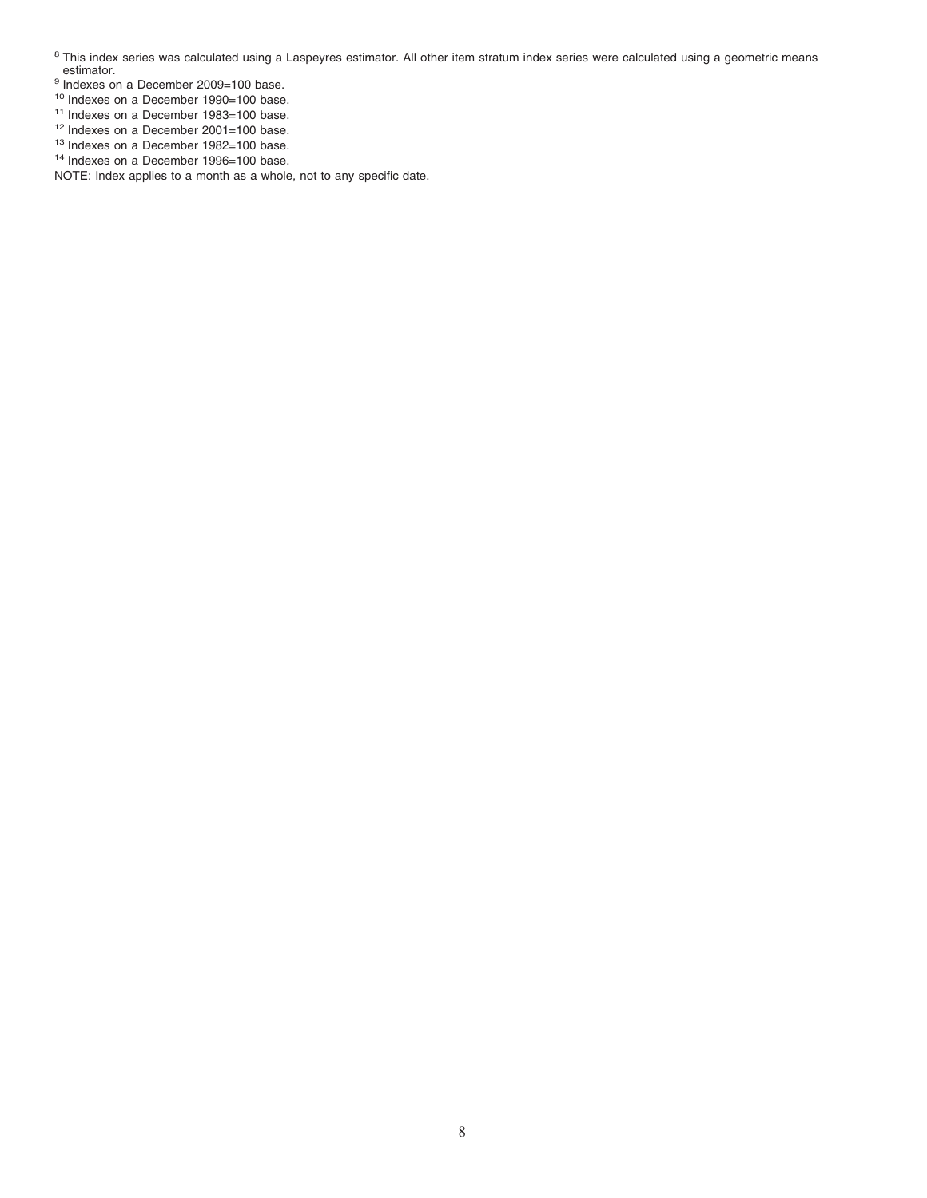[8] This index series was calculated using a Laspeyres estimator. All other item stratum index series were calculated using a geometric means estimator.

[9] Indexes on a December 2009=100 base.

[10] Indexes on a December 1990=100 base.

[11] Indexes on a December 1983=100 base.

[12] Indexes on a December 2001=100 base.

[13] Indexes on a December 1982=100 base.

[14] Indexes on a December 1996=100 base.

NOTE: Index applies to a month as a whole, not to any specific date.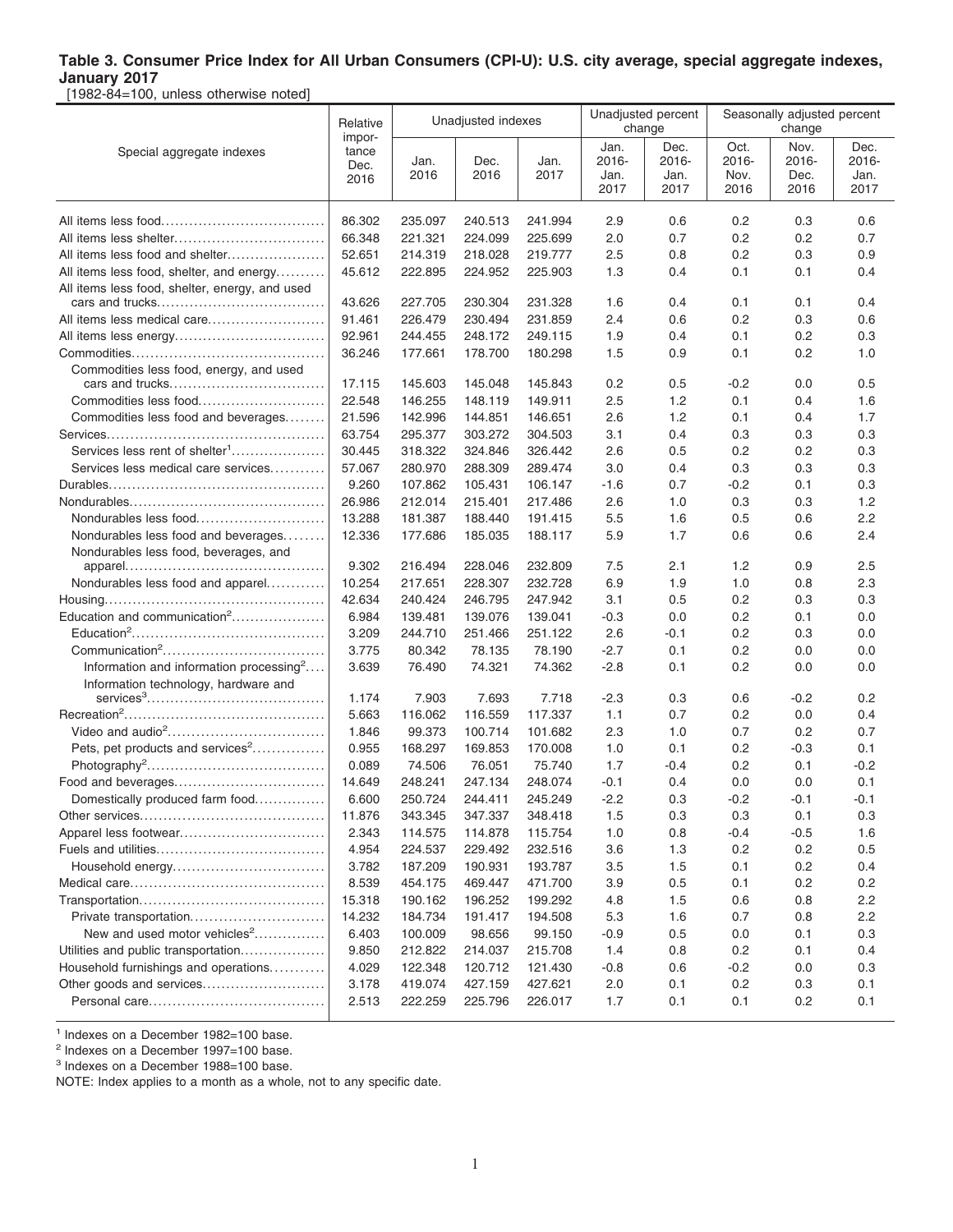**Table 3. Consumer Price Index for All Urban Consumers (CPI-U): U.S. city average, special aggregate indexes, January 2017**

[1982-84=100, unless otherwise noted]

| Special aggregate indexes | Relative importance Dec. 2016 | Unadjusted indexes | | | Unadjusted percent change | | Seasonally adjusted percent change | | |
|---|---|---|---|---|---|---|---|---|---|
| | | Jan. 2016 | Dec. 2016 | Jan. 2017 | Jan. 2016-Jan. 2017 | Dec. 2016-Jan. 2017 | Oct. 2016-Nov. 2016 | Nov. 2016-Dec. 2016 | Dec. 2016-Jan. 2017 |
| All items less food | 86.302 | 235.097 | 240.513 | 241.994 | 2.9 | 0.6 | 0.2 | 0.3 | 0.6 |
| All items less shelter | 66.348 | 221.321 | 224.099 | 225.699 | 2.0 | 0.7 | 0.2 | 0.2 | 0.7 |
| All items less food and shelter | 52.651 | 214.319 | 218.028 | 219.777 | 2.5 | 0.8 | 0.2 | 0.3 | 0.9 |
| All items less food, shelter, and energy | 45.612 | 222.895 | 224.952 | 225.903 | 1.3 | 0.4 | 0.1 | 0.1 | 0.4 |
| All items less food, shelter, energy, and used cars and trucks | 43.626 | 227.705 | 230.304 | 231.328 | 1.6 | 0.4 | 0.1 | 0.1 | 0.4 |
| All items less medical care | 91.461 | 226.479 | 230.494 | 231.859 | 2.4 | 0.6 | 0.2 | 0.3 | 0.6 |
| All items less energy | 92.961 | 244.455 | 248.172 | 249.115 | 1.9 | 0.4 | 0.1 | 0.2 | 0.3 |
| Commodities | 36.246 | 177.661 | 178.700 | 180.298 | 1.5 | 0.9 | 0.1 | 0.2 | 1.0 |
| Commodities less food, energy, and used cars and trucks | 17.115 | 145.603 | 145.048 | 145.843 | 0.2 | 0.5 | -0.2 | 0.0 | 0.5 |
| Commodities less food | 22.548 | 146.255 | 148.119 | 149.911 | 2.5 | 1.2 | 0.1 | 0.4 | 1.6 |
| Commodities less food and beverages | 21.596 | 142.996 | 144.851 | 146.651 | 2.6 | 1.2 | 0.1 | 0.4 | 1.7 |
| Services | 63.754 | 295.377 | 303.272 | 304.503 | 3.1 | 0.4 | 0.3 | 0.3 | 0.3 |
| Services less rent of shelter[1] | 30.445 | 318.322 | 324.846 | 326.442 | 2.6 | 0.5 | 0.2 | 0.2 | 0.3 |
| Services less medical care services | 57.067 | 280.970 | 288.309 | 289.474 | 3.0 | 0.4 | 0.3 | 0.3 | 0.3 |
| Durables | 9.260 | 107.862 | 105.431 | 106.147 | -1.6 | 0.7 | -0.2 | 0.1 | 0.3 |
| Nondurables | 26.986 | 212.014 | 215.401 | 217.486 | 2.6 | 1.0 | 0.3 | 0.3 | 1.2 |
| Nondurables less food | 13.288 | 181.387 | 188.440 | 191.415 | 5.5 | 1.6 | 0.5 | 0.6 | 2.2 |
| Nondurables less food and beverages | 12.336 | 177.686 | 185.035 | 188.117 | 5.9 | 1.7 | 0.6 | 0.6 | 2.4 |
| Nondurables less food, beverages, and apparel | 9.302 | 216.494 | 228.046 | 232.809 | 7.5 | 2.1 | 1.2 | 0.9 | 2.5 |
| Nondurables less food and apparel | 10.254 | 217.651 | 228.307 | 232.728 | 6.9 | 1.9 | 1.0 | 0.8 | 2.3 |
| Housing | 42.634 | 240.424 | 246.795 | 247.942 | 3.1 | 0.5 | 0.2 | 0.3 | 0.3 |
| Education and communication[2] | 6.984 | 139.481 | 139.076 | 139.041 | -0.3 | 0.0 | 0.2 | 0.1 | 0.0 |
| Education[2] | 3.209 | 244.710 | 251.466 | 251.122 | 2.6 | -0.1 | 0.2 | 0.3 | 0.0 |
| Communication[2] | 3.775 | 80.342 | 78.135 | 78.190 | -2.7 | 0.1 | 0.2 | 0.0 | 0.0 |
| Information and information processing[2] | 3.639 | 76.490 | 74.321 | 74.362 | -2.8 | 0.1 | 0.2 | 0.0 | 0.0 |
| Information technology, hardware and services[3] | 1.174 | 7.903 | 7.693 | 7.718 | -2.3 | 0.3 | 0.6 | -0.2 | 0.2 |
| Recreation[2] | 5.663 | 116.062 | 116.559 | 117.337 | 1.1 | 0.7 | 0.2 | 0.0 | 0.4 |
| Video and audio[2] | 1.846 | 99.373 | 100.714 | 101.682 | 2.3 | 1.0 | 0.7 | 0.2 | 0.7 |
| Pets, pet products and services[2] | 0.955 | 168.297 | 169.853 | 170.008 | 1.0 | 0.1 | 0.2 | -0.3 | 0.1 |
| Photography[2] | 0.089 | 74.506 | 76.051 | 75.740 | 1.7 | -0.4 | 0.2 | 0.1 | -0.2 |
| Food and beverages | 14.649 | 248.241 | 247.134 | 248.074 | -0.1 | 0.4 | 0.0 | 0.0 | 0.1 |
| Domestically produced farm food | 6.600 | 250.724 | 244.411 | 245.249 | -2.2 | 0.3 | -0.2 | -0.1 | -0.1 |
| Other services | 11.876 | 343.345 | 347.337 | 348.418 | 1.5 | 0.3 | 0.3 | 0.1 | 0.3 |
| Apparel less footwear | 2.343 | 114.575 | 114.878 | 115.754 | 1.0 | 0.8 | -0.4 | -0.5 | 1.6 |
| Fuels and utilities | 4.954 | 224.537 | 229.492 | 232.516 | 3.6 | 1.3 | 0.2 | 0.2 | 0.5 |
| Household energy | 3.782 | 187.209 | 190.931 | 193.787 | 3.5 | 1.5 | 0.1 | 0.2 | 0.4 |
| Medical care | 8.539 | 454.175 | 469.447 | 471.700 | 3.9 | 0.5 | 0.1 | 0.2 | 0.2 |
| Transportation | 15.318 | 190.162 | 196.252 | 199.292 | 4.8 | 1.5 | 0.6 | 0.8 | 2.2 |
| Private transportation | 14.232 | 184.734 | 191.417 | 194.508 | 5.3 | 1.6 | 0.7 | 0.8 | 2.2 |
| New and used motor vehicles[2] | 6.403 | 100.009 | 98.656 | 99.150 | -0.9 | 0.5 | 0.0 | 0.1 | 0.3 |
| Utilities and public transportation | 9.850 | 212.822 | 214.037 | 215.708 | 1.4 | 0.8 | 0.2 | 0.1 | 0.4 |
| Household furnishings and operations | 4.029 | 122.348 | 120.712 | 121.430 | -0.8 | 0.6 | -0.2 | 0.0 | 0.3 |
| Other goods and services | 3.178 | 419.074 | 427.159 | 427.621 | 2.0 | 0.1 | 0.2 | 0.3 | 0.1 |
| Personal care | 2.513 | 222.259 | 225.796 | 226.017 | 1.7 | 0.1 | 0.1 | 0.2 | 0.1 |

[1] Indexes on a December 1982=100 base.

[2] Indexes on a December 1997=100 base.

[3] Indexes on a December 1988=100 base.

NOTE: Index applies to a month as a whole, not to any specific date.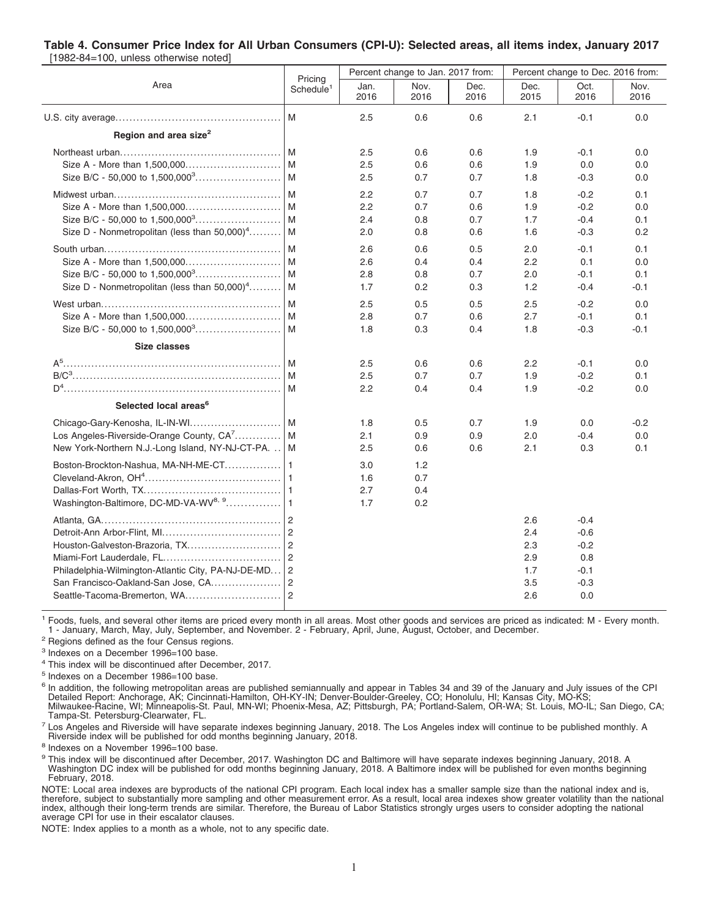**Table 4. Consumer Price Index for All Urban Consumers (CPI-U): Selected areas, all items index, January 2017**
[1982-84=100, unless otherwise noted]

| Area | Pricing Schedule[1] | Percent change to Jan. 2017 from: | | | Percent change to Dec. 2016 from: | | |
|---|---|---|---|---|---|---|---|
| | | Jan. 2016 | Nov. 2016 | Dec. 2016 | Dec. 2015 | Oct. 2016 | Nov. 2016 |
| U.S. city average | M | 2.5 | 0.6 | 0.6 | 2.1 | -0.1 | 0.0 |
| **Region and area size[2]** | | | | | | | |
| Northeast urban | M | 2.5 | 0.6 | 0.6 | 1.9 | -0.1 | 0.0 |
| Size A - More than 1,500,000 | M | 2.5 | 0.6 | 0.6 | 1.9 | 0.0 | 0.0 |
| Size B/C - 50,000 to 1,500,000[3] | M | 2.5 | 0.7 | 0.7 | 1.8 | -0.3 | 0.0 |
| Midwest urban | M | 2.2 | 0.7 | 0.7 | 1.8 | -0.2 | 0.1 |
| Size A - More than 1,500,000 | M | 2.2 | 0.7 | 0.6 | 1.9 | -0.2 | 0.0 |
| Size B/C - 50,000 to 1,500,000[3] | M | 2.4 | 0.8 | 0.7 | 1.7 | -0.4 | 0.1 |
| Size D - Nonmetropolitan (less than 50,000)[4] | M | 2.0 | 0.8 | 0.6 | 1.6 | -0.3 | 0.2 |
| South urban | M | 2.6 | 0.6 | 0.5 | 2.0 | -0.1 | 0.1 |
| Size A - More than 1,500,000 | M | 2.6 | 0.4 | 0.4 | 2.2 | 0.1 | 0.0 |
| Size B/C - 50,000 to 1,500,000[3] | M | 2.8 | 0.8 | 0.7 | 2.0 | -0.1 | 0.1 |
| Size D - Nonmetropolitan (less than 50,000)[4] | M | 1.7 | 0.2 | 0.3 | 1.2 | -0.4 | -0.1 |
| West urban | M | 2.5 | 0.5 | 0.5 | 2.5 | -0.2 | 0.0 |
| Size A - More than 1,500,000 | M | 2.8 | 0.7 | 0.6 | 2.7 | -0.1 | 0.1 |
| Size B/C - 50,000 to 1,500,000[3] | M | 1.8 | 0.3 | 0.4 | 1.8 | -0.3 | -0.1 |
| **Size classes** | | | | | | | |
| A[5] | M | 2.5 | 0.6 | 0.6 | 2.2 | -0.1 | 0.0 |
| B/C[3] | M | 2.5 | 0.7 | 0.7 | 1.9 | -0.2 | 0.1 |
| D[4] | M | 2.2 | 0.4 | 0.4 | 1.9 | -0.2 | 0.0 |
| **Selected local areas[6]** | | | | | | | |
| Chicago-Gary-Kenosha, IL-IN-WI | M | 1.8 | 0.5 | 0.7 | 1.9 | 0.0 | -0.2 |
| Los Angeles-Riverside-Orange County, CA[7] | M | 2.1 | 0.9 | 0.9 | 2.0 | -0.4 | 0.0 |
| New York-Northern N.J.-Long Island, NY-NJ-CT-PA. | M | 2.5 | 0.6 | 0.6 | 2.1 | 0.3 | 0.1 |
| Boston-Brockton-Nashua, MA-NH-ME-CT | 1 | 3.0 | 1.2 | | | | |
| Cleveland-Akron, OH[4] | 1 | 1.6 | 0.7 | | | | |
| Dallas-Fort Worth, TX | 1 | 2.7 | 0.4 | | | | |
| Washington-Baltimore, DC-MD-VA-WV[8, 9] | 1 | 1.7 | 0.2 | | | | |
| Atlanta, GA | 2 | | | | 2.6 | -0.4 | |
| Detroit-Ann Arbor-Flint, MI | 2 | | | | 2.4 | -0.6 | |
| Houston-Galveston-Brazoria, TX | 2 | | | | 2.3 | -0.2 | |
| Miami-Fort Lauderdale, FL | 2 | | | | 2.9 | 0.8 | |
| Philadelphia-Wilmington-Atlantic City, PA-NJ-DE-MD | 2 | | | | 1.7 | -0.1 | |
| San Francisco-Oakland-San Jose, CA | 2 | | | | 3.5 | -0.3 | |
| Seattle-Tacoma-Bremerton, WA | 2 | | | | 2.6 | 0.0 | |

[1] Foods, fuels, and several other items are priced every month in all areas. Most other goods and services are priced as indicated: M - Every month. 1 - January, March, May, July, September, and November. 2 - February, April, June, August, October, and December.

[2] Regions defined as the four Census regions.

[3] Indexes on a December 1996=100 base.

[4] This index will be discontinued after December, 2017.

[5] Indexes on a December 1986=100 base.

[6] In addition, the following metropolitan areas are published semiannually and appear in Tables 34 and 39 of the January and July issues of the CPI Detailed Report: Anchorage, AK; Cincinnati-Hamilton, OH-KY-IN; Denver-Boulder-Greeley, CO; Honolulu, HI; Kansas City, MO-KS; Milwaukee-Racine, WI; Minneapolis-St. Paul, MN-WI; Phoenix-Mesa, AZ; Pittsburgh, PA; Portland-Salem, OR-WA; St. Louis, MO-IL; San Diego, CA; Tampa-St. Petersburg-Clearwater, FL.

[7] Los Angeles and Riverside will have separate indexes beginning January, 2018. The Los Angeles index will continue to be published monthly. A Riverside index will be published for odd months beginning January, 2018.

[8] Indexes on a November 1996=100 base.

[9] This index will be discontinued after December, 2017. Washington DC and Baltimore will have separate indexes beginning January, 2018. A Washington DC index will be published for odd months beginning January, 2018. A Baltimore index will be published for even months beginning February, 2018.

NOTE: Local area indexes are byproducts of the national CPI program. Each local index has a smaller sample size than the national index and is, therefore, subject to substantially more sampling and other measurement error. As a result, local area indexes show greater volatility than the national index, although their long-term trends are similar. Therefore, the Bureau of Labor Statistics strongly urges users to consider adopting the national average CPI for use in their escalator clauses.

NOTE: Index applies to a month as a whole, not to any specific date.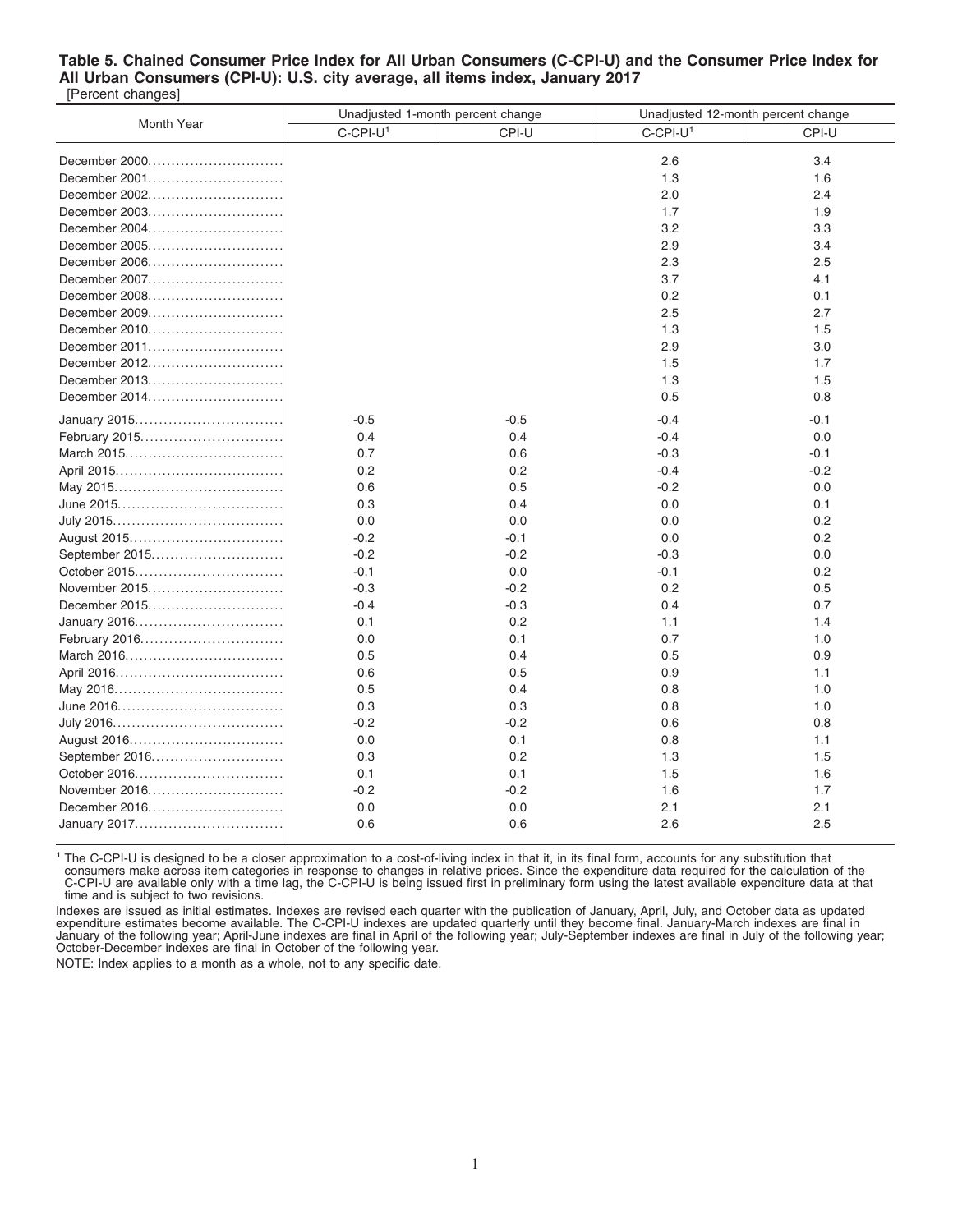**Table 5. Chained Consumer Price Index for All Urban Consumers (C-CPI-U) and the Consumer Price Index for All Urban Consumers (CPI-U): U.S. city average, all items index, January 2017**
[Percent changes]

| Month Year | Unadjusted 1-month percent change | | Unadjusted 12-month percent change | |
|---|---|---|---|---|
| | C-CPI-U[1] | CPI-U | C-CPI-U[1] | CPI-U |
| December 2000 | | | 2.6 | 3.4 |
| December 2001 | | | 1.3 | 1.6 |
| December 2002 | | | 2.0 | 2.4 |
| December 2003 | | | 1.7 | 1.9 |
| December 2004 | | | 3.2 | 3.3 |
| December 2005 | | | 2.9 | 3.4 |
| December 2006 | | | 2.3 | 2.5 |
| December 2007 | | | 3.7 | 4.1 |
| December 2008 | | | 0.2 | 0.1 |
| December 2009 | | | 2.5 | 2.7 |
| December 2010 | | | 1.3 | 1.5 |
| December 2011 | | | 2.9 | 3.0 |
| December 2012 | | | 1.5 | 1.7 |
| December 2013 | | | 1.3 | 1.5 |
| December 2014 | | | 0.5 | 0.8 |
| January 2015 | -0.5 | -0.5 | -0.4 | -0.1 |
| February 2015 | 0.4 | 0.4 | -0.4 | 0.0 |
| March 2015 | 0.7 | 0.6 | -0.3 | -0.1 |
| April 2015 | 0.2 | 0.2 | -0.4 | -0.2 |
| May 2015 | 0.6 | 0.5 | -0.2 | 0.0 |
| June 2015 | 0.3 | 0.4 | 0.0 | 0.1 |
| July 2015 | 0.0 | 0.0 | 0.0 | 0.2 |
| August 2015 | -0.2 | -0.1 | 0.0 | 0.2 |
| September 2015 | -0.2 | -0.2 | -0.3 | 0.0 |
| October 2015 | -0.1 | 0.0 | -0.1 | 0.2 |
| November 2015 | -0.3 | -0.2 | 0.2 | 0.5 |
| December 2015 | -0.4 | -0.3 | 0.4 | 0.7 |
| January 2016 | 0.1 | 0.2 | 1.1 | 1.4 |
| February 2016 | 0.0 | 0.1 | 0.7 | 1.0 |
| March 2016 | 0.5 | 0.4 | 0.5 | 0.9 |
| April 2016 | 0.6 | 0.5 | 0.9 | 1.1 |
| May 2016 | 0.5 | 0.4 | 0.8 | 1.0 |
| June 2016 | 0.3 | 0.3 | 0.8 | 1.0 |
| July 2016 | -0.2 | -0.2 | 0.6 | 0.8 |
| August 2016 | 0.0 | 0.1 | 0.8 | 1.1 |
| September 2016 | 0.3 | 0.2 | 1.3 | 1.5 |
| October 2016 | 0.1 | 0.1 | 1.5 | 1.6 |
| November 2016 | -0.2 | -0.2 | 1.6 | 1.7 |
| December 2016 | 0.0 | 0.0 | 2.1 | 2.1 |
| January 2017 | 0.6 | 0.6 | 2.6 | 2.5 |

[1] The C-CPI-U is designed to be a closer approximation to a cost-of-living index in that it, in its final form, accounts for any substitution that consumers make across item categories in response to changes in relative prices. Since the expenditure data required for the calculation of the C-CPI-U are available only with a time lag, the C-CPI-U is being issued first in preliminary form using the latest available expenditure data at that time and is subject to two revisions.

Indexes are issued as initial estimates. Indexes are revised each quarter with the publication of January, April, July, and October data as updated expenditure estimates become available. The C-CPI-U indexes are updated quarterly until they become final. January-March indexes are final in January of the following year; April-June indexes are final in April of the following year; July-September indexes are final in July of the following year; October-December indexes are final in October of the following year.

NOTE: Index applies to a month as a whole, not to any specific date.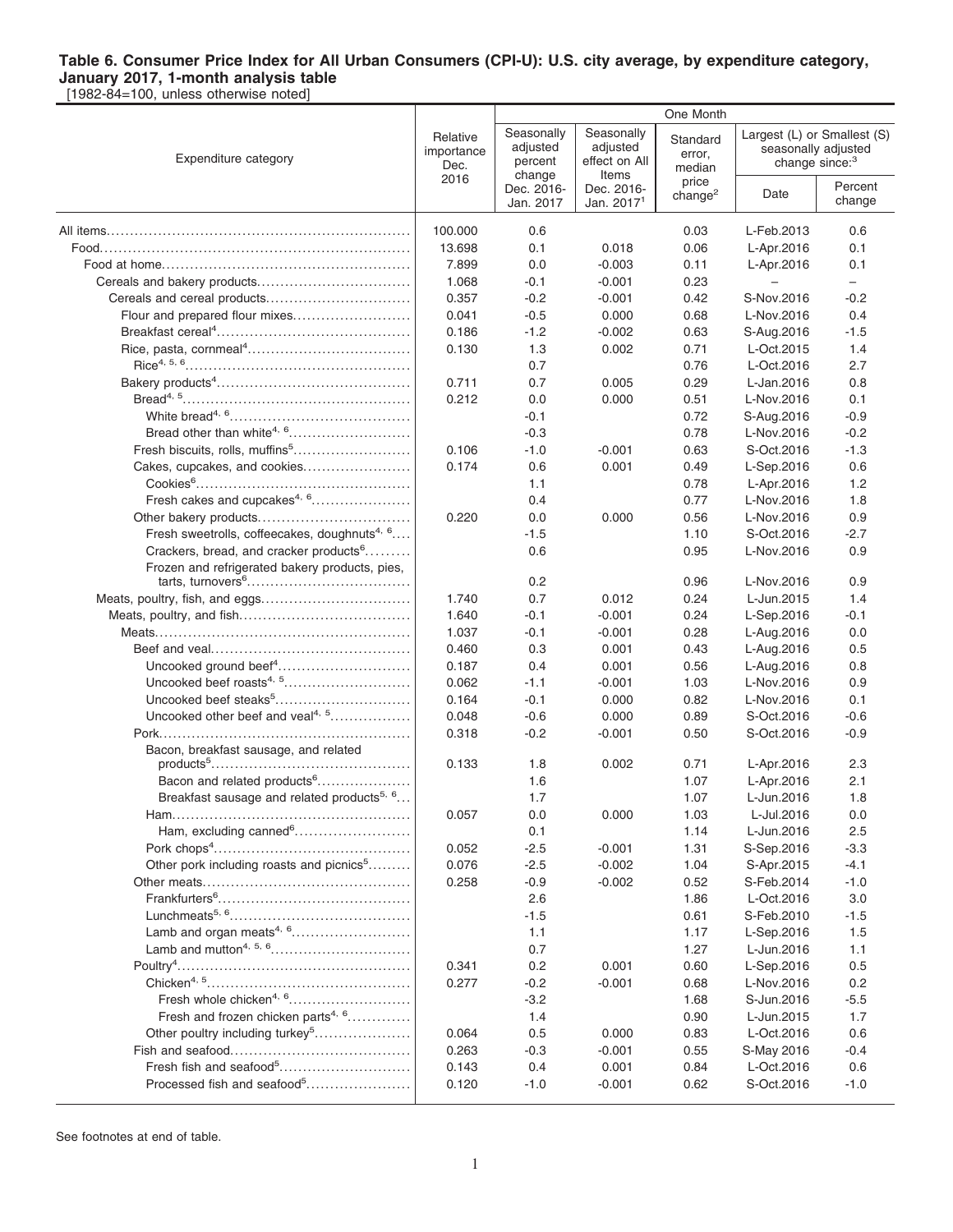**Table 6. Consumer Price Index for All Urban Consumers (CPI-U): U.S. city average, by expenditure category, January 2017, 1-month analysis table**
[1982-84=100, unless otherwise noted]

| Expenditure category | Relative importance Dec. 2016 | One Month | | | | |
|---|---|---|---|---|---|---|
| | | Seasonally adjusted percent change Dec. 2016-Jan. 2017 | Seasonally adjusted effect on All Items Dec. 2016-Jan. 2017[1] | Standard error, median price change[2] | Largest (L) or Smallest (S) seasonally adjusted change since:[3] Date | Percent change |
| All items | 100.000 | 0.6 | | 0.03 | L-Feb.2013 | 0.6 |
| Food | 13.698 | 0.1 | 0.018 | 0.06 | L-Apr.2016 | 0.1 |
| Food at home | 7.899 | 0.0 | -0.003 | 0.11 | L-Apr.2016 | 0.1 |
| Cereals and bakery products | 1.068 | -0.1 | -0.001 | 0.23 | – | – |
| Cereals and cereal products | 0.357 | -0.2 | -0.001 | 0.42 | S-Nov.2016 | -0.2 |
| Flour and prepared flour mixes | 0.041 | -0.5 | 0.000 | 0.68 | L-Nov.2016 | 0.4 |
| Breakfast cereal[4] | 0.186 | -1.2 | -0.002 | 0.63 | S-Aug.2016 | -1.5 |
| Rice, pasta, cornmeal[4] | 0.130 | 1.3 | 0.002 | 0.71 | L-Oct.2015 | 1.4 |
| Rice[4, 5, 6] | | 0.7 | | 0.76 | L-Oct.2016 | 2.7 |
| Bakery products[4] | 0.711 | 0.7 | 0.005 | 0.29 | L-Jan.2016 | 0.8 |
| Bread[4, 5] | 0.212 | 0.0 | 0.000 | 0.51 | L-Nov.2016 | 0.1 |
| White bread[4, 6] | | -0.1 | | 0.72 | S-Aug.2016 | -0.9 |
| Bread other than white[4, 6] | | -0.3 | | 0.78 | L-Nov.2016 | -0.2 |
| Fresh biscuits, rolls, muffins[5] | 0.106 | -1.0 | -0.001 | 0.63 | S-Oct.2016 | -1.3 |
| Cakes, cupcakes, and cookies | 0.174 | 0.6 | 0.001 | 0.49 | L-Sep.2016 | 0.6 |
| Cookies[6] | | 1.1 | | 0.78 | L-Apr.2016 | 1.2 |
| Fresh cakes and cupcakes[4, 6] | | 0.4 | | 0.77 | L-Nov.2016 | 1.8 |
| Other bakery products | 0.220 | 0.0 | 0.000 | 0.56 | L-Nov.2016 | 0.9 |
| Fresh sweetrolls, coffeecakes, doughnuts[4, 6] | | -1.5 | | 1.10 | S-Oct.2016 | -2.7 |
| Crackers, bread, and cracker products[6] | | 0.6 | | 0.95 | L-Nov.2016 | 0.9 |
| Frozen and refrigerated bakery products, pies, tarts, turnovers[6] | | 0.2 | | 0.96 | L-Nov.2016 | 0.9 |
| Meats, poultry, fish, and eggs | 1.740 | 0.7 | 0.012 | 0.24 | L-Jun.2015 | 1.4 |
| Meats, poultry, and fish | 1.640 | -0.1 | -0.001 | 0.24 | L-Sep.2016 | -0.1 |
| Meats | 1.037 | -0.1 | -0.001 | 0.28 | L-Aug.2016 | 0.0 |
| Beef and veal | 0.460 | 0.3 | 0.001 | 0.43 | L-Aug.2016 | 0.5 |
| Uncooked ground beef[4] | 0.187 | 0.4 | 0.001 | 0.56 | L-Aug.2016 | 0.8 |
| Uncooked beef roasts[4, 5] | 0.062 | -1.1 | -0.001 | 1.03 | L-Nov.2016 | 0.9 |
| Uncooked beef steaks[5] | 0.164 | -0.1 | 0.000 | 0.82 | L-Nov.2016 | 0.1 |
| Uncooked other beef and veal[4, 5] | 0.048 | -0.6 | 0.000 | 0.89 | S-Oct.2016 | -0.6 |
| Pork | 0.318 | -0.2 | -0.001 | 0.50 | S-Oct.2016 | -0.9 |
| Bacon, breakfast sausage, and related products[5] | 0.133 | 1.8 | 0.002 | 0.71 | L-Apr.2016 | 2.3 |
| Bacon and related products[6] | | 1.6 | | 1.07 | L-Apr.2016 | 2.1 |
| Breakfast sausage and related products[5, 6] | | 1.7 | | 1.07 | L-Jun.2016 | 1.8 |
| Ham | 0.057 | 0.0 | 0.000 | 1.03 | L-Jul.2016 | 0.0 |
| Ham, excluding canned[6] | | 0.1 | | 1.14 | L-Jun.2016 | 2.5 |
| Pork chops[4] | 0.052 | -2.5 | -0.001 | 1.31 | S-Sep.2016 | -3.3 |
| Other pork including roasts and picnics[5] | 0.076 | -2.5 | -0.002 | 1.04 | S-Apr.2015 | -4.1 |
| Other meats | 0.258 | -0.9 | -0.002 | 0.52 | S-Feb.2014 | -1.0 |
| Frankfurters[6] | | 2.6 | | 1.86 | L-Oct.2016 | 3.0 |
| Lunchmeats[5, 6] | | -1.5 | | 0.61 | S-Feb.2010 | -1.5 |
| Lamb and organ meats[4, 6] | | 1.1 | | 1.17 | L-Sep.2016 | 1.5 |
| Lamb and mutton[4, 5, 6] | | 0.7 | | 1.27 | L-Jun.2016 | 1.1 |
| Poultry[4] | 0.341 | 0.2 | 0.001 | 0.60 | L-Sep.2016 | 0.5 |
| Chicken[4, 5] | 0.277 | -0.2 | -0.001 | 0.68 | L-Nov.2016 | 0.2 |
| Fresh whole chicken[4, 6] | | -3.2 | | 1.68 | S-Jun.2016 | -5.5 |
| Fresh and frozen chicken parts[4, 6] | | 1.4 | | 0.90 | L-Jun.2015 | 1.7 |
| Other poultry including turkey[5] | 0.064 | 0.5 | 0.000 | 0.83 | L-Oct.2016 | 0.6 |
| Fish and seafood | 0.263 | -0.3 | -0.001 | 0.55 | S-May 2016 | -0.4 |
| Fresh fish and seafood[5] | 0.143 | 0.4 | 0.001 | 0.84 | L-Oct.2016 | 0.6 |
| Processed fish and seafood[5] | 0.120 | -1.0 | -0.001 | 0.62 | S-Oct.2016 | -1.0 |

See footnotes at end of table.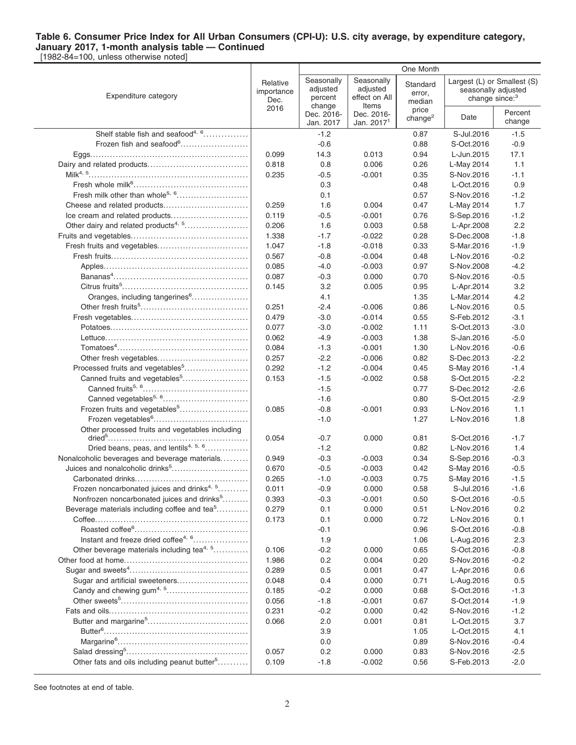**Table 6. Consumer Price Index for All Urban Consumers (CPI-U): U.S. city average, by expenditure category, January 2017, 1-month analysis table — Continued**

[1982-84=100, unless otherwise noted]

| Expenditure category | Relative importance Dec. 2016 | One Month: Seasonally adjusted percent change Dec. 2016-Jan. 2017 | Seasonally adjusted effect on All Items Dec. 2016-Jan. 2017[1] | Standard error, median price change[2] | Largest (L) or Smallest (S) seasonally adjusted change since:[3] Date | Percent change |
|---|---|---|---|---|---|---|
| Shelf stable fish and seafood[4, 6] | | -1.2 | | 0.87 | S-Jul.2016 | -1.5 |
| Frozen fish and seafood[6] | | -0.6 | | 0.88 | S-Oct.2016 | -0.9 |
| Eggs | 0.099 | 14.3 | 0.013 | 0.94 | L-Jun.2015 | 17.1 |
| Dairy and related products | 0.818 | 0.8 | 0.006 | 0.26 | L-May 2014 | 1.1 |
| Milk[4, 5] | 0.235 | -0.5 | -0.001 | 0.35 | S-Nov.2016 | -1.1 |
| Fresh whole milk[6] | | 0.3 | | 0.48 | L-Oct.2016 | 0.9 |
| Fresh milk other than whole[5, 6] | | 0.1 | | 0.57 | S-Nov.2016 | -1.2 |
| Cheese and related products | 0.259 | 1.6 | 0.004 | 0.47 | L-May 2014 | 1.7 |
| Ice cream and related products | 0.119 | -0.5 | -0.001 | 0.76 | S-Sep.2016 | -1.2 |
| Other dairy and related products[4, 5] | 0.206 | 1.6 | 0.003 | 0.58 | L-Apr.2008 | 2.2 |
| Fruits and vegetables | 1.338 | -1.7 | -0.022 | 0.28 | S-Dec.2008 | -1.8 |
| Fresh fruits and vegetables | 1.047 | -1.8 | -0.018 | 0.33 | S-Mar.2016 | -1.9 |
| Fresh fruits | 0.567 | -0.8 | -0.004 | 0.48 | L-Nov.2016 | -0.2 |
| Apples | 0.085 | -4.0 | -0.003 | 0.97 | S-Nov.2008 | -4.2 |
| Bananas[4] | 0.087 | -0.3 | 0.000 | 0.70 | S-Nov.2016 | -0.5 |
| Citrus fruits[5] | 0.145 | 3.2 | 0.005 | 0.95 | L-Apr.2014 | 3.2 |
| Oranges, including tangerines[6] | | 4.1 | | 1.35 | L-Mar.2014 | 4.2 |
| Other fresh fruits[5] | 0.251 | -2.4 | -0.006 | 0.86 | L-Nov.2016 | 0.5 |
| Fresh vegetables | 0.479 | -3.0 | -0.014 | 0.55 | S-Feb.2012 | -3.1 |
| Potatoes | 0.077 | -3.0 | -0.002 | 1.11 | S-Oct.2013 | -3.0 |
| Lettuce | 0.062 | -4.9 | -0.003 | 1.38 | S-Jan.2016 | -5.0 |
| Tomatoes[4] | 0.084 | -1.3 | -0.001 | 1.30 | L-Nov.2016 | -0.6 |
| Other fresh vegetables | 0.257 | -2.2 | -0.006 | 0.82 | S-Dec.2013 | -2.2 |
| Processed fruits and vegetables[5] | 0.292 | -1.2 | -0.004 | 0.45 | S-May 2016 | -1.4 |
| Canned fruits and vegetables[5] | 0.153 | -1.5 | -0.002 | 0.58 | S-Oct.2015 | -2.2 |
| Canned fruits[5, 6] | | -1.5 | | 0.77 | S-Dec.2012 | -2.6 |
| Canned vegetables[5, 6] | | -1.6 | | 0.80 | S-Oct.2015 | -2.9 |
| Frozen fruits and vegetables[5] | 0.085 | -0.8 | -0.001 | 0.93 | L-Nov.2016 | 1.1 |
| Frozen vegetables[6] | | -1.0 | | 1.27 | L-Nov.2016 | 1.8 |
| Other processed fruits and vegetables including dried[5] | 0.054 | -0.7 | 0.000 | 0.81 | S-Oct.2016 | -1.7 |
| Dried beans, peas, and lentils[4, 5, 6] | | -1.2 | | 0.82 | L-Nov.2016 | 1.4 |
| Nonalcoholic beverages and beverage materials | 0.949 | -0.3 | -0.003 | 0.34 | S-Sep.2016 | -0.3 |
| Juices and nonalcoholic drinks[5] | 0.670 | -0.5 | -0.003 | 0.42 | S-May 2016 | -0.5 |
| Carbonated drinks | 0.265 | -1.0 | -0.003 | 0.75 | S-May 2016 | -1.5 |
| Frozen noncarbonated juices and drinks[4, 5] | 0.011 | -0.9 | 0.000 | 0.58 | S-Jul.2016 | -1.6 |
| Nonfrozen noncarbonated juices and drinks[5] | 0.393 | -0.3 | -0.001 | 0.50 | S-Oct.2016 | -0.5 |
| Beverage materials including coffee and tea[5] | 0.279 | 0.1 | 0.000 | 0.51 | L-Nov.2016 | 0.2 |
| Coffee | 0.173 | 0.1 | 0.000 | 0.72 | L-Nov.2016 | 0.1 |
| Roasted coffee[6] | | -0.1 | | 0.96 | S-Oct.2016 | -0.8 |
| Instant and freeze dried coffee[4, 6] | | 1.9 | | 1.06 | L-Aug.2016 | 2.3 |
| Other beverage materials including tea[4, 5] | 0.106 | -0.2 | 0.000 | 0.65 | S-Oct.2016 | -0.8 |
| Other food at home | 1.986 | 0.2 | 0.004 | 0.20 | S-Nov.2016 | -0.2 |
| Sugar and sweets[4] | 0.289 | 0.5 | 0.001 | 0.47 | L-Apr.2016 | 0.6 |
| Sugar and artificial sweeteners | 0.048 | 0.4 | 0.000 | 0.71 | L-Aug.2016 | 0.5 |
| Candy and chewing gum[4, 5] | 0.185 | -0.2 | 0.000 | 0.68 | S-Oct.2016 | -1.3 |
| Other sweets[5] | 0.056 | -1.8 | -0.001 | 0.67 | S-Oct.2014 | -1.9 |
| Fats and oils | 0.231 | -0.2 | 0.000 | 0.42 | S-Nov.2016 | -1.2 |
| Butter and margarine[5] | 0.066 | 2.0 | 0.001 | 0.81 | L-Oct.2015 | 3.7 |
| Butter[6] | | 3.9 | | 1.05 | L-Oct.2015 | 4.1 |
| Margarine[6] | | 0.0 | | 0.89 | S-Nov.2016 | -0.4 |
| Salad dressing[5] | 0.057 | 0.2 | 0.000 | 0.83 | S-Nov.2016 | -2.5 |
| Other fats and oils including peanut butter[5] | 0.109 | -1.8 | -0.002 | 0.56 | S-Feb.2013 | -2.0 |

See footnotes at end of table.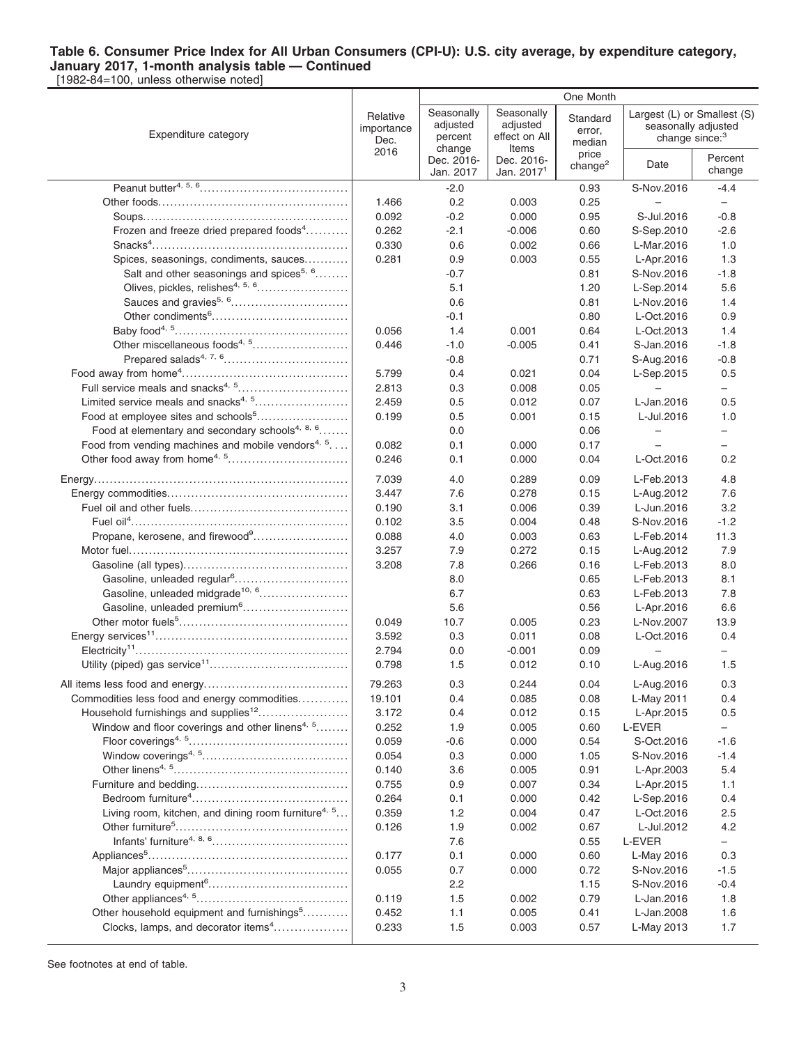**Table 6. Consumer Price Index for All Urban Consumers (CPI-U): U.S. city average, by expenditure category, January 2017, 1-month analysis table — Continued**

[1982-84=100, unless otherwise noted]

| Expenditure category | Relative importance Dec. 2016 | One Month | | | | |
|---|---|---|---|---|---|---|
| | | Seasonally adjusted percent change Dec. 2016-Jan. 2017 | Seasonally adjusted effect on All Items Dec. 2016-Jan. 2017[1] | Standard error, median price change[2] | Largest (L) or Smallest (S) seasonally adjusted change since:[3] | |
| | | | | | Date | Percent change |
| Peanut butter[4, 5, 6] | | -2.0 | | 0.93 | S-Nov.2016 | -4.4 |
| Other foods | 1.466 | 0.2 | 0.003 | 0.25 | – | – |
| Soups | 0.092 | -0.2 | 0.000 | 0.95 | S-Jul.2016 | -0.8 |
| Frozen and freeze dried prepared foods[4] | 0.262 | -2.1 | -0.006 | 0.60 | S-Sep.2010 | -2.6 |
| Snacks[4] | 0.330 | 0.6 | 0.002 | 0.66 | L-Mar.2016 | 1.0 |
| Spices, seasonings, condiments, sauces | 0.281 | 0.9 | 0.003 | 0.55 | L-Apr.2016 | 1.3 |
| Salt and other seasonings and spices[5, 6] | | -0.7 | | 0.81 | S-Nov.2016 | -1.8 |
| Olives, pickles, relishes[4, 5, 6] | | 5.1 | | 1.20 | L-Sep.2014 | 5.6 |
| Sauces and gravies[5, 6] | | 0.6 | | 0.81 | L-Nov.2016 | 1.4 |
| Other condiments[6] | | -0.1 | | 0.80 | L-Oct.2016 | 0.9 |
| Baby food[4, 5] | 0.056 | 1.4 | 0.001 | 0.64 | L-Oct.2013 | 1.4 |
| Other miscellaneous foods[4, 5] | 0.446 | -1.0 | -0.005 | 0.41 | S-Jan.2016 | -1.8 |
| Prepared salads[4, 7, 6] | | -0.8 | | 0.71 | S-Aug.2016 | -0.8 |
| Food away from home[4] | 5.799 | 0.4 | 0.021 | 0.04 | L-Sep.2015 | 0.5 |
| Full service meals and snacks[4, 5] | 2.813 | 0.3 | 0.008 | 0.05 | – | – |
| Limited service meals and snacks[4, 5] | 2.459 | 0.5 | 0.012 | 0.07 | L-Jan.2016 | 0.5 |
| Food at employee sites and schools[5] | 0.199 | 0.5 | 0.001 | 0.15 | L-Jul.2016 | 1.0 |
| Food at elementary and secondary schools[4, 8, 6] | | 0.0 | | 0.06 | – | – |
| Food from vending machines and mobile vendors[4, 5] | 0.082 | 0.1 | 0.000 | 0.17 | – | – |
| Other food away from home[4, 5] | 0.246 | 0.1 | 0.000 | 0.04 | L-Oct.2016 | 0.2 |
| Energy | 7.039 | 4.0 | 0.289 | 0.09 | L-Feb.2013 | 4.8 |
| Energy commodities | 3.447 | 7.6 | 0.278 | 0.15 | L-Aug.2012 | 7.6 |
| Fuel oil and other fuels | 0.190 | 3.1 | 0.006 | 0.39 | L-Jun.2016 | 3.2 |
| Fuel oil[4] | 0.102 | 3.5 | 0.004 | 0.48 | S-Nov.2016 | -1.2 |
| Propane, kerosene, and firewood[9] | 0.088 | 4.0 | 0.003 | 0.63 | L-Feb.2014 | 11.3 |
| Motor fuel | 3.257 | 7.9 | 0.272 | 0.15 | L-Aug.2012 | 7.9 |
| Gasoline (all types) | 3.208 | 7.8 | 0.266 | 0.16 | L-Feb.2013 | 8.0 |
| Gasoline, unleaded regular[6] | | 8.0 | | 0.65 | L-Feb.2013 | 8.1 |
| Gasoline, unleaded midgrade[10, 6] | | 6.7 | | 0.63 | L-Feb.2013 | 7.8 |
| Gasoline, unleaded premium[6] | | 5.6 | | 0.56 | L-Apr.2016 | 6.6 |
| Other motor fuels[5] | 0.049 | 10.7 | 0.005 | 0.23 | L-Nov.2007 | 13.9 |
| Energy services[11] | 3.592 | 0.3 | 0.011 | 0.08 | L-Oct.2016 | 0.4 |
| Electricity[11] | 2.794 | 0.0 | -0.001 | 0.09 | – | – |
| Utility (piped) gas service[11] | 0.798 | 1.5 | 0.012 | 0.10 | L-Aug.2016 | 1.5 |
| All items less food and energy | 79.263 | 0.3 | 0.244 | 0.04 | L-Aug.2016 | 0.3 |
| Commodities less food and energy commodities | 19.101 | 0.4 | 0.085 | 0.08 | L-May 2011 | 0.4 |
| Household furnishings and supplies[12] | 3.172 | 0.4 | 0.012 | 0.15 | L-Apr.2015 | 0.5 |
| Window and floor coverings and other linens[4, 5] | 0.252 | 1.9 | 0.005 | 0.60 | L-EVER | – |
| Floor coverings[4, 5] | 0.059 | -0.6 | 0.000 | 0.54 | S-Oct.2016 | -1.6 |
| Window coverings[4, 5] | 0.054 | 0.3 | 0.000 | 1.05 | S-Nov.2016 | -1.4 |
| Other linens[4, 5] | 0.140 | 3.6 | 0.005 | 0.91 | L-Apr.2003 | 5.4 |
| Furniture and bedding | 0.755 | 0.9 | 0.007 | 0.34 | L-Apr.2015 | 1.1 |
| Bedroom furniture[4] | 0.264 | 0.1 | 0.000 | 0.42 | L-Sep.2016 | 0.4 |
| Living room, kitchen, and dining room furniture[4, 5] | 0.359 | 1.2 | 0.004 | 0.47 | L-Oct.2016 | 2.5 |
| Other furniture[5] | 0.126 | 1.9 | 0.002 | 0.67 | L-Jul.2012 | 4.2 |
| Infants' furniture[4, 8, 6] | | 7.6 | | 0.55 | L-EVER | – |
| Appliances[5] | 0.177 | 0.1 | 0.000 | 0.60 | L-May 2016 | 0.3 |
| Major appliances[5] | 0.055 | 0.7 | 0.000 | 0.72 | S-Nov.2016 | -1.5 |
| Laundry equipment[6] | | 2.2 | | 1.15 | S-Nov.2016 | -0.4 |
| Other appliances[4, 5] | 0.119 | 1.5 | 0.002 | 0.79 | L-Jan.2016 | 1.8 |
| Other household equipment and furnishings[5] | 0.452 | 1.1 | 0.005 | 0.41 | L-Jan.2008 | 1.6 |
| Clocks, lamps, and decorator items[4] | 0.233 | 1.5 | 0.003 | 0.57 | L-May 2013 | 1.7 |

See footnotes at end of table.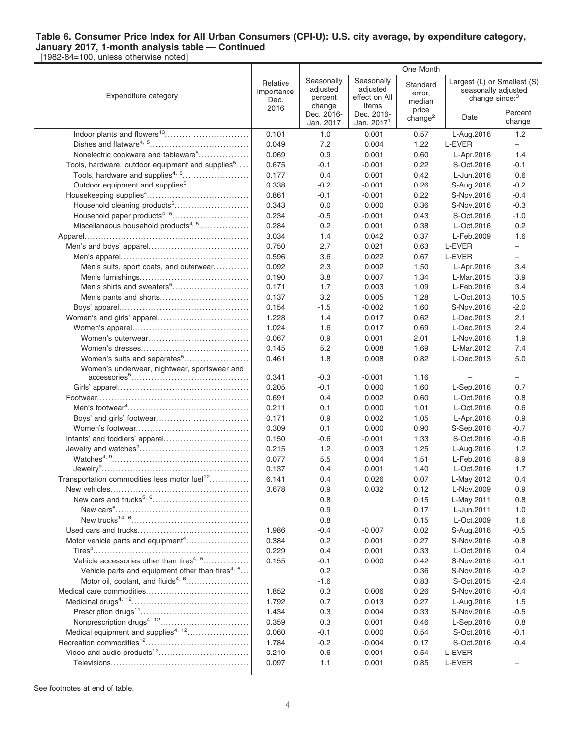**Table 6. Consumer Price Index for All Urban Consumers (CPI-U): U.S. city average, by expenditure category, January 2017, 1-month analysis table — Continued**

[1982-84=100, unless otherwise noted]

| Expenditure category | Relative importance Dec. 2016 | One Month | | | | |
|---|---|---|---|---|---|---|
| | | Seasonally adjusted percent change Dec. 2016-Jan. 2017 | Seasonally adjusted effect on All Items Dec. 2016-Jan. 2017[1] | Standard error, median price change[2] | Largest (L) or Smallest (S) seasonally adjusted change since:[3] | |
| | | | | | Date | Percent change |
| Indoor plants and flowers[13] | 0.101 | 1.0 | 0.001 | 0.57 | L-Aug.2016 | 1.2 |
| Dishes and flatware[4, 5] | 0.049 | 7.2 | 0.004 | 1.22 | L-EVER | – |
| Nonelectric cookware and tableware[5] | 0.069 | 0.9 | 0.001 | 0.60 | L-Apr.2016 | 1.4 |
| Tools, hardware, outdoor equipment and supplies[5] | 0.675 | -0.1 | -0.001 | 0.22 | S-Oct.2016 | -0.1 |
| Tools, hardware and supplies[4, 5] | 0.177 | 0.4 | 0.001 | 0.42 | L-Jun.2016 | 0.6 |
| Outdoor equipment and supplies[5] | 0.338 | -0.2 | -0.001 | 0.26 | S-Aug.2016 | -0.2 |
| Housekeeping supplies[4] | 0.861 | -0.1 | -0.001 | 0.22 | S-Nov.2016 | -0.4 |
| Household cleaning products[5] | 0.343 | 0.0 | 0.000 | 0.36 | S-Nov.2016 | -0.3 |
| Household paper products[4, 5] | 0.234 | -0.5 | -0.001 | 0.43 | S-Oct.2016 | -1.0 |
| Miscellaneous household products[4, 5] | 0.284 | 0.2 | 0.001 | 0.38 | L-Oct.2016 | 0.2 |
| Apparel | 3.034 | 1.4 | 0.042 | 0.37 | L-Feb.2009 | 1.6 |
| Men's and boys' apparel | 0.750 | 2.7 | 0.021 | 0.63 | L-EVER | – |
| Men's apparel | 0.596 | 3.6 | 0.022 | 0.67 | L-EVER | – |
| Men's suits, sport coats, and outerwear | 0.092 | 2.3 | 0.002 | 1.50 | L-Apr.2016 | 3.4 |
| Men's furnishings | 0.190 | 3.8 | 0.007 | 1.34 | L-Mar.2015 | 3.9 |
| Men's shirts and sweaters[5] | 0.171 | 1.7 | 0.003 | 1.09 | L-Feb.2016 | 3.4 |
| Men's pants and shorts | 0.137 | 3.2 | 0.005 | 1.28 | L-Oct.2013 | 10.5 |
| Boys' apparel | 0.154 | -1.5 | -0.002 | 1.60 | S-Nov.2016 | -2.0 |
| Women's and girls' apparel | 1.228 | 1.4 | 0.017 | 0.62 | L-Dec.2013 | 2.1 |
| Women's apparel | 1.024 | 1.6 | 0.017 | 0.69 | L-Dec.2013 | 2.4 |
| Women's outerwear | 0.067 | 0.9 | 0.001 | 2.01 | L-Nov.2016 | 1.9 |
| Women's dresses | 0.145 | 5.2 | 0.008 | 1.69 | L-Mar.2012 | 7.4 |
| Women's suits and separates[5] | 0.461 | 1.8 | 0.008 | 0.82 | L-Dec.2013 | 5.0 |
| Women's underwear, nightwear, sportswear and accessories[5] | 0.341 | -0.3 | -0.001 | 1.16 | – | – |
| Girls' apparel | 0.205 | -0.1 | 0.000 | 1.60 | L-Sep.2016 | 0.7 |
| Footwear | 0.691 | 0.4 | 0.002 | 0.60 | L-Oct.2016 | 0.8 |
| Men's footwear[4] | 0.211 | 0.1 | 0.000 | 1.01 | L-Oct.2016 | 0.6 |
| Boys' and girls' footwear | 0.171 | 0.9 | 0.002 | 1.05 | L-Apr.2016 | 0.9 |
| Women's footwear | 0.309 | 0.1 | 0.000 | 0.90 | S-Sep.2016 | -0.7 |
| Infants' and toddlers' apparel | 0.150 | -0.6 | -0.001 | 1.33 | S-Oct.2016 | -0.6 |
| Jewelry and watches[9] | 0.215 | 1.2 | 0.003 | 1.25 | L-Aug.2016 | 1.2 |
| Watches[4, 9] | 0.077 | 5.5 | 0.004 | 1.51 | L-Feb.2016 | 8.9 |
| Jewelry[9] | 0.137 | 0.4 | 0.001 | 1.40 | L-Oct.2016 | 1.7 |
| Transportation commodities less motor fuel[12] | 6.141 | 0.4 | 0.026 | 0.07 | L-May 2012 | 0.4 |
| New vehicles | 3.678 | 0.9 | 0.032 | 0.12 | L-Nov.2009 | 0.9 |
| New cars and trucks[5, 6] | | 0.8 | | 0.15 | L-May 2011 | 0.8 |
| New cars[6] | | 0.9 | | 0.17 | L-Jun.2011 | 1.0 |
| New trucks[14, 6] | | 0.8 | | 0.15 | L-Oct.2009 | 1.6 |
| Used cars and trucks | 1.986 | -0.4 | -0.007 | 0.02 | S-Aug.2016 | -0.5 |
| Motor vehicle parts and equipment[4] | 0.384 | 0.2 | 0.001 | 0.27 | S-Nov.2016 | -0.8 |
| Tires[4] | 0.229 | 0.4 | 0.001 | 0.33 | L-Oct.2016 | 0.4 |
| Vehicle accessories other than tires[4, 5] | 0.155 | -0.1 | 0.000 | 0.42 | S-Nov.2016 | -0.1 |
| Vehicle parts and equipment other than tires[4, 6] | | 0.2 | | 0.36 | S-Nov.2016 | -0.2 |
| Motor oil, coolant, and fluids[4, 6] | | -1.6 | | 0.83 | S-Oct.2015 | -2.4 |
| Medical care commodities | 1.852 | 0.3 | 0.006 | 0.26 | S-Nov.2016 | -0.4 |
| Medicinal drugs[4, 12] | 1.792 | 0.7 | 0.013 | 0.27 | L-Aug.2016 | 1.5 |
| Prescription drugs[11] | 1.434 | 0.3 | 0.004 | 0.33 | S-Nov.2016 | -0.5 |
| Nonprescription drugs[4, 12] | 0.359 | 0.3 | 0.001 | 0.46 | L-Sep.2016 | 0.8 |
| Medical equipment and supplies[4, 12] | 0.060 | -0.1 | 0.000 | 0.54 | S-Oct.2016 | -0.1 |
| Recreation commodities[12] | 1.784 | -0.2 | -0.004 | 0.17 | S-Oct.2016 | -0.4 |
| Video and audio products[12] | 0.210 | 0.6 | 0.001 | 0.54 | L-EVER | – |
| Televisions | 0.097 | 1.1 | 0.001 | 0.85 | L-EVER | – |

See footnotes at end of table.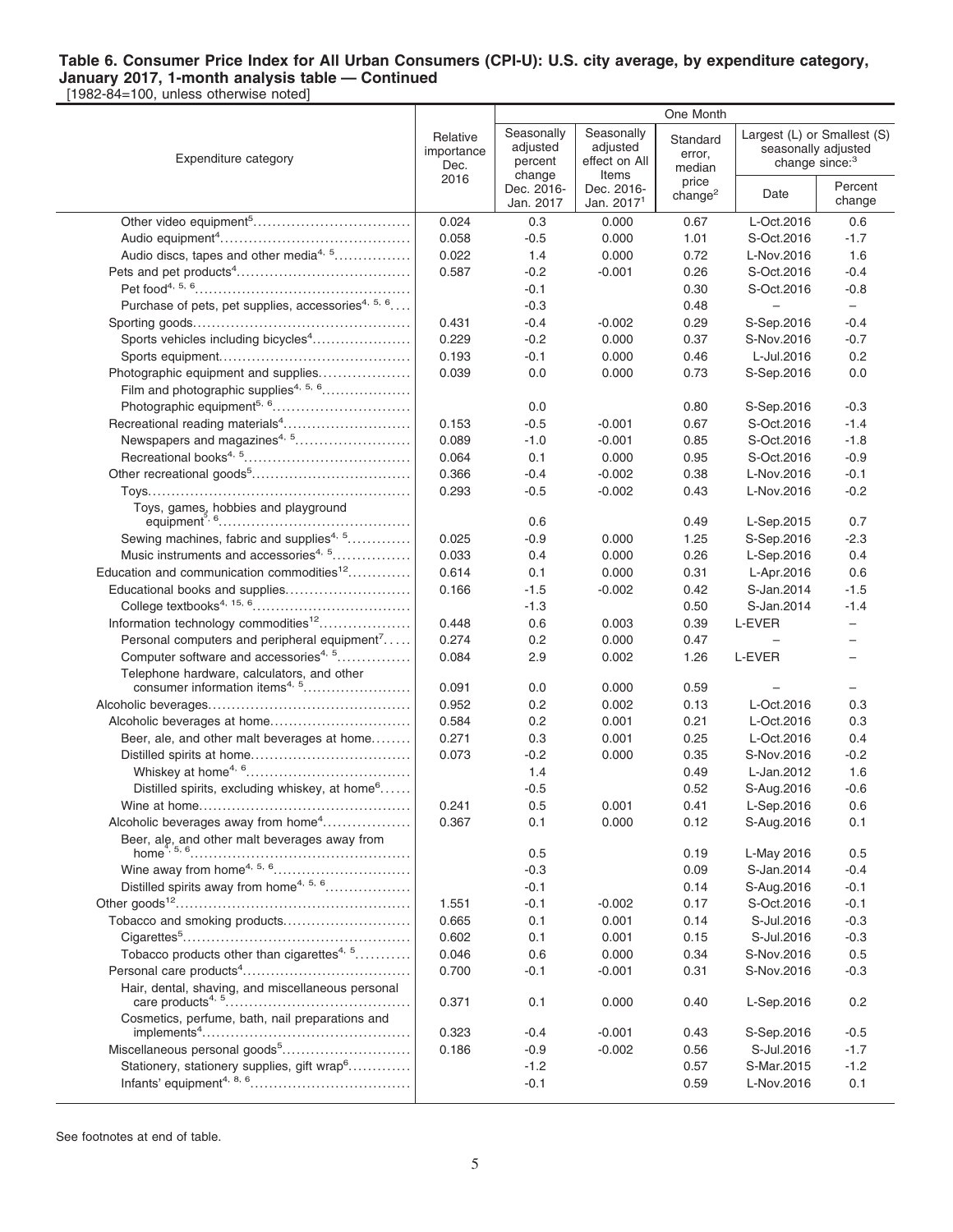**Table 6. Consumer Price Index for All Urban Consumers (CPI-U): U.S. city average, by expenditure category, January 2017, 1-month analysis table — Continued**

[1982-84=100, unless otherwise noted]

| Expenditure category | Relative importance Dec. 2016 | One Month: Seasonally adjusted percent change Dec. 2016-Jan. 2017 | Seasonally adjusted effect on All Items Dec. 2016-Jan. 2017[1] | Standard error, median price change[2] | Largest (L) or Smallest (S) seasonally adjusted change since:[3] Date | Percent change |
|---|---|---|---|---|---|---|
| Other video equipment[5] | 0.024 | 0.3 | 0.000 | 0.67 | L-Oct.2016 | 0.6 |
| Audio equipment[4] | 0.058 | -0.5 | 0.000 | 1.01 | S-Oct.2016 | -1.7 |
| Audio discs, tapes and other media[4, 5] | 0.022 | 1.4 | 0.000 | 0.72 | L-Nov.2016 | 1.6 |
| Pets and pet products[4] | 0.587 | -0.2 | -0.001 | 0.26 | S-Oct.2016 | -0.4 |
| Pet food[4, 5, 6] | | -0.1 | | 0.30 | S-Oct.2016 | -0.8 |
| Purchase of pets, pet supplies, accessories[4, 5, 6] | | -0.3 | | 0.48 | – | – |
| Sporting goods | 0.431 | -0.4 | -0.002 | 0.29 | S-Sep.2016 | -0.4 |
| Sports vehicles including bicycles[4] | 0.229 | -0.2 | 0.000 | 0.37 | S-Nov.2016 | -0.7 |
| Sports equipment | 0.193 | -0.1 | 0.000 | 0.46 | L-Jul.2016 | 0.2 |
| Photographic equipment and supplies | 0.039 | 0.0 | 0.000 | 0.73 | S-Sep.2016 | 0.0 |
| Film and photographic supplies[4, 5, 6] | | | | | | |
| Photographic equipment[5, 6] | | 0.0 | | 0.80 | S-Sep.2016 | -0.3 |
| Recreational reading materials[4] | 0.153 | -0.5 | -0.001 | 0.67 | S-Oct.2016 | -1.4 |
| Newspapers and magazines[4, 5] | 0.089 | -1.0 | -0.001 | 0.85 | S-Oct.2016 | -1.8 |
| Recreational books[4, 5] | 0.064 | 0.1 | 0.000 | 0.95 | S-Oct.2016 | -0.9 |
| Other recreational goods[5] | 0.366 | -0.4 | -0.002 | 0.38 | L-Nov.2016 | -0.1 |
| Toys | 0.293 | -0.5 | -0.002 | 0.43 | L-Nov.2016 | -0.2 |
| Toys, games, hobbies and playground equipment[5, 6] | | 0.6 | | 0.49 | L-Sep.2015 | 0.7 |
| Sewing machines, fabric and supplies[4, 5] | 0.025 | -0.9 | 0.000 | 1.25 | S-Sep.2016 | -2.3 |
| Music instruments and accessories[4, 5] | 0.033 | 0.4 | 0.000 | 0.26 | L-Sep.2016 | 0.4 |
| Education and communication commodities[12] | 0.614 | 0.1 | 0.000 | 0.31 | L-Apr.2016 | 0.6 |
| Educational books and supplies | 0.166 | -1.5 | -0.002 | 0.42 | S-Jan.2014 | -1.5 |
| College textbooks[4, 15, 6] | | -1.3 | | 0.50 | S-Jan.2014 | -1.4 |
| Information technology commodities[12] | 0.448 | 0.6 | 0.003 | 0.39 | L-EVER | – |
| Personal computers and peripheral equipment[7] | 0.274 | 0.2 | 0.000 | 0.47 | – | – |
| Computer software and accessories[4, 5] | 0.084 | 2.9 | 0.002 | 1.26 | L-EVER | – |
| Telephone hardware, calculators, and other consumer information items[4, 5] | 0.091 | 0.0 | 0.000 | 0.59 | – | – |
| Alcoholic beverages | 0.952 | 0.2 | 0.002 | 0.13 | L-Oct.2016 | 0.3 |
| Alcoholic beverages at home | 0.584 | 0.2 | 0.001 | 0.21 | L-Oct.2016 | 0.3 |
| Beer, ale, and other malt beverages at home | 0.271 | 0.3 | 0.001 | 0.25 | L-Oct.2016 | 0.4 |
| Distilled spirits at home | 0.073 | -0.2 | 0.000 | 0.35 | S-Nov.2016 | -0.2 |
| Whiskey at home[4, 6] | | 1.4 | | 0.49 | L-Jan.2012 | 1.6 |
| Distilled spirits, excluding whiskey, at home[6] | | -0.5 | | 0.52 | S-Aug.2016 | -0.6 |
| Wine at home | 0.241 | 0.5 | 0.001 | 0.41 | L-Sep.2016 | 0.6 |
| Alcoholic beverages away from home[4] | 0.367 | 0.1 | 0.000 | 0.12 | S-Aug.2016 | 0.1 |
| Beer, ale, and other malt beverages away from home[4, 5, 6] | | 0.5 | | 0.19 | L-May 2016 | 0.5 |
| Wine away from home[4, 5, 6] | | -0.3 | | 0.09 | S-Jan.2014 | -0.4 |
| Distilled spirits away from home[4, 5, 6] | | -0.1 | | 0.14 | S-Aug.2016 | -0.1 |
| Other goods[12] | 1.551 | -0.1 | -0.002 | 0.17 | S-Oct.2016 | -0.1 |
| Tobacco and smoking products | 0.665 | 0.1 | 0.001 | 0.14 | S-Jul.2016 | -0.3 |
| Cigarettes[5] | 0.602 | 0.1 | 0.001 | 0.15 | S-Jul.2016 | -0.3 |
| Tobacco products other than cigarettes[4, 5] | 0.046 | 0.6 | 0.000 | 0.34 | S-Nov.2016 | 0.5 |
| Personal care products[4] | 0.700 | -0.1 | -0.001 | 0.31 | S-Nov.2016 | -0.3 |
| Hair, dental, shaving, and miscellaneous personal care products[4, 5] | 0.371 | 0.1 | 0.000 | 0.40 | L-Sep.2016 | 0.2 |
| Cosmetics, perfume, bath, nail preparations and implements[4] | 0.323 | -0.4 | -0.001 | 0.43 | S-Sep.2016 | -0.5 |
| Miscellaneous personal goods[5] | 0.186 | -0.9 | -0.002 | 0.56 | S-Jul.2016 | -1.7 |
| Stationery, stationery supplies, gift wrap[6] | | -1.2 | | 0.57 | S-Mar.2015 | -1.2 |
| Infants' equipment[4, 8, 6] | | -0.1 | | 0.59 | L-Nov.2016 | 0.1 |

See footnotes at end of table.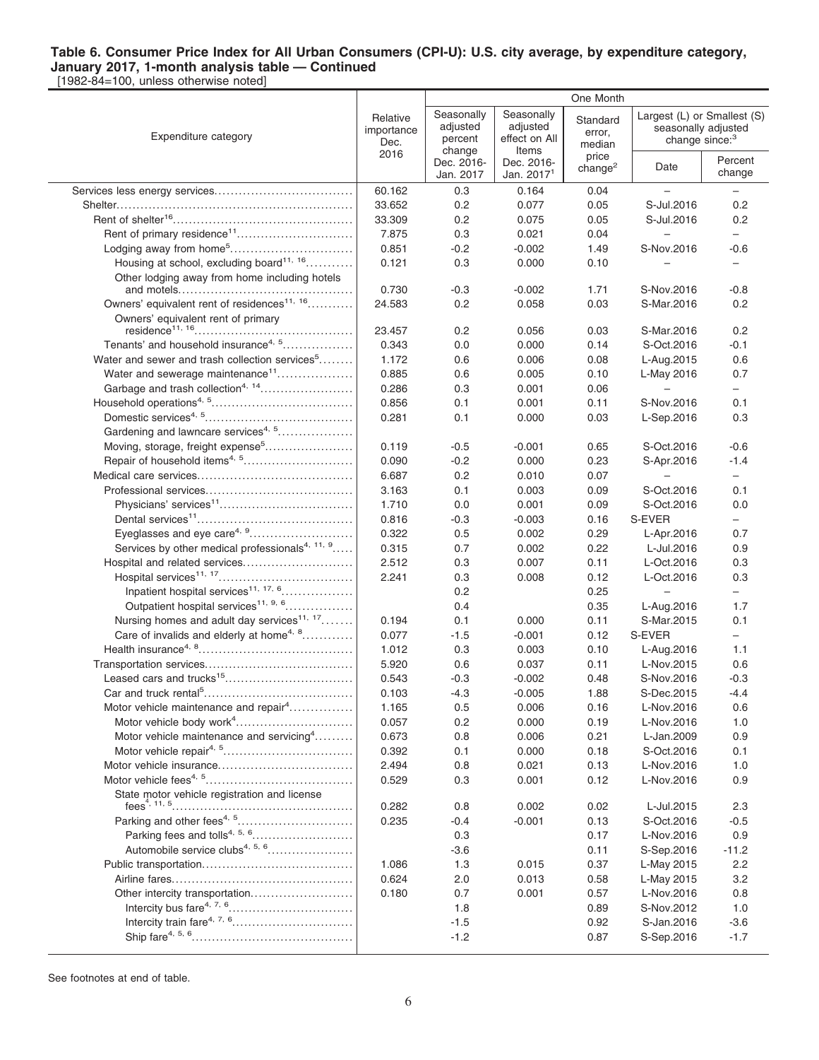**Table 6. Consumer Price Index for All Urban Consumers (CPI-U): U.S. city average, by expenditure category, January 2017, 1-month analysis table — Continued**

[1982-84=100, unless otherwise noted]

| Expenditure category | Relative importance Dec. 2016 | One Month | | | | |
|---|---|---|---|---|---|---|
| | | Seasonally adjusted percent change Dec. 2016-Jan. 2017 | Seasonally adjusted effect on All Items Dec. 2016-Jan. 2017[1] | Standard error, median price change[2] | Largest (L) or Smallest (S) seasonally adjusted change since:[3] | |
| | | | | | Date | Percent change |
| Services less energy services | 60.162 | 0.3 | 0.164 | 0.04 | – | – |
| Shelter | 33.652 | 0.2 | 0.077 | 0.05 | S-Jul.2016 | 0.2 |
| Rent of shelter[16] | 33.309 | 0.2 | 0.075 | 0.05 | S-Jul.2016 | 0.2 |
| Rent of primary residence[11] | 7.875 | 0.3 | 0.021 | 0.04 | – | – |
| Lodging away from home[5] | 0.851 | -0.2 | -0.002 | 1.49 | S-Nov.2016 | -0.6 |
| Housing at school, excluding board[11, 16] | 0.121 | 0.3 | 0.000 | 0.10 | – | – |
| Other lodging away from home including hotels and motels | 0.730 | -0.3 | -0.002 | 1.71 | S-Nov.2016 | -0.8 |
| Owners' equivalent rent of residences[11, 16] | 24.583 | 0.2 | 0.058 | 0.03 | S-Mar.2016 | 0.2 |
| Owners' equivalent rent of primary residence[11, 16] | 23.457 | 0.2 | 0.056 | 0.03 | S-Mar.2016 | 0.2 |
| Tenants' and household insurance[4, 5] | 0.343 | 0.0 | 0.000 | 0.14 | S-Oct.2016 | -0.1 |
| Water and sewer and trash collection services[5] | 1.172 | 0.6 | 0.006 | 0.08 | L-Aug.2015 | 0.6 |
| Water and sewerage maintenance[11] | 0.885 | 0.6 | 0.005 | 0.10 | L-May 2016 | 0.7 |
| Garbage and trash collection[4, 14] | 0.286 | 0.3 | 0.001 | 0.06 | – | – |
| Household operations[4, 5] | 0.856 | 0.1 | 0.001 | 0.11 | S-Nov.2016 | 0.1 |
| Domestic services[4, 5] | 0.281 | 0.1 | 0.000 | 0.03 | L-Sep.2016 | 0.3 |
| Gardening and lawncare services[4, 5] | | | | | | |
| Moving, storage, freight expense[5] | 0.119 | -0.5 | -0.001 | 0.65 | S-Oct.2016 | -0.6 |
| Repair of household items[4, 5] | 0.090 | -0.2 | 0.000 | 0.23 | S-Apr.2016 | -1.4 |
| Medical care services | 6.687 | 0.2 | 0.010 | 0.07 | – | – |
| Professional services | 3.163 | 0.1 | 0.003 | 0.09 | S-Oct.2016 | 0.1 |
| Physicians' services[11] | 1.710 | 0.0 | 0.001 | 0.09 | S-Oct.2016 | 0.0 |
| Dental services[11] | 0.816 | -0.3 | -0.003 | 0.16 | S-EVER | – |
| Eyeglasses and eye care[4, 9] | 0.322 | 0.5 | 0.002 | 0.29 | L-Apr.2016 | 0.7 |
| Services by other medical professionals[4, 11, 9] | 0.315 | 0.7 | 0.002 | 0.22 | L-Jul.2016 | 0.9 |
| Hospital and related services | 2.512 | 0.3 | 0.007 | 0.11 | L-Oct.2016 | 0.3 |
| Hospital services[11, 17] | 2.241 | 0.3 | 0.008 | 0.12 | L-Oct.2016 | 0.3 |
| Inpatient hospital services[11, 17, 6] | | 0.2 | | 0.25 | – | – |
| Outpatient hospital services[11, 9, 6] | | 0.4 | | 0.35 | L-Aug.2016 | 1.7 |
| Nursing homes and adult day services[11, 17] | 0.194 | 0.1 | 0.000 | 0.11 | S-Mar.2015 | 0.1 |
| Care of invalids and elderly at home[4, 8] | 0.077 | -1.5 | -0.001 | 0.12 | S-EVER | – |
| Health insurance[4, 8] | 1.012 | 0.3 | 0.003 | 0.10 | L-Aug.2016 | 1.1 |
| Transportation services | 5.920 | 0.6 | 0.037 | 0.11 | L-Nov.2015 | 0.6 |
| Leased cars and trucks[15] | 0.543 | -0.3 | -0.002 | 0.48 | S-Nov.2016 | -0.3 |
| Car and truck rental[5] | 0.103 | -4.3 | -0.005 | 1.88 | S-Dec.2015 | -4.4 |
| Motor vehicle maintenance and repair[4] | 1.165 | 0.5 | 0.006 | 0.16 | L-Nov.2016 | 0.6 |
| Motor vehicle body work[4] | 0.057 | 0.2 | 0.000 | 0.19 | L-Nov.2016 | 1.0 |
| Motor vehicle maintenance and servicing[4] | 0.673 | 0.8 | 0.006 | 0.21 | L-Jan.2009 | 0.9 |
| Motor vehicle repair[4, 5] | 0.392 | 0.1 | 0.000 | 0.18 | S-Oct.2016 | 0.1 |
| Motor vehicle insurance | 2.494 | 0.8 | 0.021 | 0.13 | L-Nov.2016 | 1.0 |
| Motor vehicle fees[4, 5] | 0.529 | 0.3 | 0.001 | 0.12 | L-Nov.2016 | 0.9 |
| State motor vehicle registration and license fees[4, 11, 5] | 0.282 | 0.8 | 0.002 | 0.02 | L-Jul.2015 | 2.3 |
| Parking and other fees[4, 5] | 0.235 | -0.4 | -0.001 | 0.13 | S-Oct.2016 | -0.5 |
| Parking fees and tolls[4, 5, 6] | | 0.3 | | 0.17 | L-Nov.2016 | 0.9 |
| Automobile service clubs[4, 5, 6] | | -3.6 | | 0.11 | S-Sep.2016 | -11.2 |
| Public transportation | 1.086 | 1.3 | 0.015 | 0.37 | L-May 2015 | 2.2 |
| Airline fares | 0.624 | 2.0 | 0.013 | 0.58 | L-May 2015 | 3.2 |
| Other intercity transportation | 0.180 | 0.7 | 0.001 | 0.57 | L-Nov.2016 | 0.8 |
| Intercity bus fare[4, 7, 6] | | 1.8 | | 0.89 | S-Nov.2012 | 1.0 |
| Intercity train fare[4, 7, 6] | | -1.5 | | 0.92 | S-Jan.2016 | -3.6 |
| Ship fare[4, 5, 6] | | -1.2 | | 0.87 | S-Sep.2016 | -1.7 |

See footnotes at end of table.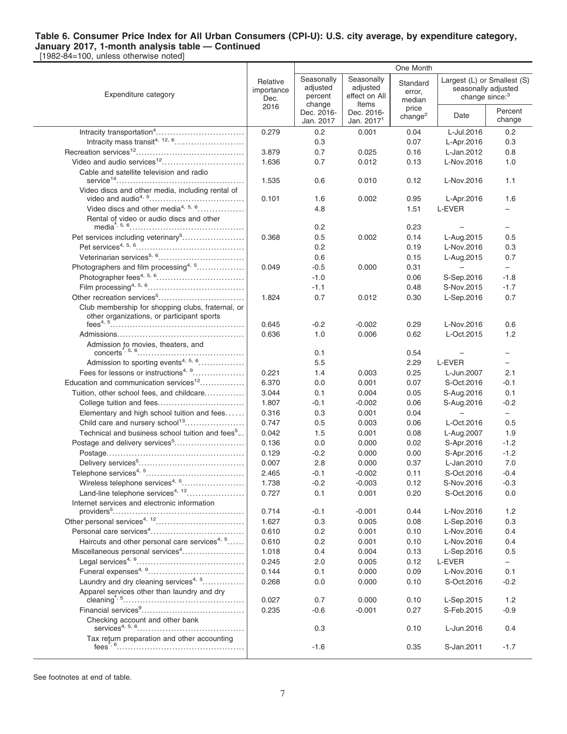**Table 6. Consumer Price Index for All Urban Consumers (CPI-U): U.S. city average, by expenditure category, January 2017, 1-month analysis table — Continued**

[1982-84=100, unless otherwise noted]

| Expenditure category | Relative importance Dec. 2016 | One Month | | | | |
|---|---|---|---|---|---|---|
| | | Seasonally adjusted percent change Dec. 2016-Jan. 2017 | Seasonally adjusted effect on All Items Dec. 2016-Jan. 2017[1] | Standard error, median price change[2] | Largest (L) or Smallest (S) seasonally adjusted change since:[3] | |
| | | | | | Date | Percent change |
| Intracity transportation[4] | 0.279 | 0.2 | 0.001 | 0.04 | L-Jul.2016 | 0.2 |
| Intracity mass transit[4, 12, 6] | | 0.3 | | 0.07 | L-Apr.2016 | 0.3 |
| Recreation services[12] | 3.879 | 0.7 | 0.025 | 0.16 | L-Jan.2012 | 0.8 |
| Video and audio services[12] | 1.636 | 0.7 | 0.012 | 0.13 | L-Nov.2016 | 1.0 |
| Cable and satellite television and radio service[14] | 1.535 | 0.6 | 0.010 | 0.12 | L-Nov.2016 | 1.1 |
| Video discs and other media, including rental of video and audio[4, 5] | 0.101 | 1.6 | 0.002 | 0.95 | L-Apr.2016 | 1.6 |
| Video discs and other media[4, 5, 6] | | 4.8 | | 1.51 | L-EVER | – |
| Rental of video or audio discs and other media[4, 5, 6] | | 0.2 | | 0.23 | – | – |
| Pet services including veterinary[5] | 0.368 | 0.5 | 0.002 | 0.14 | L-Aug.2015 | 0.5 |
| Pet services[4, 5, 6] | | 0.2 | | 0.19 | L-Nov.2016 | 0.3 |
| Veterinarian services[5, 6] | | 0.6 | | 0.15 | L-Aug.2015 | 0.7 |
| Photographers and film processing[4, 5] | 0.049 | -0.5 | 0.000 | 0.31 | – | – |
| Photographer fees[4, 5, 6] | | -1.0 | | 0.06 | S-Sep.2016 | -1.8 |
| Film processing[4, 5, 6] | | -1.1 | | 0.48 | S-Nov.2015 | -1.7 |
| Other recreation services[5] | 1.824 | 0.7 | 0.012 | 0.30 | L-Sep.2016 | 0.7 |
| Club membership for shopping clubs, fraternal, or other organizations, or participant sports fees[4, 5] | 0.645 | -0.2 | -0.002 | 0.29 | L-Nov.2016 | 0.6 |
| Admissions | 0.636 | 1.0 | 0.006 | 0.62 | L-Oct.2015 | 1.2 |
| Admission to movies, theaters, and concerts[4, 5, 6] | | 0.1 | | 0.54 | – | – |
| Admission to sporting events[4, 5, 6] | | 5.5 | | 2.29 | L-EVER | – |
| Fees for lessons or instructions[4, 9] | 0.221 | 1.4 | 0.003 | 0.25 | L-Jun.2007 | 2.1 |
| Education and communication services[12] | 6.370 | 0.0 | 0.001 | 0.07 | S-Oct.2016 | -0.1 |
| Tuition, other school fees, and childcare | 3.044 | 0.1 | 0.004 | 0.05 | S-Aug.2016 | 0.1 |
| College tuition and fees | 1.807 | -0.1 | -0.002 | 0.06 | S-Aug.2016 | -0.2 |
| Elementary and high school tuition and fees | 0.316 | 0.3 | 0.001 | 0.04 | – | – |
| Child care and nursery school[13] | 0.747 | 0.5 | 0.003 | 0.06 | L-Oct.2016 | 0.5 |
| Technical and business school tuition and fees[5] | 0.042 | 1.5 | 0.001 | 0.08 | L-Aug.2007 | 1.9 |
| Postage and delivery services[5] | 0.136 | 0.0 | 0.000 | 0.02 | S-Apr.2016 | -1.2 |
| Postage | 0.129 | -0.2 | 0.000 | 0.00 | S-Apr.2016 | -1.2 |
| Delivery services[5] | 0.007 | 2.8 | 0.000 | 0.37 | L-Jan.2010 | 7.0 |
| Telephone services[4, 5] | 2.465 | -0.1 | -0.002 | 0.11 | S-Oct.2016 | -0.4 |
| Wireless telephone services[4, 5] | 1.738 | -0.2 | -0.003 | 0.12 | S-Nov.2016 | -0.3 |
| Land-line telephone services[4, 12] | 0.727 | 0.1 | 0.001 | 0.20 | S-Oct.2016 | 0.0 |
| Internet services and electronic information providers[5] | 0.714 | -0.1 | -0.001 | 0.44 | L-Nov.2016 | 1.2 |
| Other personal services[4, 12] | 1.627 | 0.3 | 0.005 | 0.08 | L-Sep.2016 | 0.3 |
| Personal care services[4] | 0.610 | 0.2 | 0.001 | 0.10 | L-Nov.2016 | 0.4 |
| Haircuts and other personal care services[4, 5] | 0.610 | 0.2 | 0.001 | 0.10 | L-Nov.2016 | 0.4 |
| Miscellaneous personal services[4] | 1.018 | 0.4 | 0.004 | 0.13 | L-Sep.2016 | 0.5 |
| Legal services[4, 9] | 0.245 | 2.0 | 0.005 | 0.12 | L-EVER | – |
| Funeral expenses[4, 9] | 0.144 | 0.1 | 0.000 | 0.09 | L-Nov.2016 | 0.1 |
| Laundry and dry cleaning services[4, 5] | 0.268 | 0.0 | 0.000 | 0.10 | S-Oct.2016 | -0.2 |
| Apparel services other than laundry and dry cleaning[4, 5] | 0.027 | 0.7 | 0.000 | 0.10 | L-Sep.2015 | 1.2 |
| Financial services[9] | 0.235 | -0.6 | -0.001 | 0.27 | S-Feb.2015 | -0.9 |
| Checking account and other bank services[4, 5, 6] | | 0.3 | | 0.10 | L-Jun.2016 | 0.4 |
| Tax return preparation and other accounting fees[5, 6] | | -1.6 | | 0.35 | S-Jan.2011 | -1.7 |

See footnotes at end of table.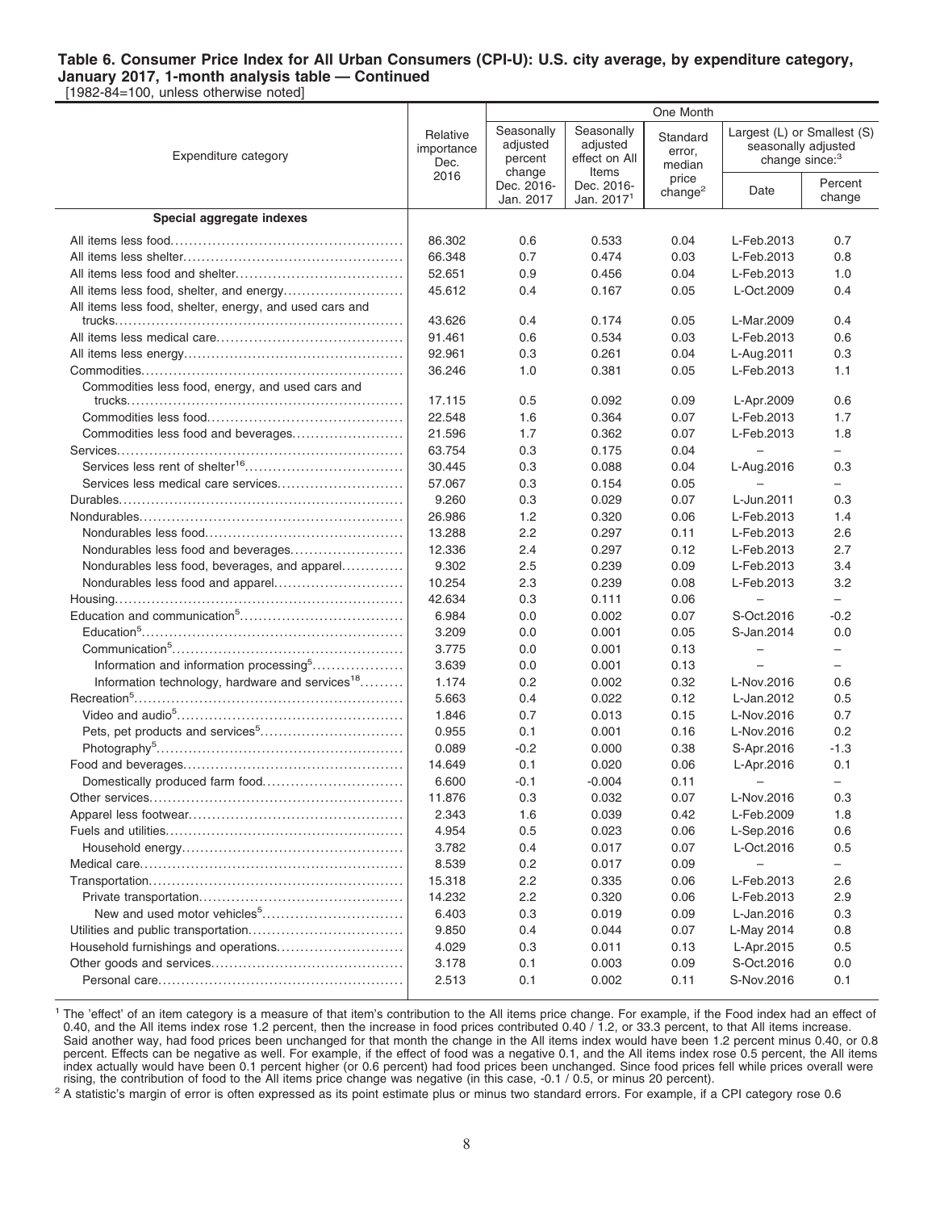**Table 6. Consumer Price Index for All Urban Consumers (CPI-U): U.S. city average, by expenditure category, January 2017, 1-month analysis table — Continued**

[1982-84=100, unless otherwise noted]

| Expenditure category | Relative importance Dec. 2016 | One Month | | | | |
|---|---|---|---|---|---|---|
| | | Seasonally adjusted percent change Dec. 2016-Jan. 2017 | Seasonally adjusted effect on All Items Dec. 2016-Jan. 2017[1] | Standard error, median price change[2] | Largest (L) or Smallest (S) seasonally adjusted change since:[3] | |
| | | | | | Date | Percent change |
| **Special aggregate indexes** | | | | | | |
| All items less food | 86.302 | 0.6 | 0.533 | 0.04 | L-Feb.2013 | 0.7 |
| All items less shelter | 66.348 | 0.7 | 0.474 | 0.03 | L-Feb.2013 | 0.8 |
| All items less food and shelter | 52.651 | 0.9 | 0.456 | 0.04 | L-Feb.2013 | 1.0 |
| All items less food, shelter, and energy | 45.612 | 0.4 | 0.167 | 0.05 | L-Oct.2009 | 0.4 |
| All items less food, shelter, energy, and used cars and trucks | 43.626 | 0.4 | 0.174 | 0.05 | L-Mar.2009 | 0.4 |
| All items less medical care | 91.461 | 0.6 | 0.534 | 0.03 | L-Feb.2013 | 0.6 |
| All items less energy | 92.961 | 0.3 | 0.261 | 0.04 | L-Aug.2011 | 0.3 |
| Commodities | 36.246 | 1.0 | 0.381 | 0.05 | L-Feb.2013 | 1.1 |
| Commodities less food, energy, and used cars and trucks | 17.115 | 0.5 | 0.092 | 0.09 | L-Apr.2009 | 0.6 |
| Commodities less food | 22.548 | 1.6 | 0.364 | 0.07 | L-Feb.2013 | 1.7 |
| Commodities less food and beverages | 21.596 | 1.7 | 0.362 | 0.07 | L-Feb.2013 | 1.8 |
| Services | 63.754 | 0.3 | 0.175 | 0.04 | – | – |
| Services less rent of shelter[16] | 30.445 | 0.3 | 0.088 | 0.04 | L-Aug.2016 | 0.3 |
| Services less medical care services | 57.067 | 0.3 | 0.154 | 0.05 | – | – |
| Durables | 9.260 | 0.3 | 0.029 | 0.07 | L-Jun.2011 | 0.3 |
| Nondurables | 26.986 | 1.2 | 0.320 | 0.06 | L-Feb.2013 | 1.4 |
| Nondurables less food | 13.288 | 2.2 | 0.297 | 0.11 | L-Feb.2013 | 2.6 |
| Nondurables less food and beverages | 12.336 | 2.4 | 0.297 | 0.12 | L-Feb.2013 | 2.7 |
| Nondurables less food, beverages, and apparel | 9.302 | 2.5 | 0.239 | 0.09 | L-Feb.2013 | 3.4 |
| Nondurables less food and apparel | 10.254 | 2.3 | 0.239 | 0.08 | L-Feb.2013 | 3.2 |
| Housing | 42.634 | 0.3 | 0.111 | 0.06 | – | – |
| Education and communication[5] | 6.984 | 0.0 | 0.002 | 0.07 | S-Oct.2016 | -0.2 |
| Education[5] | 3.209 | 0.0 | 0.001 | 0.05 | S-Jan.2014 | 0.0 |
| Communication[5] | 3.775 | 0.0 | 0.001 | 0.13 | – | – |
| Information and information processing[5] | 3.639 | 0.0 | 0.001 | 0.13 | – | – |
| Information technology, hardware and services[18] | 1.174 | 0.2 | 0.002 | 0.32 | L-Nov.2016 | 0.6 |
| Recreation[5] | 5.663 | 0.4 | 0.022 | 0.12 | L-Jan.2012 | 0.5 |
| Video and audio[5] | 1.846 | 0.7 | 0.013 | 0.15 | L-Nov.2016 | 0.7 |
| Pets, pet products and services[5] | 0.955 | 0.1 | 0.001 | 0.16 | L-Nov.2016 | 0.2 |
| Photography[5] | 0.089 | -0.2 | 0.000 | 0.38 | S-Apr.2016 | -1.3 |
| Food and beverages | 14.649 | 0.1 | 0.020 | 0.06 | L-Apr.2016 | 0.1 |
| Domestically produced farm food | 6.600 | -0.1 | -0.004 | 0.11 | – | – |
| Other services | 11.876 | 0.3 | 0.032 | 0.07 | L-Nov.2016 | 0.3 |
| Apparel less footwear | 2.343 | 1.6 | 0.039 | 0.42 | L-Feb.2009 | 1.8 |
| Fuels and utilities | 4.954 | 0.5 | 0.023 | 0.06 | L-Sep.2016 | 0.6 |
| Household energy | 3.782 | 0.4 | 0.017 | 0.07 | L-Oct.2016 | 0.5 |
| Medical care | 8.539 | 0.2 | 0.017 | 0.09 | – | – |
| Transportation | 15.318 | 2.2 | 0.335 | 0.06 | L-Feb.2013 | 2.6 |
| Private transportation | 14.232 | 2.2 | 0.320 | 0.06 | L-Feb.2013 | 2.9 |
| New and used motor vehicles[5] | 6.403 | 0.3 | 0.019 | 0.09 | L-Jan.2016 | 0.3 |
| Utilities and public transportation | 9.850 | 0.4 | 0.044 | 0.07 | L-May 2014 | 0.8 |
| Household furnishings and operations | 4.029 | 0.3 | 0.011 | 0.13 | L-Apr.2015 | 0.5 |
| Other goods and services | 3.178 | 0.1 | 0.003 | 0.09 | S-Oct.2016 | 0.0 |
| Personal care | 2.513 | 0.1 | 0.002 | 0.11 | S-Nov.2016 | 0.1 |

[1] The 'effect' of an item category is a measure of that item's contribution to the All items price change. For example, if the Food index had an effect of 0.40, and the All items index rose 1.2 percent, then the increase in food prices contributed 0.40 / 1.2, or 33.3 percent, to that All items increase. Said another way, had food prices been unchanged for that month the change in the All items index would have been 1.2 percent minus 0.40, or 0.8 percent. Effects can be negative as well. For example, if the effect of food was a negative 0.1, and the All items index rose 0.5 percent, the All items index actually would have been 0.1 percent higher (or 0.6 percent) had food prices been unchanged. Since food prices fell while prices overall were rising, the contribution of food to the All items price change was negative (in this case, -0.1 / 0.5, or minus 20 percent).

[2] A statistic's margin of error is often expressed as its point estimate plus or minus two standard errors. For example, if a CPI category rose 0.6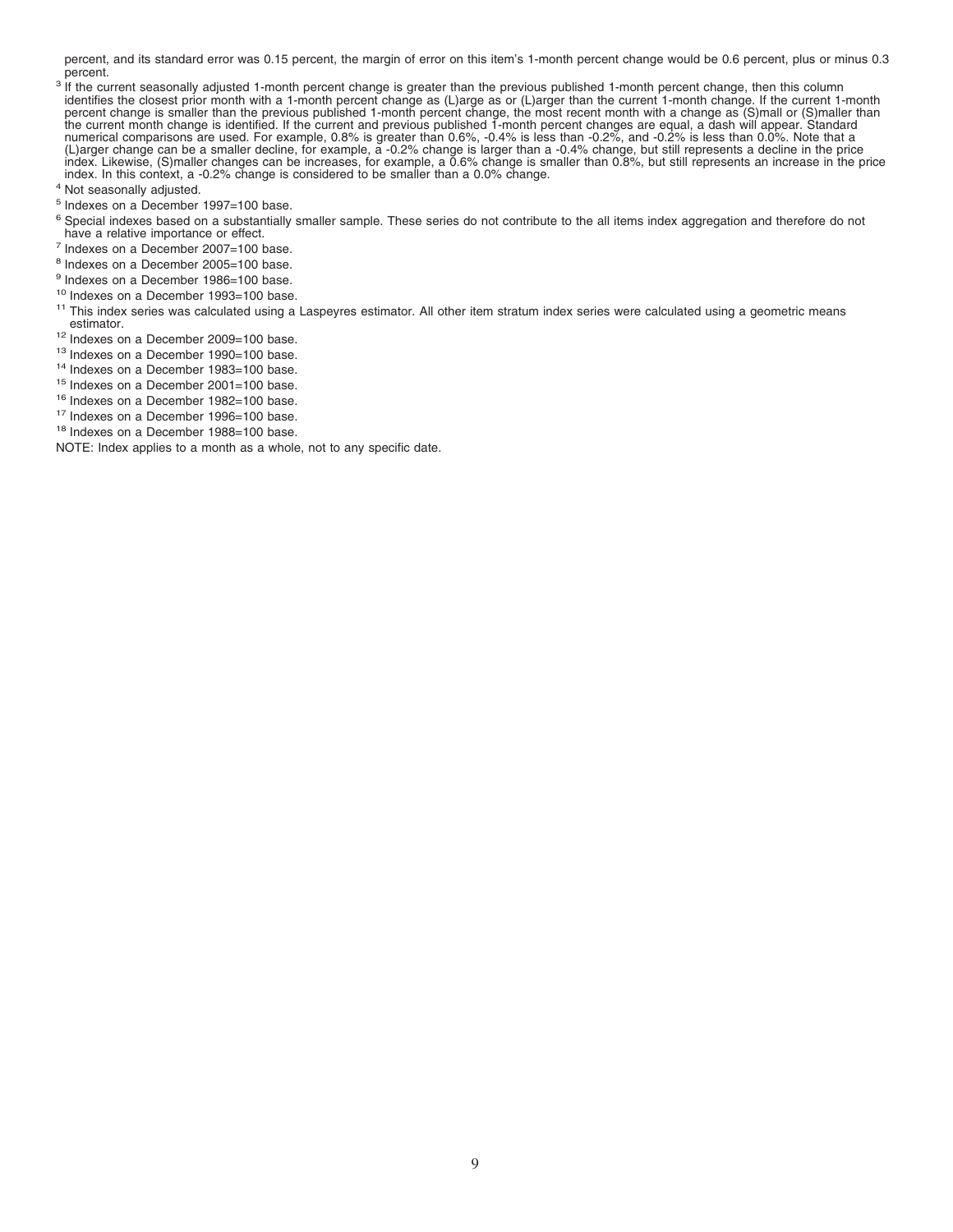percent, and its standard error was 0.15 percent, the margin of error on this item's 1-month percent change would be 0.6 percent, plus or minus 0.3 percent.

[3] If the current seasonally adjusted 1-month percent change is greater than the previous published 1-month percent change, then this column identifies the closest prior month with a 1-month percent change as (L)arge as or (L)arger than the current 1-month change. If the current 1-month percent change is smaller than the previous published 1-month percent change, the most recent month with a change as (S)mall or (S)maller than the current month change is identified. If the current and previous published 1-month percent changes are equal, a dash will appear. Standard numerical comparisons are used. For example, 0.8% is greater than 0.6%, -0.4% is less than -0.2%, and -0.2% is less than 0.0%. Note that a (L)arger change can be a smaller decline, for example, a -0.2% change is larger than a -0.4% change, but still represents a decline in the price index. Likewise, (S)maller changes can be increases, for example, a 0.6% change is smaller than 0.8%, but still represents an increase in the price index. In this context, a -0.2% change is considered to be smaller than a 0.0% change.

[4] Not seasonally adjusted.

[5] Indexes on a December 1997=100 base.

[6] Special indexes based on a substantially smaller sample. These series do not contribute to the all items index aggregation and therefore do not have a relative importance or effect.

[7] Indexes on a December 2007=100 base.

[8] Indexes on a December 2005=100 base.

[9] Indexes on a December 1986=100 base.

[10] Indexes on a December 1993=100 base.

[11] This index series was calculated using a Laspeyres estimator. All other item stratum index series were calculated using a geometric means estimator.

[12] Indexes on a December 2009=100 base.

[13] Indexes on a December 1990=100 base.

[14] Indexes on a December 1983=100 base.

[15] Indexes on a December 2001=100 base.

[16] Indexes on a December 1982=100 base.

[17] Indexes on a December 1996=100 base.

[18] Indexes on a December 1988=100 base.

NOTE: Index applies to a month as a whole, not to any specific date.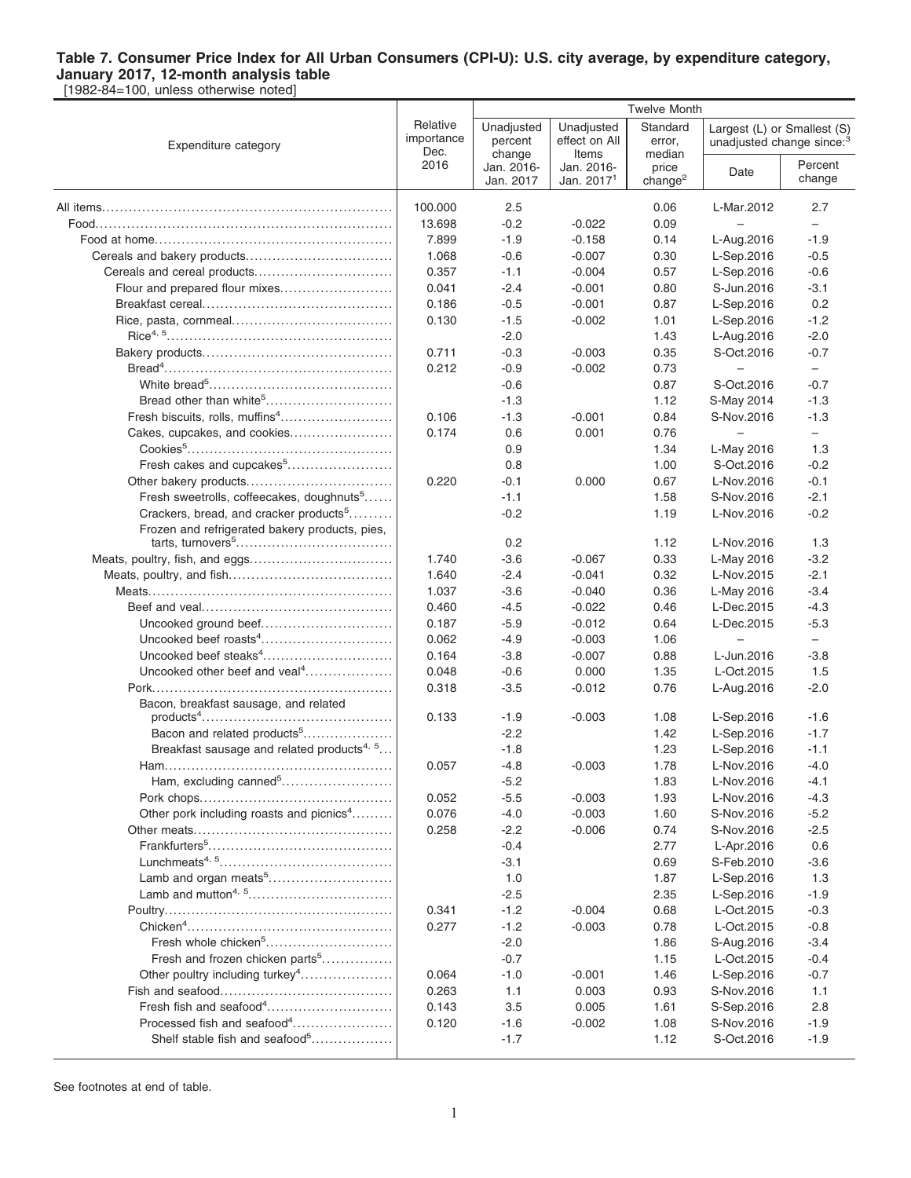**Table 7. Consumer Price Index for All Urban Consumers (CPI-U): U.S. city average, by expenditure category, January 2017, 12-month analysis table**
[1982-84=100, unless otherwise noted]

| Expenditure category | Relative importance Dec. 2016 | Twelve Month | | | | |
|---|---|---|---|---|---|---|
| | | Unadjusted percent change Jan. 2016-Jan. 2017 | Unadjusted effect on All Items Jan. 2016-Jan. 2017[1] | Standard error, median price change[2] | Largest (L) or Smallest (S) unadjusted change since:[3] | |
| | | | | | Date | Percent change |
| All items | 100.000 | 2.5 | | 0.06 | L-Mar.2012 | 2.7 |
| Food | 13.698 | -0.2 | -0.022 | 0.09 | – | – |
| Food at home | 7.899 | -1.9 | -0.158 | 0.14 | L-Aug.2016 | -1.9 |
| Cereals and bakery products | 1.068 | -0.6 | -0.007 | 0.30 | L-Sep.2016 | -0.5 |
| Cereals and cereal products | 0.357 | -1.1 | -0.004 | 0.57 | L-Sep.2016 | -0.6 |
| Flour and prepared flour mixes | 0.041 | -2.4 | -0.001 | 0.80 | S-Jun.2016 | -3.1 |
| Breakfast cereal | 0.186 | -0.5 | -0.001 | 0.87 | L-Sep.2016 | 0.2 |
| Rice, pasta, cornmeal | 0.130 | -1.5 | -0.002 | 1.01 | L-Sep.2016 | -1.2 |
| Rice[4, 5] | | -2.0 | | 1.43 | L-Aug.2016 | -2.0 |
| Bakery products | 0.711 | -0.3 | -0.003 | 0.35 | S-Oct.2016 | -0.7 |
| Bread[4] | 0.212 | -0.9 | -0.002 | 0.73 | – | – |
| White bread[5] | | -0.6 | | 0.87 | S-Oct.2016 | -0.7 |
| Bread other than white[5] | | -1.3 | | 1.12 | S-May 2014 | -1.3 |
| Fresh biscuits, rolls, muffins[4] | 0.106 | -1.3 | -0.001 | 0.84 | S-Nov.2016 | -1.3 |
| Cakes, cupcakes, and cookies | 0.174 | 0.6 | 0.001 | 0.76 | – | – |
| Cookies[5] | | 0.9 | | 1.34 | L-May 2016 | 1.3 |
| Fresh cakes and cupcakes[5] | | 0.8 | | 1.00 | S-Oct.2016 | -0.2 |
| Other bakery products | 0.220 | -0.1 | 0.000 | 0.67 | L-Nov.2016 | -0.1 |
| Fresh sweetrolls, coffeecakes, doughnuts[5] | | -1.1 | | 1.58 | S-Nov.2016 | -2.1 |
| Crackers, bread, and cracker products[5] | | -0.2 | | 1.19 | L-Nov.2016 | -0.2 |
| Frozen and refrigerated bakery products, pies, tarts, turnovers[5] | | 0.2 | | 1.12 | L-Nov.2016 | 1.3 |
| Meats, poultry, fish, and eggs | 1.740 | -3.6 | -0.067 | 0.33 | L-May 2016 | -3.2 |
| Meats, poultry, and fish | 1.640 | -2.4 | -0.041 | 0.32 | L-Nov.2015 | -2.1 |
| Meats | 1.037 | -3.6 | -0.040 | 0.36 | L-May 2016 | -3.4 |
| Beef and veal | 0.460 | -4.5 | -0.022 | 0.46 | L-Dec.2015 | -4.3 |
| Uncooked ground beef | 0.187 | -5.9 | -0.012 | 0.64 | L-Dec.2015 | -5.3 |
| Uncooked beef roasts[4] | 0.062 | -4.9 | -0.003 | 1.06 | – | – |
| Uncooked beef steaks[4] | 0.164 | -3.8 | -0.007 | 0.88 | L-Jun.2016 | -3.8 |
| Uncooked other beef and veal[4] | 0.048 | -0.6 | 0.000 | 1.35 | L-Oct.2015 | 1.5 |
| Pork | 0.318 | -3.5 | -0.012 | 0.76 | L-Aug.2016 | -2.0 |
| Bacon, breakfast sausage, and related products[4] | 0.133 | -1.9 | -0.003 | 1.08 | L-Sep.2016 | -1.6 |
| Bacon and related products[5] | | -2.2 | | 1.42 | L-Sep.2016 | -1.7 |
| Breakfast sausage and related products[4, 5] | | -1.8 | | 1.23 | L-Sep.2016 | -1.1 |
| Ham | 0.057 | -4.8 | -0.003 | 1.78 | L-Nov.2016 | -4.0 |
| Ham, excluding canned[5] | | -5.2 | | 1.83 | L-Nov.2016 | -4.1 |
| Pork chops | 0.052 | -5.5 | -0.003 | 1.93 | L-Nov.2016 | -4.3 |
| Other pork including roasts and picnics[4] | 0.076 | -4.0 | -0.003 | 1.60 | S-Nov.2016 | -5.2 |
| Other meats | 0.258 | -2.2 | -0.006 | 0.74 | S-Nov.2016 | -2.5 |
| Frankfurters[5] | | -0.4 | | 2.77 | L-Apr.2016 | 0.6 |
| Lunchmeats[4, 5] | | -3.1 | | 0.69 | S-Feb.2010 | -3.6 |
| Lamb and organ meats[5] | | 1.0 | | 1.87 | L-Sep.2016 | 1.3 |
| Lamb and mutton[4, 5] | | -2.5 | | 2.35 | L-Sep.2016 | -1.9 |
| Poultry | 0.341 | -1.2 | -0.004 | 0.68 | L-Oct.2015 | -0.3 |
| Chicken[4] | 0.277 | -1.2 | -0.003 | 0.78 | L-Oct.2015 | -0.8 |
| Fresh whole chicken[5] | | -2.0 | | 1.86 | S-Aug.2016 | -3.4 |
| Fresh and frozen chicken parts[5] | | -0.7 | | 1.15 | L-Oct.2015 | -0.4 |
| Other poultry including turkey[4] | 0.064 | -1.0 | -0.001 | 1.46 | L-Sep.2016 | -0.7 |
| Fish and seafood | 0.263 | 1.1 | 0.003 | 0.93 | S-Nov.2016 | 1.1 |
| Fresh fish and seafood[4] | 0.143 | 3.5 | 0.005 | 1.61 | S-Sep.2016 | 2.8 |
| Processed fish and seafood[4] | 0.120 | -1.6 | -0.002 | 1.08 | S-Nov.2016 | -1.9 |
| Shelf stable fish and seafood[5] | | -1.7 | | 1.12 | S-Oct.2016 | -1.9 |

See footnotes at end of table.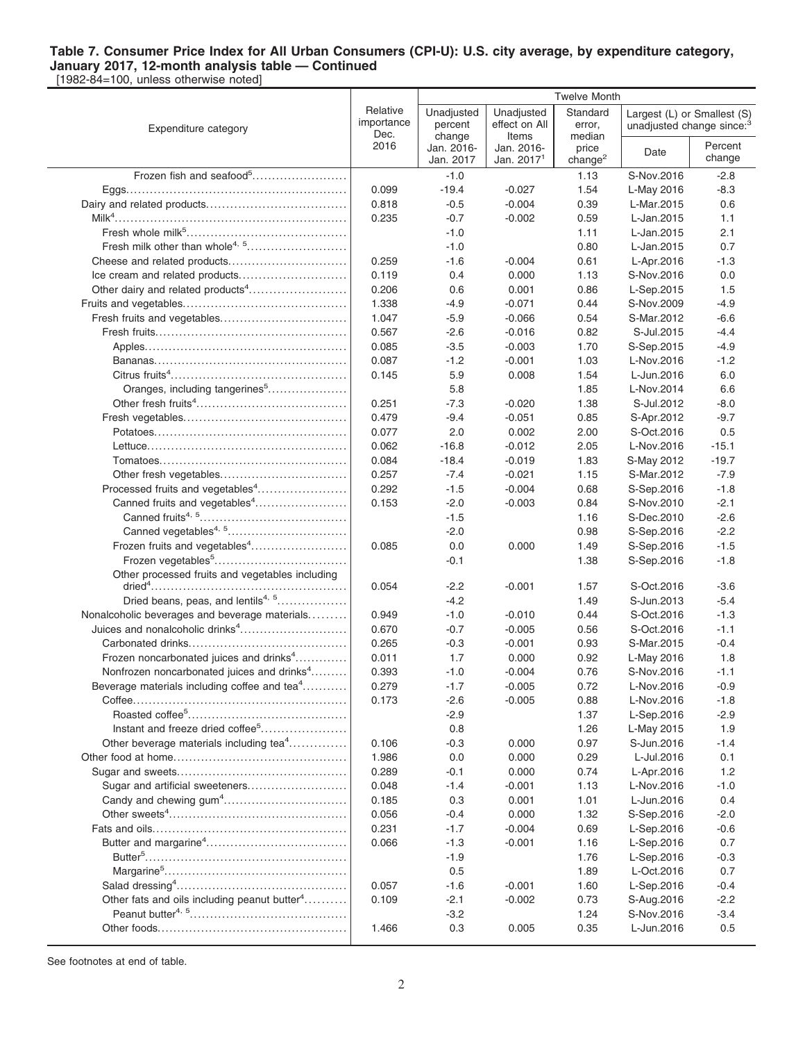**Table 7. Consumer Price Index for All Urban Consumers (CPI-U): U.S. city average, by expenditure category, January 2017, 12-month analysis table — Continued**
[1982-84=100, unless otherwise noted]

| Expenditure category | Relative importance Dec. 2016 | Twelve Month | | | | |
|---|---|---|---|---|---|---|
| | | Unadjusted percent change Jan. 2016-Jan. 2017 | Unadjusted effect on All Items Jan. 2016-Jan. 2017[1] | Standard error, median price change[2] | Largest (L) or Smallest (S) unadjusted change since:[3] Date | Percent change |
| Frozen fish and seafood[5] | | -1.0 | | 1.13 | S-Nov.2016 | -2.8 |
| Eggs | 0.099 | -19.4 | -0.027 | 1.54 | L-May 2016 | -8.3 |
| Dairy and related products | 0.818 | -0.5 | -0.004 | 0.39 | L-Mar.2015 | 0.6 |
| Milk[4] | 0.235 | -0.7 | -0.002 | 0.59 | L-Jan.2015 | 1.1 |
| Fresh whole milk[5] | | -1.0 | | 1.11 | L-Jan.2015 | 2.1 |
| Fresh milk other than whole[4, 5] | | -1.0 | | 0.80 | L-Jan.2015 | 0.7 |
| Cheese and related products | 0.259 | -1.6 | -0.004 | 0.61 | L-Apr.2016 | -1.3 |
| Ice cream and related products | 0.119 | 0.4 | 0.000 | 1.13 | S-Nov.2016 | 0.0 |
| Other dairy and related products[4] | 0.206 | 0.6 | 0.001 | 0.86 | L-Sep.2015 | 1.5 |
| Fruits and vegetables | 1.338 | -4.9 | -0.071 | 0.44 | S-Nov.2009 | -4.9 |
| Fresh fruits and vegetables | 1.047 | -5.9 | -0.066 | 0.54 | S-Mar.2012 | -6.6 |
| Fresh fruits | 0.567 | -2.6 | -0.016 | 0.82 | S-Jul.2015 | -4.4 |
| Apples | 0.085 | -3.5 | -0.003 | 1.70 | S-Sep.2015 | -4.9 |
| Bananas | 0.087 | -1.2 | -0.001 | 1.03 | L-Nov.2016 | -1.2 |
| Citrus fruits[4] | 0.145 | 5.9 | 0.008 | 1.54 | L-Jun.2016 | 6.0 |
| Oranges, including tangerines[5] | | 5.8 | | 1.85 | L-Nov.2014 | 6.6 |
| Other fresh fruits[4] | 0.251 | -7.3 | -0.020 | 1.38 | S-Jul.2012 | -8.0 |
| Fresh vegetables | 0.479 | -9.4 | -0.051 | 0.85 | S-Apr.2012 | -9.7 |
| Potatoes | 0.077 | 2.0 | 0.002 | 2.00 | S-Oct.2016 | 0.5 |
| Lettuce | 0.062 | -16.8 | -0.012 | 2.05 | L-Nov.2016 | -15.1 |
| Tomatoes | 0.084 | -18.4 | -0.019 | 1.83 | S-May 2012 | -19.7 |
| Other fresh vegetables | 0.257 | -7.4 | -0.021 | 1.15 | S-Mar.2012 | -7.9 |
| Processed fruits and vegetables[4] | 0.292 | -1.5 | -0.004 | 0.68 | S-Sep.2016 | -1.8 |
| Canned fruits and vegetables[4] | 0.153 | -2.0 | -0.003 | 0.84 | S-Nov.2010 | -2.1 |
| Canned fruits[4, 5] | | -1.5 | | 1.16 | S-Dec.2010 | -2.6 |
| Canned vegetables[4, 5] | | -2.0 | | 0.98 | S-Sep.2016 | -2.2 |
| Frozen fruits and vegetables[4] | 0.085 | 0.0 | 0.000 | 1.49 | S-Sep.2016 | -1.5 |
| Frozen vegetables[5] | | -0.1 | | 1.38 | S-Sep.2016 | -1.8 |
| Other processed fruits and vegetables including dried[4] | 0.054 | -2.2 | -0.001 | 1.57 | S-Oct.2016 | -3.6 |
| Dried beans, peas, and lentils[4, 5] | | -4.2 | | 1.49 | S-Jun.2013 | -5.4 |
| Nonalcoholic beverages and beverage materials | 0.949 | -1.0 | -0.010 | 0.44 | S-Oct.2016 | -1.3 |
| Juices and nonalcoholic drinks[4] | 0.670 | -0.7 | -0.005 | 0.56 | S-Oct.2016 | -1.1 |
| Carbonated drinks | 0.265 | -0.3 | -0.001 | 0.93 | S-Mar.2015 | -0.4 |
| Frozen noncarbonated juices and drinks[4] | 0.011 | 1.7 | 0.000 | 0.92 | L-May 2016 | 1.8 |
| Nonfrozen noncarbonated juices and drinks[4] | 0.393 | -1.0 | -0.004 | 0.76 | S-Nov.2016 | -1.1 |
| Beverage materials including coffee and tea[4] | 0.279 | -1.7 | -0.005 | 0.72 | L-Nov.2016 | -0.9 |
| Coffee | 0.173 | -2.6 | -0.005 | 0.88 | L-Nov.2016 | -1.8 |
| Roasted coffee[5] | | -2.9 | | 1.37 | L-Sep.2016 | -2.9 |
| Instant and freeze dried coffee[5] | | 0.8 | | 1.26 | L-May 2015 | 1.9 |
| Other beverage materials including tea[4] | 0.106 | -0.3 | 0.000 | 0.97 | S-Jun.2016 | -1.4 |
| Other food at home | 1.986 | 0.0 | 0.000 | 0.29 | L-Jul.2016 | 0.1 |
| Sugar and sweets | 0.289 | -0.1 | 0.000 | 0.74 | L-Apr.2016 | 1.2 |
| Sugar and artificial sweeteners | 0.048 | -1.4 | -0.001 | 1.13 | L-Nov.2016 | -1.0 |
| Candy and chewing gum[4] | 0.185 | 0.3 | 0.001 | 1.01 | L-Jun.2016 | 0.4 |
| Other sweets[4] | 0.056 | -0.4 | 0.000 | 1.32 | S-Sep.2016 | -2.0 |
| Fats and oils | 0.231 | -1.7 | -0.004 | 0.69 | L-Sep.2016 | -0.6 |
| Butter and margarine[4] | 0.066 | -1.3 | -0.001 | 1.16 | L-Sep.2016 | 0.7 |
| Butter[5] | | -1.9 | | 1.76 | L-Sep.2016 | -0.3 |
| Margarine[5] | | 0.5 | | 1.89 | L-Oct.2016 | 0.7 |
| Salad dressing[4] | 0.057 | -1.6 | -0.001 | 1.60 | L-Sep.2016 | -0.4 |
| Other fats and oils including peanut butter[4] | 0.109 | -2.1 | -0.002 | 0.73 | S-Aug.2016 | -2.2 |
| Peanut butter[4, 5] | | -3.2 | | 1.24 | S-Nov.2016 | -3.4 |
| Other foods | 1.466 | 0.3 | 0.005 | 0.35 | L-Jun.2016 | 0.5 |

See footnotes at end of table.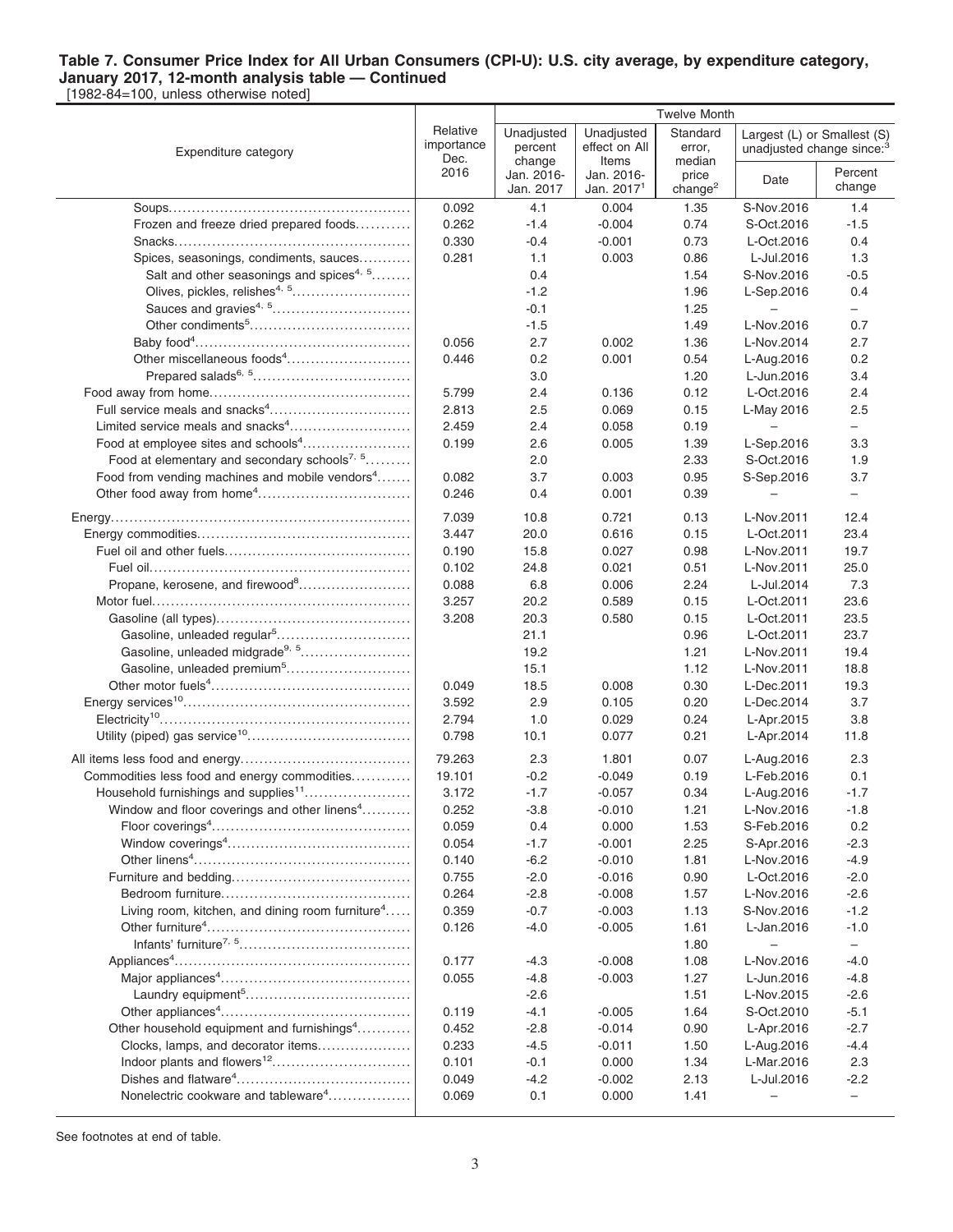# Table 7. Consumer Price Index for All Urban Consumers (CPI-U): U.S. city average, by expenditure category, January 2017, 12-month analysis table — Continued

[1982-84=100, unless otherwise noted]

| Expenditure category | Relative importance Dec. 2016 | Twelve Month: Unadjusted percent change Jan. 2016-Jan. 2017 | Unadjusted effect on All Items Jan. 2016-Jan. 2017[1] | Standard error, median price change[2] | Largest (L) or Smallest (S) unadjusted change since:[3] Date | Percent change |
|---|---|---|---|---|---|---|
| Soups | 0.092 | 4.1 | 0.004 | 1.35 | S-Nov.2016 | 1.4 |
| Frozen and freeze dried prepared foods | 0.262 | -1.4 | -0.004 | 0.74 | S-Oct.2016 | -1.5 |
| Snacks | 0.330 | -0.4 | -0.001 | 0.73 | L-Oct.2016 | 0.4 |
| Spices, seasonings, condiments, sauces | 0.281 | 1.1 | 0.003 | 0.86 | L-Jul.2016 | 1.3 |
| Salt and other seasonings and spices[4, 5] | | 0.4 | | 1.54 | S-Nov.2016 | -0.5 |
| Olives, pickles, relishes[4, 5] | | -1.2 | | 1.96 | L-Sep.2016 | 0.4 |
| Sauces and gravies[4, 5] | | -0.1 | | 1.25 | – | – |
| Other condiments[5] | | -1.5 | | 1.49 | L-Nov.2016 | 0.7 |
| Baby food[4] | 0.056 | 2.7 | 0.002 | 1.36 | L-Nov.2014 | 2.7 |
| Other miscellaneous foods[4] | 0.446 | 0.2 | 0.001 | 0.54 | L-Aug.2016 | 0.2 |
| Prepared salads[6, 5] | | 3.0 | | 1.20 | L-Jun.2016 | 3.4 |
| Food away from home | 5.799 | 2.4 | 0.136 | 0.12 | L-Oct.2016 | 2.4 |
| Full service meals and snacks[4] | 2.813 | 2.5 | 0.069 | 0.15 | L-May 2016 | 2.5 |
| Limited service meals and snacks[4] | 2.459 | 2.4 | 0.058 | 0.19 | – | – |
| Food at employee sites and schools[4] | 0.199 | 2.6 | 0.005 | 1.39 | L-Sep.2016 | 3.3 |
| Food at elementary and secondary schools[7, 5] | | 2.0 | | 2.33 | S-Oct.2016 | 1.9 |
| Food from vending machines and mobile vendors[4] | 0.082 | 3.7 | 0.003 | 0.95 | S-Sep.2016 | 3.7 |
| Other food away from home[4] | 0.246 | 0.4 | 0.001 | 0.39 | – | – |
| Energy | 7.039 | 10.8 | 0.721 | 0.13 | L-Nov.2011 | 12.4 |
| Energy commodities | 3.447 | 20.0 | 0.616 | 0.15 | L-Oct.2011 | 23.4 |
| Fuel oil and other fuels | 0.190 | 15.8 | 0.027 | 0.98 | L-Nov.2011 | 19.7 |
| Fuel oil | 0.102 | 24.8 | 0.021 | 0.51 | L-Nov.2011 | 25.0 |
| Propane, kerosene, and firewood[8] | 0.088 | 6.8 | 0.006 | 2.24 | L-Jul.2014 | 7.3 |
| Motor fuel | 3.257 | 20.2 | 0.589 | 0.15 | L-Oct.2011 | 23.6 |
| Gasoline (all types) | 3.208 | 20.3 | 0.580 | 0.15 | L-Oct.2011 | 23.5 |
| Gasoline, unleaded regular[5] | | 21.1 | | 0.96 | L-Oct.2011 | 23.7 |
| Gasoline, unleaded midgrade[9, 5] | | 19.2 | | 1.21 | L-Nov.2011 | 19.4 |
| Gasoline, unleaded premium[5] | | 15.1 | | 1.12 | L-Nov.2011 | 18.8 |
| Other motor fuels[4] | 0.049 | 18.5 | 0.008 | 0.30 | L-Dec.2011 | 19.3 |
| Energy services[10] | 3.592 | 2.9 | 0.105 | 0.20 | L-Dec.2014 | 3.7 |
| Electricity[10] | 2.794 | 1.0 | 0.029 | 0.24 | L-Apr.2015 | 3.8 |
| Utility (piped) gas service[10] | 0.798 | 10.1 | 0.077 | 0.21 | L-Apr.2014 | 11.8 |
| All items less food and energy | 79.263 | 2.3 | 1.801 | 0.07 | L-Aug.2016 | 2.3 |
| Commodities less food and energy commodities | 19.101 | -0.2 | -0.049 | 0.19 | L-Feb.2016 | 0.1 |
| Household furnishings and supplies[11] | 3.172 | -1.7 | -0.057 | 0.34 | L-Aug.2016 | -1.7 |
| Window and floor coverings and other linens[4] | 0.252 | -3.8 | -0.010 | 1.21 | L-Nov.2016 | -1.8 |
| Floor coverings[4] | 0.059 | 0.4 | 0.000 | 1.53 | S-Feb.2016 | 0.2 |
| Window coverings[4] | 0.054 | -1.7 | -0.001 | 2.25 | S-Apr.2016 | -2.3 |
| Other linens[4] | 0.140 | -6.2 | -0.010 | 1.81 | L-Nov.2016 | -4.9 |
| Furniture and bedding | 0.755 | -2.0 | -0.016 | 0.90 | L-Oct.2016 | -2.0 |
| Bedroom furniture | 0.264 | -2.8 | -0.008 | 1.57 | L-Nov.2016 | -2.6 |
| Living room, kitchen, and dining room furniture[4] | 0.359 | -0.7 | -0.003 | 1.13 | S-Nov.2016 | -1.2 |
| Other furniture[4] | 0.126 | -4.0 | -0.005 | 1.61 | L-Jan.2016 | -1.0 |
| Infants' furniture[7, 5] | | | | 1.80 | – | – |
| Appliances[4] | 0.177 | -4.3 | -0.008 | 1.08 | L-Nov.2016 | -4.0 |
| Major appliances[4] | 0.055 | -4.8 | -0.003 | 1.27 | L-Jun.2016 | -4.8 |
| Laundry equipment[5] | | -2.6 | | 1.51 | L-Nov.2015 | -2.6 |
| Other appliances[4] | 0.119 | -4.1 | -0.005 | 1.64 | S-Oct.2010 | -5.1 |
| Other household equipment and furnishings[4] | 0.452 | -2.8 | -0.014 | 0.90 | L-Apr.2016 | -2.7 |
| Clocks, lamps, and decorator items | 0.233 | -4.5 | -0.011 | 1.50 | L-Aug.2016 | -4.4 |
| Indoor plants and flowers[12] | 0.101 | -0.1 | 0.000 | 1.34 | L-Mar.2016 | 2.3 |
| Dishes and flatware[4] | 0.049 | -4.2 | -0.002 | 2.13 | L-Jul.2016 | -2.2 |
| Nonelectric cookware and tableware[4] | 0.069 | 0.1 | 0.000 | 1.41 | – | – |

See footnotes at end of table.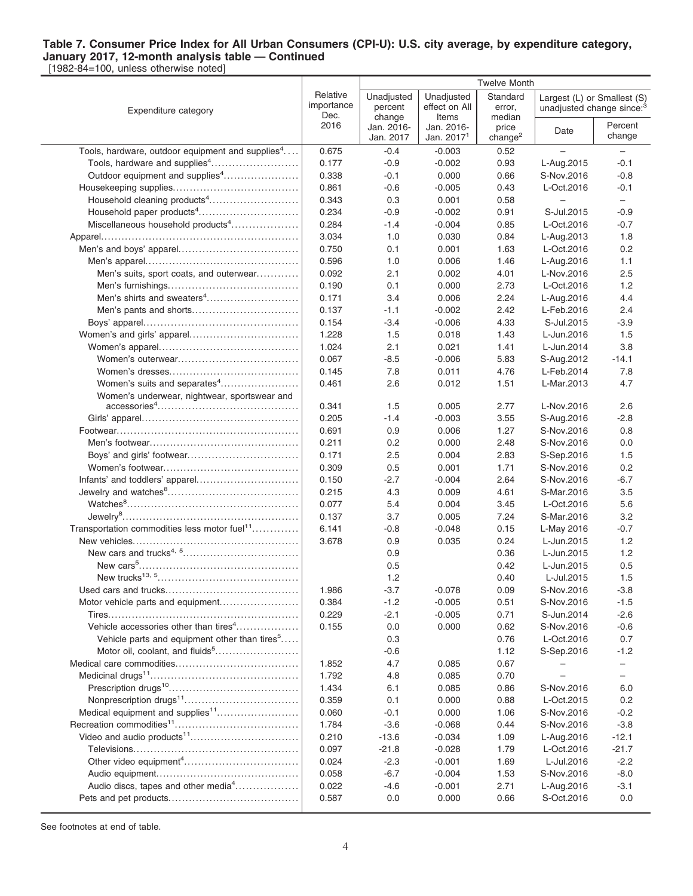**Table 7. Consumer Price Index for All Urban Consumers (CPI-U): U.S. city average, by expenditure category, January 2017, 12-month analysis table — Continued**

[1982-84=100, unless otherwise noted]

| Expenditure category | Relative importance Dec. 2016 | Twelve Month | | | | |
|---|---|---|---|---|---|---|
| | | Unadjusted percent change Jan. 2016-Jan. 2017 | Unadjusted effect on All Items Jan. 2016-Jan. 2017[1] | Standard error, median price change[2] | Largest (L) or Smallest (S) unadjusted change since:[3] Date | Percent change |
| Tools, hardware, outdoor equipment and supplies[4] | 0.675 | -0.4 | -0.003 | 0.52 | – | – |
| Tools, hardware and supplies[4] | 0.177 | -0.9 | -0.002 | 0.93 | L-Aug.2015 | -0.1 |
| Outdoor equipment and supplies[4] | 0.338 | -0.1 | 0.000 | 0.66 | S-Nov.2016 | -0.8 |
| Housekeeping supplies | 0.861 | -0.6 | -0.005 | 0.43 | L-Oct.2016 | -0.1 |
| Household cleaning products[4] | 0.343 | 0.3 | 0.001 | 0.58 | – | – |
| Household paper products[4] | 0.234 | -0.9 | -0.002 | 0.91 | S-Jul.2015 | -0.9 |
| Miscellaneous household products[4] | 0.284 | -1.4 | -0.004 | 0.85 | L-Oct.2016 | -0.7 |
| Apparel | 3.034 | 1.0 | 0.030 | 0.84 | L-Aug.2013 | 1.8 |
| Men's and boys' apparel | 0.750 | 0.1 | 0.001 | 1.63 | L-Oct.2016 | 0.2 |
| Men's apparel | 0.596 | 1.0 | 0.006 | 1.46 | L-Aug.2016 | 1.1 |
| Men's suits, sport coats, and outerwear | 0.092 | 2.1 | 0.002 | 4.01 | L-Nov.2016 | 2.5 |
| Men's furnishings | 0.190 | 0.1 | 0.000 | 2.73 | L-Oct.2016 | 1.2 |
| Men's shirts and sweaters[4] | 0.171 | 3.4 | 0.006 | 2.24 | L-Aug.2016 | 4.4 |
| Men's pants and shorts | 0.137 | -1.1 | -0.002 | 2.42 | L-Feb.2016 | 2.4 |
| Boys' apparel | 0.154 | -3.4 | -0.006 | 4.33 | S-Jul.2015 | -3.9 |
| Women's and girls' apparel | 1.228 | 1.5 | 0.018 | 1.43 | L-Jun.2016 | 1.5 |
| Women's apparel | 1.024 | 2.1 | 0.021 | 1.41 | L-Jun.2014 | 3.8 |
| Women's outerwear | 0.067 | -8.5 | -0.006 | 5.83 | S-Aug.2012 | -14.1 |
| Women's dresses | 0.145 | 7.8 | 0.011 | 4.76 | L-Feb.2014 | 7.8 |
| Women's suits and separates[4] | 0.461 | 2.6 | 0.012 | 1.51 | L-Mar.2013 | 4.7 |
| Women's underwear, nightwear, sportswear and accessories[4] | 0.341 | 1.5 | 0.005 | 2.77 | L-Nov.2016 | 2.6 |
| Girls' apparel | 0.205 | -1.4 | -0.003 | 3.55 | S-Aug.2016 | -2.8 |
| Footwear | 0.691 | 0.9 | 0.006 | 1.27 | S-Nov.2016 | 0.8 |
| Men's footwear | 0.211 | 0.2 | 0.000 | 2.48 | S-Nov.2016 | 0.0 |
| Boys' and girls' footwear | 0.171 | 2.5 | 0.004 | 2.83 | S-Sep.2016 | 1.5 |
| Women's footwear | 0.309 | 0.5 | 0.001 | 1.71 | S-Nov.2016 | 0.2 |
| Infants' and toddlers' apparel | 0.150 | -2.7 | -0.004 | 2.64 | S-Nov.2016 | -6.7 |
| Jewelry and watches[8] | 0.215 | 4.3 | 0.009 | 4.61 | S-Mar.2016 | 3.5 |
| Watches[8] | 0.077 | 5.4 | 0.004 | 3.45 | L-Oct.2016 | 5.6 |
| Jewelry[8] | 0.137 | 3.7 | 0.005 | 7.24 | S-Mar.2016 | 3.2 |
| Transportation commodities less motor fuel[11] | 6.141 | -0.8 | -0.048 | 0.15 | L-May 2016 | -0.7 |
| New vehicles | 3.678 | 0.9 | 0.035 | 0.24 | L-Jun.2015 | 1.2 |
| New cars and trucks[4, 5] | | 0.9 | | 0.36 | L-Jun.2015 | 1.2 |
| New cars[5] | | 0.5 | | 0.42 | L-Jun.2015 | 0.5 |
| New trucks[13, 5] | | 1.2 | | 0.40 | L-Jul.2015 | 1.5 |
| Used cars and trucks | 1.986 | -3.7 | -0.078 | 0.09 | S-Nov.2016 | -3.8 |
| Motor vehicle parts and equipment | 0.384 | -1.2 | -0.005 | 0.51 | S-Nov.2016 | -1.5 |
| Tires | 0.229 | -2.1 | -0.005 | 0.71 | S-Jun.2014 | -2.6 |
| Vehicle accessories other than tires[4] | 0.155 | 0.0 | 0.000 | 0.62 | S-Nov.2016 | -0.6 |
| Vehicle parts and equipment other than tires[5] | | 0.3 | | 0.76 | L-Oct.2016 | 0.7 |
| Motor oil, coolant, and fluids[5] | | -0.6 | | 1.12 | S-Sep.2016 | -1.2 |
| Medical care commodities | 1.852 | 4.7 | 0.085 | 0.67 | – | – |
| Medicinal drugs[11] | 1.792 | 4.8 | 0.085 | 0.70 | – | – |
| Prescription drugs[10] | 1.434 | 6.1 | 0.085 | 0.86 | S-Nov.2016 | 6.0 |
| Nonprescription drugs[11] | 0.359 | 0.1 | 0.000 | 0.88 | L-Oct.2015 | 0.2 |
| Medical equipment and supplies[11] | 0.060 | -0.1 | 0.000 | 1.06 | S-Nov.2016 | -0.2 |
| Recreation commodities[11] | 1.784 | -3.6 | -0.068 | 0.44 | S-Nov.2016 | -3.8 |
| Video and audio products[11] | 0.210 | -13.6 | -0.034 | 1.09 | L-Aug.2016 | -12.1 |
| Televisions | 0.097 | -21.8 | -0.028 | 1.79 | L-Oct.2016 | -21.7 |
| Other video equipment[4] | 0.024 | -2.3 | -0.001 | 1.69 | L-Jul.2016 | -2.2 |
| Audio equipment | 0.058 | -6.7 | -0.004 | 1.53 | S-Nov.2016 | -8.0 |
| Audio discs, tapes and other media[4] | 0.022 | -4.6 | -0.001 | 2.71 | L-Aug.2016 | -3.1 |
| Pets and pet products | 0.587 | 0.0 | 0.000 | 0.66 | S-Oct.2016 | 0.0 |

See footnotes at end of table.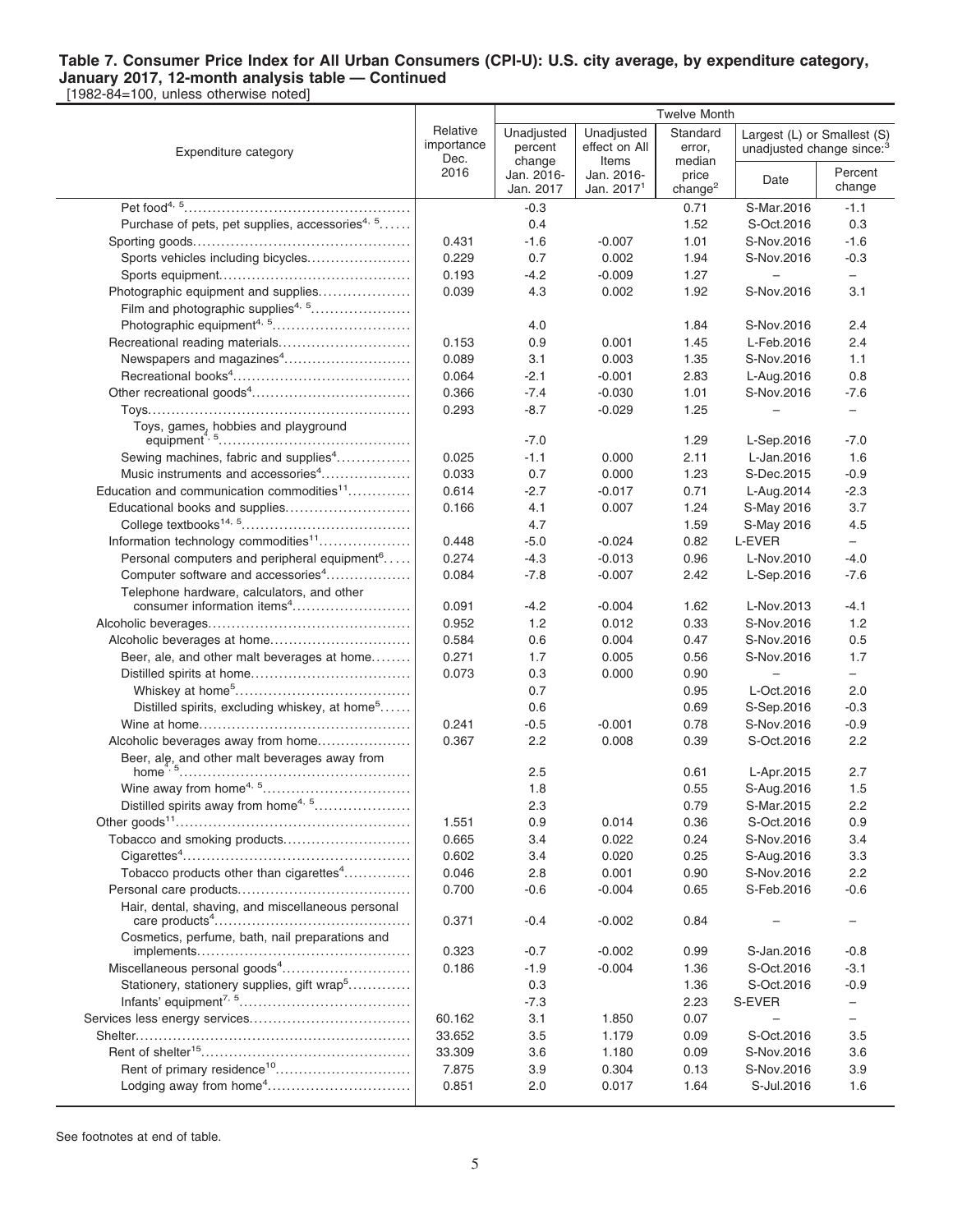**Table 7. Consumer Price Index for All Urban Consumers (CPI-U): U.S. city average, by expenditure category, January 2017, 12-month analysis table — Continued**

[1982-84=100, unless otherwise noted]

| Expenditure category | Relative importance Dec. 2016 | Twelve Month | | | | |
|---|---|---|---|---|---|---|
| | | Unadjusted percent change Jan. 2016- Jan. 2017 | Unadjusted effect on All Items Jan. 2016- Jan. 2017[1] | Standard error, median price change[2] | Largest (L) or Smallest (S) unadjusted change since:[3] | |
| | | | | | Date | Percent change |
| Pet food[4, 5] | | -0.3 | | 0.71 | S-Mar.2016 | -1.1 |
| Purchase of pets, pet supplies, accessories[4, 5] | | 0.4 | | 1.52 | S-Oct.2016 | 0.3 |
| Sporting goods | 0.431 | -1.6 | -0.007 | 1.01 | S-Nov.2016 | -1.6 |
| Sports vehicles including bicycles | 0.229 | 0.7 | 0.002 | 1.94 | S-Nov.2016 | -0.3 |
| Sports equipment | 0.193 | -4.2 | -0.009 | 1.27 | – | – |
| Photographic equipment and supplies | 0.039 | 4.3 | 0.002 | 1.92 | S-Nov.2016 | 3.1 |
| Film and photographic supplies[4, 5] | | | | | | |
| Photographic equipment[4, 5] | | 4.0 | | 1.84 | S-Nov.2016 | 2.4 |
| Recreational reading materials | 0.153 | 0.9 | 0.001 | 1.45 | L-Feb.2016 | 2.4 |
| Newspapers and magazines[4] | 0.089 | 3.1 | 0.003 | 1.35 | S-Nov.2016 | 1.1 |
| Recreational books[4] | 0.064 | -2.1 | -0.001 | 2.83 | L-Aug.2016 | 0.8 |
| Other recreational goods[4] | 0.366 | -7.4 | -0.030 | 1.01 | S-Nov.2016 | -7.6 |
| Toys | 0.293 | -8.7 | -0.029 | 1.25 | – | – |
| Toys, games, hobbies and playground equipment[4, 5] | | -7.0 | | 1.29 | L-Sep.2016 | -7.0 |
| Sewing machines, fabric and supplies[4] | 0.025 | -1.1 | 0.000 | 2.11 | L-Jan.2016 | 1.6 |
| Music instruments and accessories[4] | 0.033 | 0.7 | 0.000 | 1.23 | S-Dec.2015 | -0.9 |
| Education and communication commodities[11] | 0.614 | -2.7 | -0.017 | 0.71 | L-Aug.2014 | -2.3 |
| Educational books and supplies | 0.166 | 4.1 | 0.007 | 1.24 | S-May 2016 | 3.7 |
| College textbooks[14, 5] | | 4.7 | | 1.59 | S-May 2016 | 4.5 |
| Information technology commodities[11] | 0.448 | -5.0 | -0.024 | 0.82 | L-EVER | – |
| Personal computers and peripheral equipment[6] | 0.274 | -4.3 | -0.013 | 0.96 | L-Nov.2010 | -4.0 |
| Computer software and accessories[4] | 0.084 | -7.8 | -0.007 | 2.42 | L-Sep.2016 | -7.6 |
| Telephone hardware, calculators, and other consumer information items[4] | 0.091 | -4.2 | -0.004 | 1.62 | L-Nov.2013 | -4.1 |
| Alcoholic beverages | 0.952 | 1.2 | 0.012 | 0.33 | S-Nov.2016 | 1.2 |
| Alcoholic beverages at home | 0.584 | 0.6 | 0.004 | 0.47 | S-Nov.2016 | 0.5 |
| Beer, ale, and other malt beverages at home | 0.271 | 1.7 | 0.005 | 0.56 | S-Nov.2016 | 1.7 |
| Distilled spirits at home | 0.073 | 0.3 | 0.000 | 0.90 | – | – |
| Whiskey at home[5] | | 0.7 | | 0.95 | L-Oct.2016 | 2.0 |
| Distilled spirits, excluding whiskey, at home[5] | | 0.6 | | 0.69 | S-Sep.2016 | -0.3 |
| Wine at home | 0.241 | -0.5 | -0.001 | 0.78 | S-Nov.2016 | -0.9 |
| Alcoholic beverages away from home | 0.367 | 2.2 | 0.008 | 0.39 | S-Oct.2016 | 2.2 |
| Beer, ale, and other malt beverages away from home[4, 5] | | 2.5 | | 0.61 | L-Apr.2015 | 2.7 |
| Wine away from home[4, 5] | | 1.8 | | 0.55 | S-Aug.2016 | 1.5 |
| Distilled spirits away from home[4, 5] | | 2.3 | | 0.79 | S-Mar.2015 | 2.2 |
| Other goods[11] | 1.551 | 0.9 | 0.014 | 0.36 | S-Oct.2016 | 0.9 |
| Tobacco and smoking products | 0.665 | 3.4 | 0.022 | 0.24 | S-Nov.2016 | 3.4 |
| Cigarettes[4] | 0.602 | 3.4 | 0.020 | 0.25 | S-Aug.2016 | 3.3 |
| Tobacco products other than cigarettes[4] | 0.046 | 2.8 | 0.001 | 0.90 | S-Nov.2016 | 2.2 |
| Personal care products | 0.700 | -0.6 | -0.004 | 0.65 | S-Feb.2016 | -0.6 |
| Hair, dental, shaving, and miscellaneous personal care products[4] | 0.371 | -0.4 | -0.002 | 0.84 | – | – |
| Cosmetics, perfume, bath, nail preparations and implements | 0.323 | -0.7 | -0.002 | 0.99 | S-Jan.2016 | -0.8 |
| Miscellaneous personal goods[4] | 0.186 | -1.9 | -0.004 | 1.36 | S-Oct.2016 | -3.1 |
| Stationery, stationery supplies, gift wrap[5] | | 0.3 | | 1.36 | S-Oct.2016 | -0.9 |
| Infants' equipment[7, 5] | | -7.3 | | 2.23 | S-EVER | – |
| Services less energy services | 60.162 | 3.1 | 1.850 | 0.07 | – | – |
| Shelter | 33.652 | 3.5 | 1.179 | 0.09 | S-Oct.2016 | 3.5 |
| Rent of shelter[15] | 33.309 | 3.6 | 1.180 | 0.09 | S-Nov.2016 | 3.6 |
| Rent of primary residence[10] | 7.875 | 3.9 | 0.304 | 0.13 | S-Nov.2016 | 3.9 |
| Lodging away from home[4] | 0.851 | 2.0 | 0.017 | 1.64 | S-Jul.2016 | 1.6 |

See footnotes at end of table.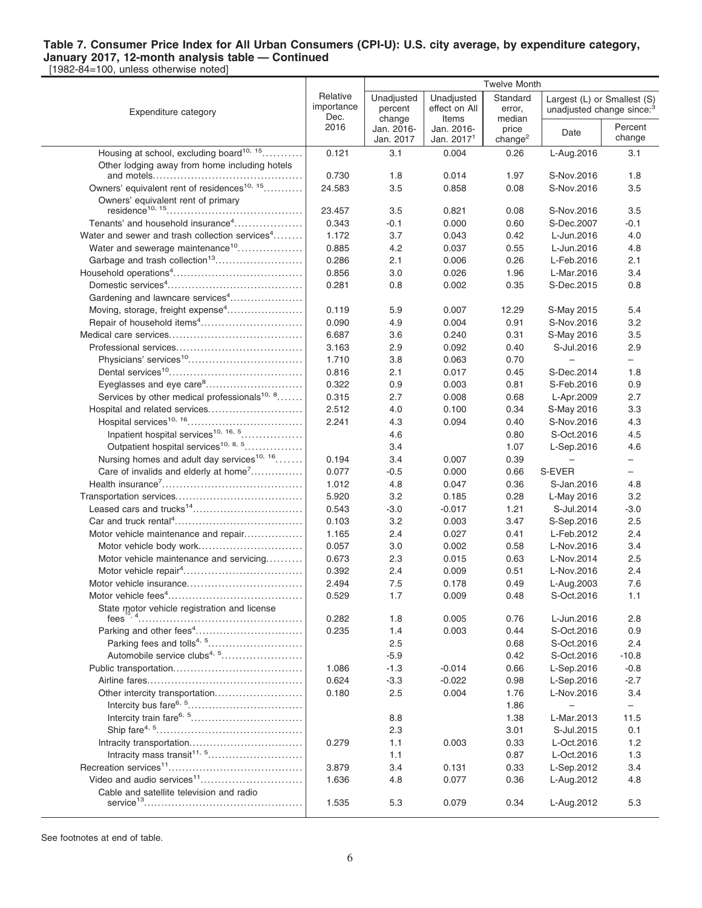**Table 7. Consumer Price Index for All Urban Consumers (CPI-U): U.S. city average, by expenditure category, January 2017, 12-month analysis table — Continued**

[1982-84=100, unless otherwise noted]

| Expenditure category | Relative importance Dec. 2016 | Twelve Month | | | | |
|---|---|---|---|---|---|---|
| | | Unadjusted percent change Jan. 2016-Jan. 2017 | Unadjusted effect on All Items Jan. 2016-Jan. 2017[1] | Standard error, median price change[2] | Largest (L) or Smallest (S) unadjusted change since:[3] Date | Percent change |
| Housing at school, excluding board[10, 15] | 0.121 | 3.1 | 0.004 | 0.26 | L-Aug.2016 | 3.1 |
| Other lodging away from home including hotels and motels | 0.730 | 1.8 | 0.014 | 1.97 | S-Nov.2016 | 1.8 |
| Owners' equivalent rent of residences[10, 15] | 24.583 | 3.5 | 0.858 | 0.08 | S-Nov.2016 | 3.5 |
| Owners' equivalent rent of primary residence[10, 15] | 23.457 | 3.5 | 0.821 | 0.08 | S-Nov.2016 | 3.5 |
| Tenants' and household insurance[4] | 0.343 | -0.1 | 0.000 | 0.60 | S-Dec.2007 | -0.1 |
| Water and sewer and trash collection services[4] | 1.172 | 3.7 | 0.043 | 0.42 | L-Jun.2016 | 4.0 |
| Water and sewerage maintenance[10] | 0.885 | 4.2 | 0.037 | 0.55 | L-Jun.2016 | 4.8 |
| Garbage and trash collection[13] | 0.286 | 2.1 | 0.006 | 0.26 | L-Feb.2016 | 2.1 |
| Household operations[4] | 0.856 | 3.0 | 0.026 | 1.96 | L-Mar.2016 | 3.4 |
| Domestic services[4] | 0.281 | 0.8 | 0.002 | 0.35 | S-Dec.2015 | 0.8 |
| Gardening and lawncare services[4] | | | | | | |
| Moving, storage, freight expense[4] | 0.119 | 5.9 | 0.007 | 12.29 | S-May 2015 | 5.4 |
| Repair of household items[4] | 0.090 | 4.9 | 0.004 | 0.91 | S-Nov.2016 | 3.2 |
| Medical care services | 6.687 | 3.6 | 0.240 | 0.31 | S-May 2016 | 3.5 |
| Professional services | 3.163 | 2.9 | 0.092 | 0.40 | S-Jul.2016 | 2.9 |
| Physicians' services[10] | 1.710 | 3.8 | 0.063 | 0.70 | – | – |
| Dental services[10] | 0.816 | 2.1 | 0.017 | 0.45 | S-Dec.2014 | 1.8 |
| Eyeglasses and eye care[8] | 0.322 | 0.9 | 0.003 | 0.81 | S-Feb.2016 | 0.9 |
| Services by other medical professionals[10, 8] | 0.315 | 2.7 | 0.008 | 0.68 | L-Apr.2009 | 2.7 |
| Hospital and related services | 2.512 | 4.0 | 0.100 | 0.34 | S-May 2016 | 3.3 |
| Hospital services[10, 16] | 2.241 | 4.3 | 0.094 | 0.40 | S-Nov.2016 | 4.3 |
| Inpatient hospital services[10, 16, 5] | | 4.6 | | 0.80 | S-Oct.2016 | 4.5 |
| Outpatient hospital services[10, 8, 5] | | 3.4 | | 1.07 | L-Sep.2016 | 4.6 |
| Nursing homes and adult day services[10, 16] | 0.194 | 3.4 | 0.007 | 0.39 | – | – |
| Care of invalids and elderly at home[7] | 0.077 | -0.5 | 0.000 | 0.66 | S-EVER | – |
| Health insurance[7] | 1.012 | 4.8 | 0.047 | 0.36 | S-Jan.2016 | 4.8 |
| Transportation services | 5.920 | 3.2 | 0.185 | 0.28 | L-May 2016 | 3.2 |
| Leased cars and trucks[14] | 0.543 | -3.0 | -0.017 | 1.21 | S-Jul.2014 | -3.0 |
| Car and truck rental[4] | 0.103 | 3.2 | 0.003 | 3.47 | S-Sep.2016 | 2.5 |
| Motor vehicle maintenance and repair | 1.165 | 2.4 | 0.027 | 0.41 | L-Feb.2012 | 2.4 |
| Motor vehicle body work | 0.057 | 3.0 | 0.002 | 0.58 | L-Nov.2016 | 3.4 |
| Motor vehicle maintenance and servicing | 0.673 | 2.3 | 0.015 | 0.63 | L-Nov.2014 | 2.5 |
| Motor vehicle repair[4] | 0.392 | 2.4 | 0.009 | 0.51 | L-Nov.2016 | 2.4 |
| Motor vehicle insurance | 2.494 | 7.5 | 0.178 | 0.49 | L-Aug.2003 | 7.6 |
| Motor vehicle fees[4] | 0.529 | 1.7 | 0.009 | 0.48 | S-Oct.2016 | 1.1 |
| State motor vehicle registration and license fees[10, 4] | 0.282 | 1.8 | 0.005 | 0.76 | L-Jun.2016 | 2.8 |
| Parking and other fees[4] | 0.235 | 1.4 | 0.003 | 0.44 | S-Oct.2016 | 0.9 |
| Parking fees and tolls[4, 5] | | 2.5 | | 0.68 | S-Oct.2016 | 2.4 |
| Automobile service clubs[4, 5] | | -5.9 | | 0.42 | S-Oct.2016 | -10.8 |
| Public transportation | 1.086 | -1.3 | -0.014 | 0.66 | L-Sep.2016 | -0.8 |
| Airline fares | 0.624 | -3.3 | -0.022 | 0.98 | L-Sep.2016 | -2.7 |
| Other intercity transportation | 0.180 | 2.5 | 0.004 | 1.76 | L-Nov.2016 | 3.4 |
| Intercity bus fare[6, 5] | | | | 1.86 | – | – |
| Intercity train fare[6, 5] | | 8.8 | | 1.38 | L-Mar.2013 | 11.5 |
| Ship fare[4, 5] | | 2.3 | | 3.01 | S-Jul.2015 | 0.1 |
| Intracity transportation | 0.279 | 1.1 | 0.003 | 0.33 | L-Oct.2016 | 1.2 |
| Intracity mass transit[11, 5] | | 1.1 | | 0.87 | L-Oct.2016 | 1.3 |
| Recreation services[11] | 3.879 | 3.4 | 0.131 | 0.33 | L-Sep.2012 | 3.4 |
| Video and audio services[11] | 1.636 | 4.8 | 0.077 | 0.36 | L-Aug.2012 | 4.8 |
| Cable and satellite television and radio service[13] | 1.535 | 5.3 | 0.079 | 0.34 | L-Aug.2012 | 5.3 |

See footnotes at end of table.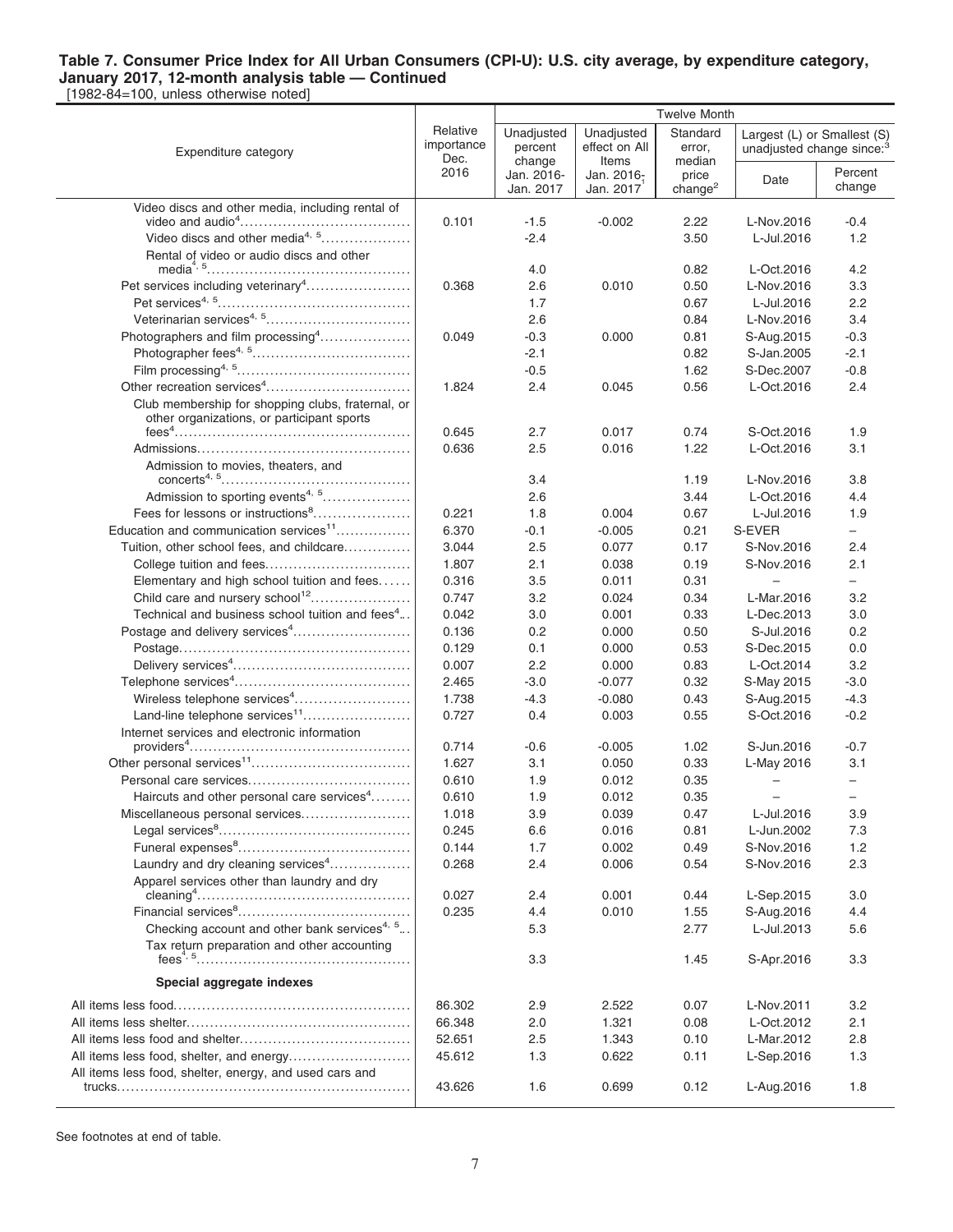**Table 7. Consumer Price Index for All Urban Consumers (CPI-U): U.S. city average, by expenditure category, January 2017, 12-month analysis table — Continued**

[1982-84=100, unless otherwise noted]

| Expenditure category | Relative importance Dec. 2016 | Twelve Month | | | | |
|---|---|---|---|---|---|---|
| | | Unadjusted percent change Jan. 2016-Jan. 2017 | Unadjusted effect on All Items Jan. 2016-Jan. 2017[1] | Standard error, median price change[2] | Largest (L) or Smallest (S) unadjusted change since:[3] | |
| | | | | | Date | Percent change |
| Video discs and other media, including rental of video and audio[4] | 0.101 | -1.5 | -0.002 | 2.22 | L-Nov.2016 | -0.4 |
| Video discs and other media[4, 5] | | -2.4 | | 3.50 | L-Jul.2016 | 1.2 |
| Rental of video or audio discs and other media[4, 5] | | 4.0 | | 0.82 | L-Oct.2016 | 4.2 |
| Pet services including veterinary[4] | 0.368 | 2.6 | 0.010 | 0.50 | L-Nov.2016 | 3.3 |
| Pet services[4, 5] | | 1.7 | | 0.67 | L-Jul.2016 | 2.2 |
| Veterinarian services[4, 5] | | 2.6 | | 0.84 | L-Nov.2016 | 3.4 |
| Photographers and film processing[4] | 0.049 | -0.3 | 0.000 | 0.81 | S-Aug.2015 | -0.3 |
| Photographer fees[4, 5] | | -2.1 | | 0.82 | S-Jan.2005 | -2.1 |
| Film processing[4, 5] | | -0.5 | | 1.62 | S-Dec.2007 | -0.8 |
| Other recreation services[4] | 1.824 | 2.4 | 0.045 | 0.56 | L-Oct.2016 | 2.4 |
| Club membership for shopping clubs, fraternal, or other organizations, or participant sports fees[4] | 0.645 | 2.7 | 0.017 | 0.74 | S-Oct.2016 | 1.9 |
| Admissions | 0.636 | 2.5 | 0.016 | 1.22 | L-Oct.2016 | 3.1 |
| Admission to movies, theaters, and concerts[4, 5] | | 3.4 | | 1.19 | L-Nov.2016 | 3.8 |
| Admission to sporting events[4, 5] | | 2.6 | | 3.44 | L-Oct.2016 | 4.4 |
| Fees for lessons or instructions[8] | 0.221 | 1.8 | 0.004 | 0.67 | L-Jul.2016 | 1.9 |
| Education and communication services[11] | 6.370 | -0.1 | -0.005 | 0.21 | S-EVER | – |
| Tuition, other school fees, and childcare | 3.044 | 2.5 | 0.077 | 0.17 | S-Nov.2016 | 2.4 |
| College tuition and fees | 1.807 | 2.1 | 0.038 | 0.19 | S-Nov.2016 | 2.1 |
| Elementary and high school tuition and fees | 0.316 | 3.5 | 0.011 | 0.31 | – | – |
| Child care and nursery school[12] | 0.747 | 3.2 | 0.024 | 0.34 | L-Mar.2016 | 3.2 |
| Technical and business school tuition and fees[4] | 0.042 | 3.0 | 0.001 | 0.33 | L-Dec.2013 | 3.0 |
| Postage and delivery services[4] | 0.136 | 0.2 | 0.000 | 0.50 | S-Jul.2016 | 0.2 |
| Postage | 0.129 | 0.1 | 0.000 | 0.53 | S-Dec.2015 | 0.0 |
| Delivery services[4] | 0.007 | 2.2 | 0.000 | 0.83 | L-Oct.2014 | 3.2 |
| Telephone services[4] | 2.465 | -3.0 | -0.077 | 0.32 | S-May 2015 | -3.0 |
| Wireless telephone services[4] | 1.738 | -4.3 | -0.080 | 0.43 | S-Aug.2015 | -4.3 |
| Land-line telephone services[11] | 0.727 | 0.4 | 0.003 | 0.55 | S-Oct.2016 | -0.2 |
| Internet services and electronic information providers[4] | 0.714 | -0.6 | -0.005 | 1.02 | S-Jun.2016 | -0.7 |
| Other personal services[11] | 1.627 | 3.1 | 0.050 | 0.33 | L-May 2016 | 3.1 |
| Personal care services | 0.610 | 1.9 | 0.012 | 0.35 | – | – |
| Haircuts and other personal care services[4] | 0.610 | 1.9 | 0.012 | 0.35 | – | – |
| Miscellaneous personal services | 1.018 | 3.9 | 0.039 | 0.47 | L-Jul.2016 | 3.9 |
| Legal services[8] | 0.245 | 6.6 | 0.016 | 0.81 | L-Jun.2002 | 7.3 |
| Funeral expenses[8] | 0.144 | 1.7 | 0.002 | 0.49 | S-Nov.2016 | 1.2 |
| Laundry and dry cleaning services[4] | 0.268 | 2.4 | 0.006 | 0.54 | S-Nov.2016 | 2.3 |
| Apparel services other than laundry and dry cleaning[4] | 0.027 | 2.4 | 0.001 | 0.44 | L-Sep.2015 | 3.0 |
| Financial services[8] | 0.235 | 4.4 | 0.010 | 1.55 | S-Aug.2016 | 4.4 |
| Checking account and other bank services[4, 5] | | 5.3 | | 2.77 | L-Jul.2013 | 5.6 |
| Tax return preparation and other accounting fees[4, 5] | | 3.3 | | 1.45 | S-Apr.2016 | 3.3 |
| **Special aggregate indexes** | | | | | | |
| All items less food | 86.302 | 2.9 | 2.522 | 0.07 | L-Nov.2011 | 3.2 |
| All items less shelter | 66.348 | 2.0 | 1.321 | 0.08 | L-Oct.2012 | 2.1 |
| All items less food and shelter | 52.651 | 2.5 | 1.343 | 0.10 | L-Mar.2012 | 2.8 |
| All items less food, shelter, and energy | 45.612 | 1.3 | 0.622 | 0.11 | L-Sep.2016 | 1.3 |
| All items less food, shelter, energy, and used cars and trucks | 43.626 | 1.6 | 0.699 | 0.12 | L-Aug.2016 | 1.8 |

See footnotes at end of table.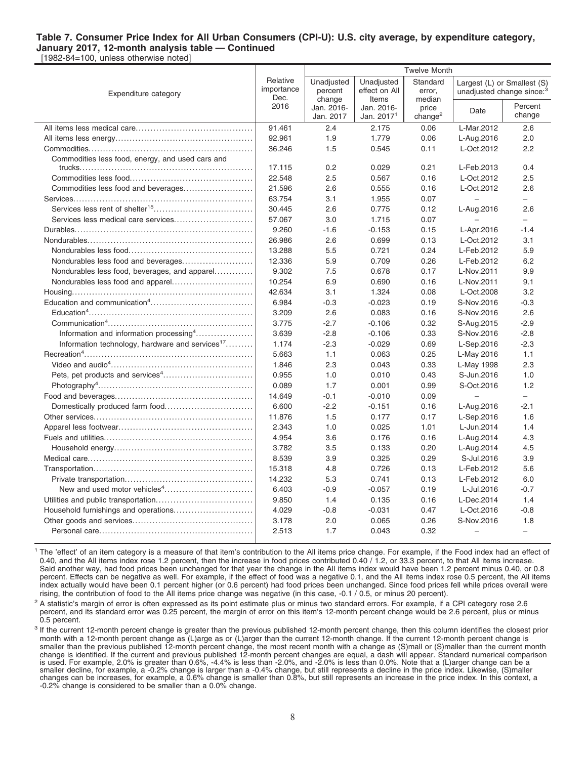**Table 7. Consumer Price Index for All Urban Consumers (CPI-U): U.S. city average, by expenditure category, January 2017, 12-month analysis table — Continued**

[1982-84=100, unless otherwise noted]

| Expenditure category | Relative importance Dec. 2016 | Twelve Month | | | | |
|---|---|---|---|---|---|---|
| | | Unadjusted percent change Jan. 2016- Jan. 2017 | Unadjusted effect on All Items Jan. 2016- Jan. 2017[1] | Standard error, median price change[2] | Largest (L) or Smallest (S) unadjusted change since:[3] | |
| | | | | | Date | Percent change |
| All items less medical care | 91.461 | 2.4 | 2.175 | 0.06 | L-Mar.2012 | 2.6 |
| All items less energy | 92.961 | 1.9 | 1.779 | 0.06 | L-Aug.2016 | 2.0 |
| Commodities | 36.246 | 1.5 | 0.545 | 0.11 | L-Oct.2012 | 2.2 |
| Commodities less food, energy, and used cars and trucks | 17.115 | 0.2 | 0.029 | 0.21 | L-Feb.2013 | 0.4 |
| Commodities less food | 22.548 | 2.5 | 0.567 | 0.16 | L-Oct.2012 | 2.5 |
| Commodities less food and beverages | 21.596 | 2.6 | 0.555 | 0.16 | L-Oct.2012 | 2.6 |
| Services | 63.754 | 3.1 | 1.955 | 0.07 | – | – |
| Services less rent of shelter[15] | 30.445 | 2.6 | 0.775 | 0.12 | L-Aug.2016 | 2.6 |
| Services less medical care services | 57.067 | 3.0 | 1.715 | 0.07 | – | – |
| Durables | 9.260 | -1.6 | -0.153 | 0.15 | L-Apr.2016 | -1.4 |
| Nondurables | 26.986 | 2.6 | 0.699 | 0.13 | L-Oct.2012 | 3.1 |
| Nondurables less food | 13.288 | 5.5 | 0.721 | 0.24 | L-Feb.2012 | 5.9 |
| Nondurables less food and beverages | 12.336 | 5.9 | 0.709 | 0.26 | L-Feb.2012 | 6.2 |
| Nondurables less food, beverages, and apparel | 9.302 | 7.5 | 0.678 | 0.17 | L-Nov.2011 | 9.9 |
| Nondurables less food and apparel | 10.254 | 6.9 | 0.690 | 0.16 | L-Nov.2011 | 9.1 |
| Housing | 42.634 | 3.1 | 1.324 | 0.08 | L-Oct.2008 | 3.2 |
| Education and communication[4] | 6.984 | -0.3 | -0.023 | 0.19 | S-Nov.2016 | -0.3 |
| Education[4] | 3.209 | 2.6 | 0.083 | 0.16 | S-Nov.2016 | 2.6 |
| Communication[4] | 3.775 | -2.7 | -0.106 | 0.32 | S-Aug.2015 | -2.9 |
| Information and information processing[4] | 3.639 | -2.8 | -0.106 | 0.33 | S-Nov.2016 | -2.8 |
| Information technology, hardware and services[17] | 1.174 | -2.3 | -0.029 | 0.69 | L-Sep.2016 | -2.3 |
| Recreation[4] | 5.663 | 1.1 | 0.063 | 0.25 | L-May 2016 | 1.1 |
| Video and audio[4] | 1.846 | 2.3 | 0.043 | 0.33 | L-May 1998 | 2.3 |
| Pets, pet products and services[4] | 0.955 | 1.0 | 0.010 | 0.43 | S-Jun.2016 | 1.0 |
| Photography[4] | 0.089 | 1.7 | 0.001 | 0.99 | S-Oct.2016 | 1.2 |
| Food and beverages | 14.649 | -0.1 | -0.010 | 0.09 | – | – |
| Domestically produced farm food | 6.600 | -2.2 | -0.151 | 0.16 | L-Aug.2016 | -2.1 |
| Other services | 11.876 | 1.5 | 0.177 | 0.17 | L-Sep.2016 | 1.6 |
| Apparel less footwear | 2.343 | 1.0 | 0.025 | 1.01 | L-Jun.2014 | 1.4 |
| Fuels and utilities | 4.954 | 3.6 | 0.176 | 0.16 | L-Aug.2014 | 4.3 |
| Household energy | 3.782 | 3.5 | 0.133 | 0.20 | L-Aug.2014 | 4.5 |
| Medical care | 8.539 | 3.9 | 0.325 | 0.29 | S-Jul.2016 | 3.9 |
| Transportation | 15.318 | 4.8 | 0.726 | 0.13 | L-Feb.2012 | 5.6 |
| Private transportation | 14.232 | 5.3 | 0.741 | 0.13 | L-Feb.2012 | 6.0 |
| New and used motor vehicles[4] | 6.403 | -0.9 | -0.057 | 0.19 | L-Jul.2016 | -0.7 |
| Utilities and public transportation | 9.850 | 1.4 | 0.135 | 0.16 | L-Dec.2014 | 1.4 |
| Household furnishings and operations | 4.029 | -0.8 | -0.031 | 0.47 | L-Oct.2016 | -0.8 |
| Other goods and services | 3.178 | 2.0 | 0.065 | 0.26 | S-Nov.2016 | 1.8 |
| Personal care | 2.513 | 1.7 | 0.043 | 0.32 | – | – |

[1] The 'effect' of an item category is a measure of that item's contribution to the All items price change. For example, if the Food index had an effect of 0.40, and the All items index rose 1.2 percent, then the increase in food prices contributed 0.40 / 1.2, or 33.3 percent, to that All items increase. Said another way, had food prices been unchanged for that year the change in the All items index would have been 1.2 percent minus 0.40, or 0.8 percent. Effects can be negative as well. For example, if the effect of food was a negative 0.1, and the All items index rose 0.5 percent, the All items index actually would have been 0.1 percent higher (or 0.6 percent) had food prices been unchanged. Since food prices fell while prices overall were rising, the contribution of food to the All items price change was negative (in this case, -0.1 / 0.5, or minus 20 percent).

[2] A statistic's margin of error is often expressed as its point estimate plus or minus two standard errors. For example, if a CPI category rose 2.6 percent, and its standard error was 0.25 percent, the margin of error on this item's 12-month percent change would be 2.6 percent, plus or minus 0.5 percent.

[3] If the current 12-month percent change is greater than the previous published 12-month percent change, then this column identifies the closest prior month with a 12-month percent change as (L)arge as or (L)arger than the current 12-month change. If the current 12-month percent change is smaller than the previous published 12-month percent change, the most recent month with a change as (S)mall or (S)maller than the current month change is identified. If the current and previous published 12-month percent changes are equal, a dash will appear. Standard numerical comparison is used. For example, 2.0% is greater than 0.6%, -4.4% is less than -2.0%, and -2.0% is less than 0.0%. Note that a (L)arger change can be a smaller decline, for example, a -0.2% change is larger than a -0.4% change, but still represents a decline in the price index. Likewise, (S)maller changes can be increases, for example, a 0.6% change is smaller than 0.8%, but still represents an increase in the price index. In this context, a -0.2% change is considered to be smaller than a 0.0% change.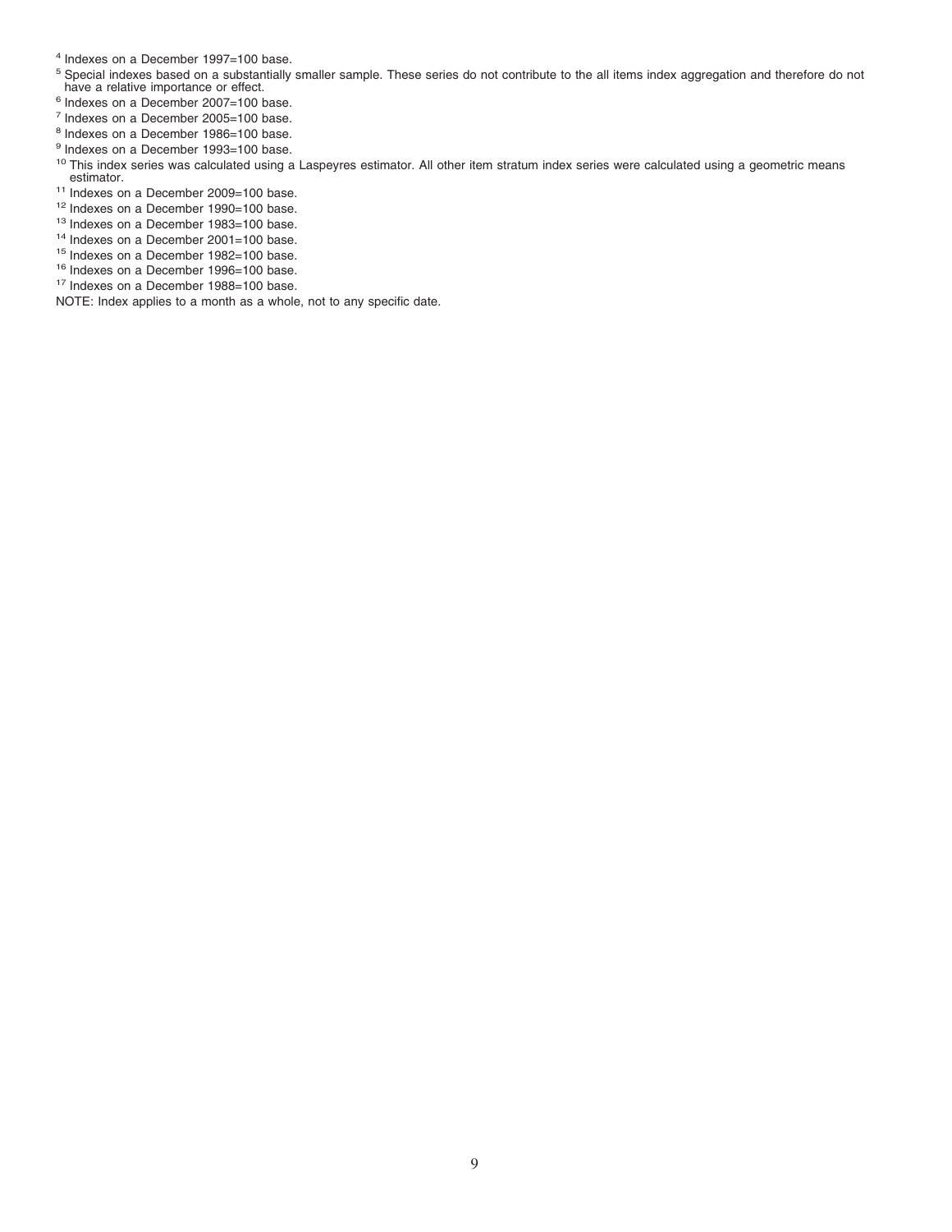[4] Indexes on a December 1997=100 base.

[5] Special indexes based on a substantially smaller sample. These series do not contribute to the all items index aggregation and therefore do not have a relative importance or effect.

[6] Indexes on a December 2007=100 base.

[7] Indexes on a December 2005=100 base.

[8] Indexes on a December 1986=100 base.

[9] Indexes on a December 1993=100 base.

[10] This index series was calculated using a Laspeyres estimator. All other item stratum index series were calculated using a geometric means estimator.

[11] Indexes on a December 2009=100 base.

[12] Indexes on a December 1990=100 base.

[13] Indexes on a December 1983=100 base.

[14] Indexes on a December 2001=100 base.

[15] Indexes on a December 1982=100 base.

[16] Indexes on a December 1996=100 base.

[17] Indexes on a December 1988=100 base.

NOTE: Index applies to a month as a whole, not to any specific date.